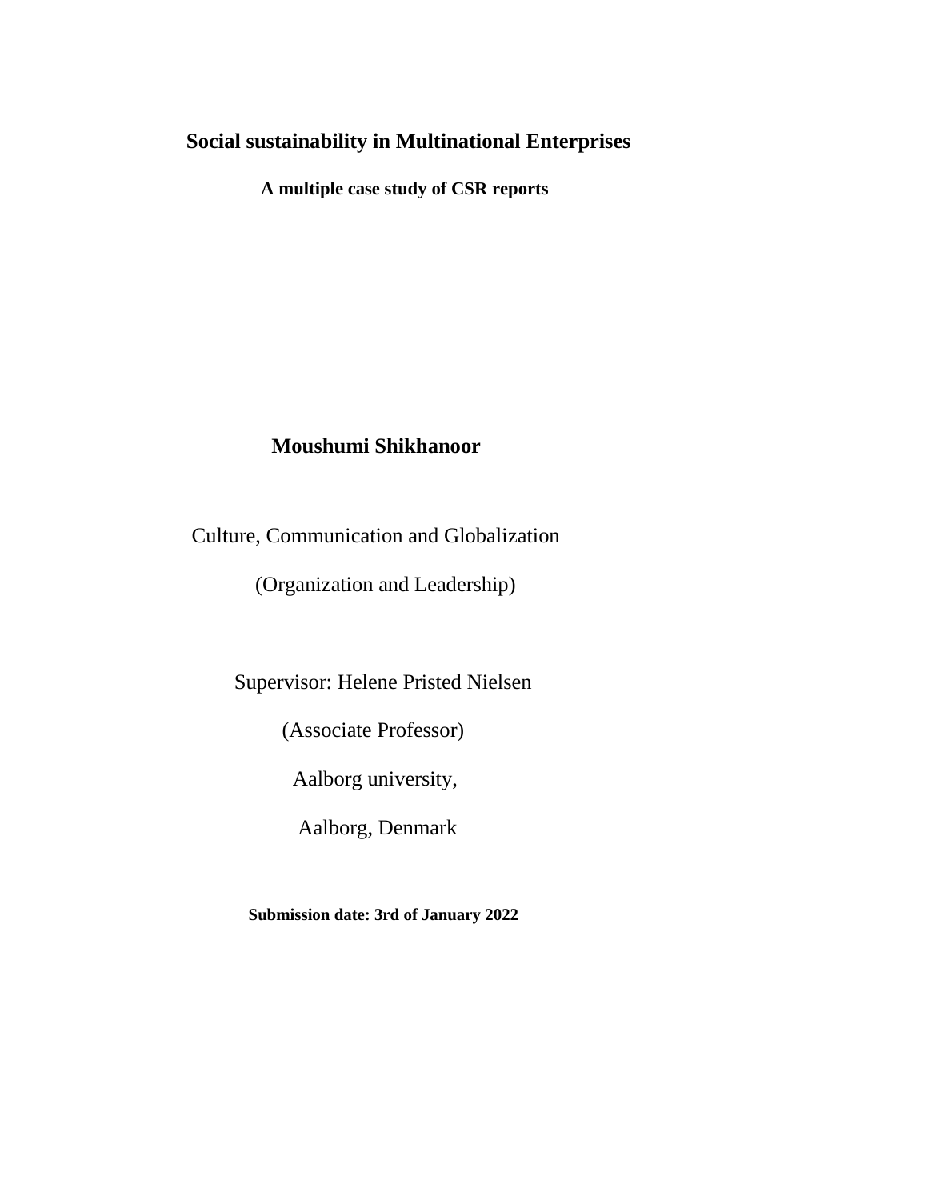# Social sustainability in Multinational Enterprises

## A multiple case study of CSR reports

**Moushumi Shikhanoor**

Culture, Communication and Globalization

(Organization and Leadership)

Supervisor: Helene Pristed Nielsen

(Associate Professor)

Aalborg university,

Aalborg, Denmark

**Submission date: 3rd of January 2022**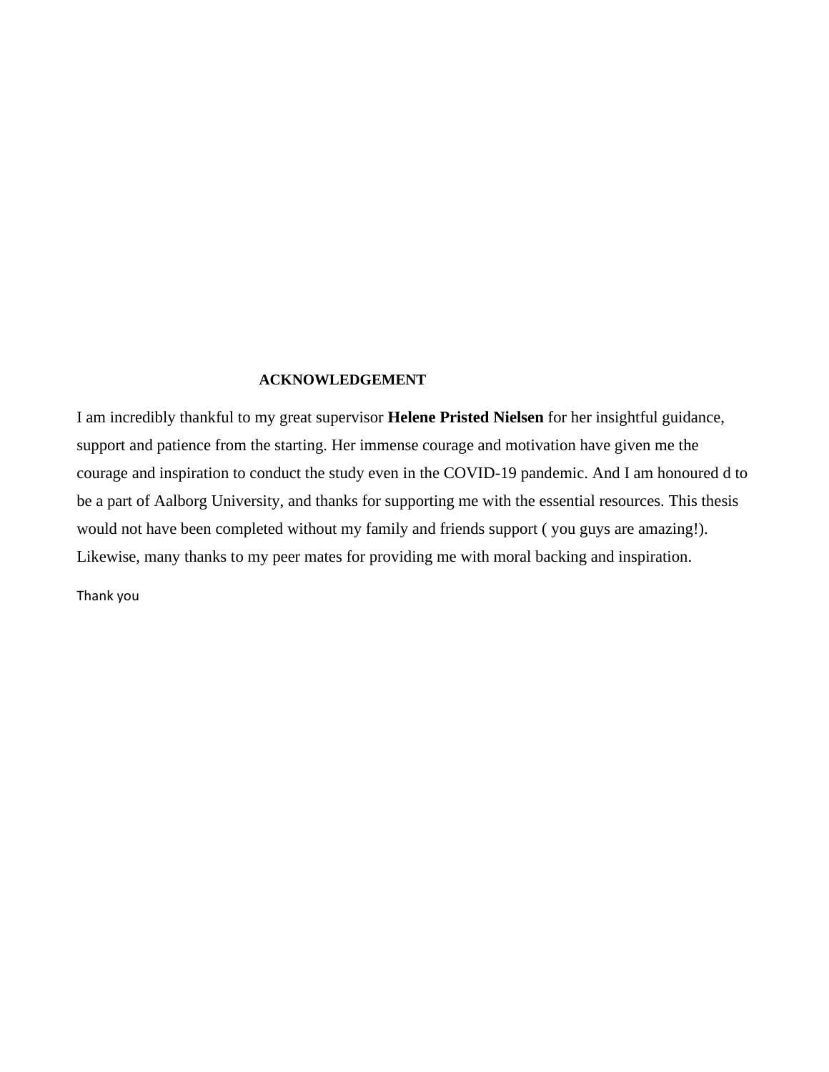## ACKNOWLEDGEMENT

I am incredibly thankful to my great supervisor **Helene Pristed Nielsen** for her insightful guidance, support and patience from the starting. Her immense courage and motivation have given me the courage and inspiration to conduct the study even in the COVID-19 pandemic. And I am honoured d to be a part of Aalborg University, and thanks for supporting me with the essential resources. This thesis would not have been completed without my family and friends support ( you guys are amazing!). Likewise, many thanks to my peer mates for providing me with moral backing and inspiration.

Thank you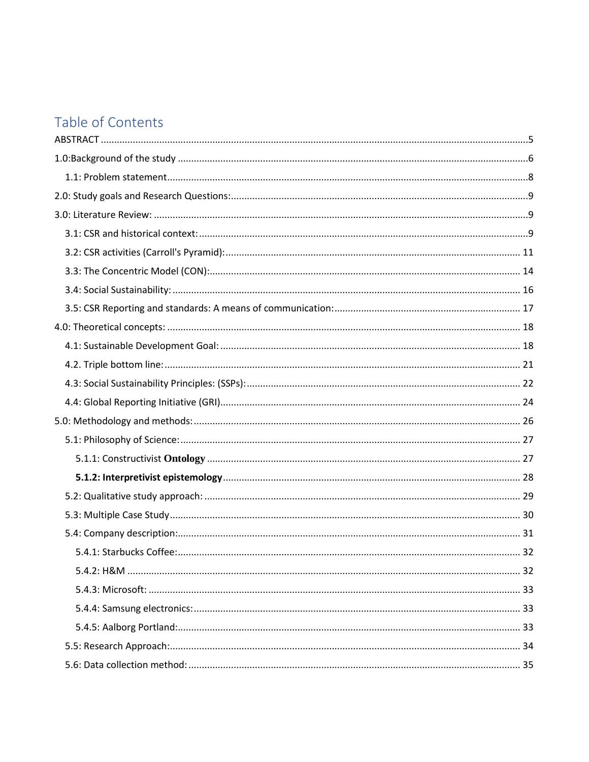# Table of Contents

ABSTRACT ....................................................................................................................................................5

1.0:Background of the study ..........................................................................................................................6

- 1.1: Problem statement..............................................................................................................................8

2.0: Study goals and Research Questions:...................................................................................................9

3.0: Literature Review: ..................................................................................................................................9

- 3.1: CSR and historical context: ................................................................................................................9
- 3.2: CSR activities (Carroll's Pyramid):..................................................................................................... 11
- 3.3: The Concentric Model (CON):............................................................................................................ 14
- 3.4: Social Sustainability: ......................................................................................................................... 16
- 3.5: CSR Reporting and standards: A means of communication:............................................................. 17

4.0: Theoretical concepts: ........................................................................................................................... 18

- 4.1: Sustainable Development Goal: ........................................................................................................ 18
- 4.2. Triple bottom line:............................................................................................................................. 21
- 4.3: Social Sustainability Principles: (SSPs):............................................................................................. 22
- 4.4: Global Reporting Initiative (GRI)........................................................................................................ 24

5.0: Methodology and methods:................................................................................................................. 26

- 5.1: Philosophy of Science:...................................................................................................................... 27
  - 5.1.1: Constructivist **Ontology** ............................................................................................................ 27
  - **5.1.2: Interpretivist epistemology**...................................................................................................... 28
- 5.2: Qualitative study approach: ............................................................................................................. 29
- 5.3: Multiple Case Study.......................................................................................................................... 30
- 5.4: Company description:....................................................................................................................... 31
  - 5.4.1: Starbucks Coffee:........................................................................................................................ 32
  - 5.4.2: H&M .......................................................................................................................................... 32
  - 5.4.3: Microsoft: .................................................................................................................................. 33
  - 5.4.4: Samsung electronics:.................................................................................................................. 33
  - 5.4.5: Aalborg Portland:....................................................................................................................... 33
- 5.5: Research Approach:.......................................................................................................................... 34
- 5.6: Data collection method: ................................................................................................................... 35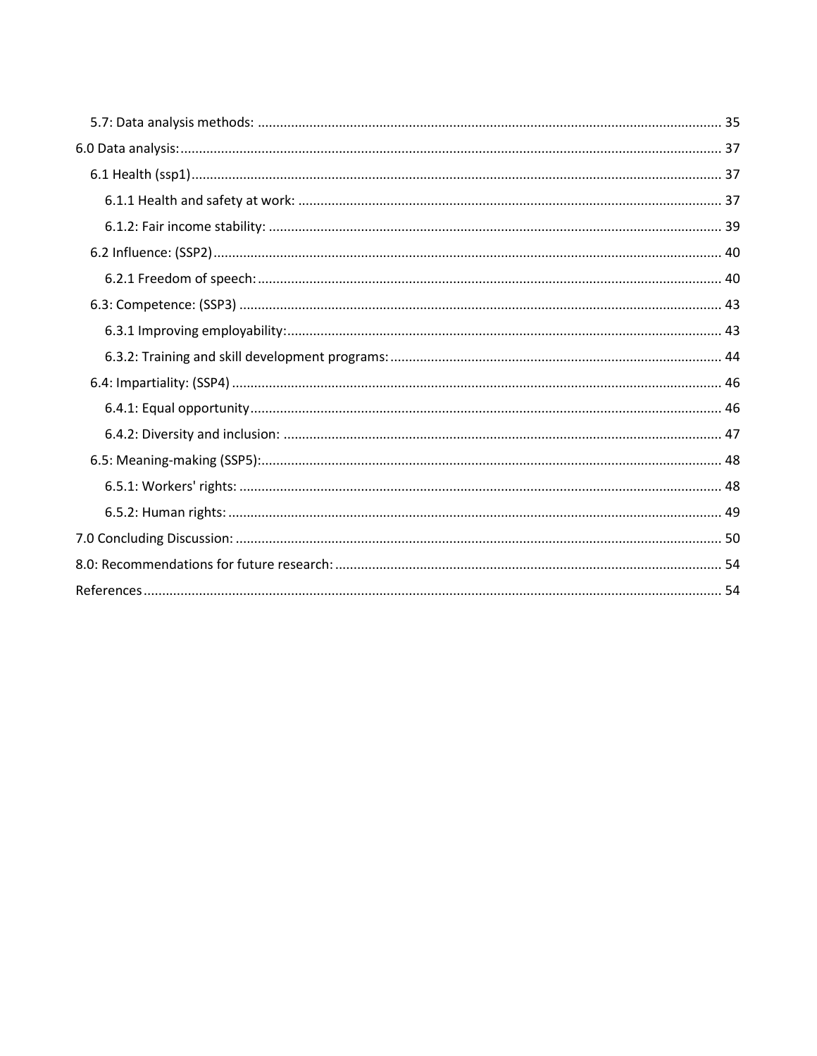5.7: Data analysis methods: ........................................................................ 35

6.0 Data analysis: ........................................................................ 37

6.1 Health (ssp1) ........................................................................ 37

6.1.1 Health and safety at work: ........................................................................ 37

6.1.2: Fair income stability: ........................................................................ 39

6.2 Influence: (SSP2) ........................................................................ 40

6.2.1 Freedom of speech: ........................................................................ 40

6.3: Competence: (SSP3) ........................................................................ 43

6.3.1 Improving employability: ........................................................................ 43

6.3.2: Training and skill development programs: ........................................................................ 44

6.4: Impartiality: (SSP4) ........................................................................ 46

6.4.1: Equal opportunity ........................................................................ 46

6.4.2: Diversity and inclusion: ........................................................................ 47

6.5: Meaning-making (SSP5): ........................................................................ 48

6.5.1: Workers' rights: ........................................................................ 48

6.5.2: Human rights: ........................................................................ 49

7.0 Concluding Discussion: ........................................................................ 50

8.0: Recommendations for future research: ........................................................................ 54

References ........................................................................ 54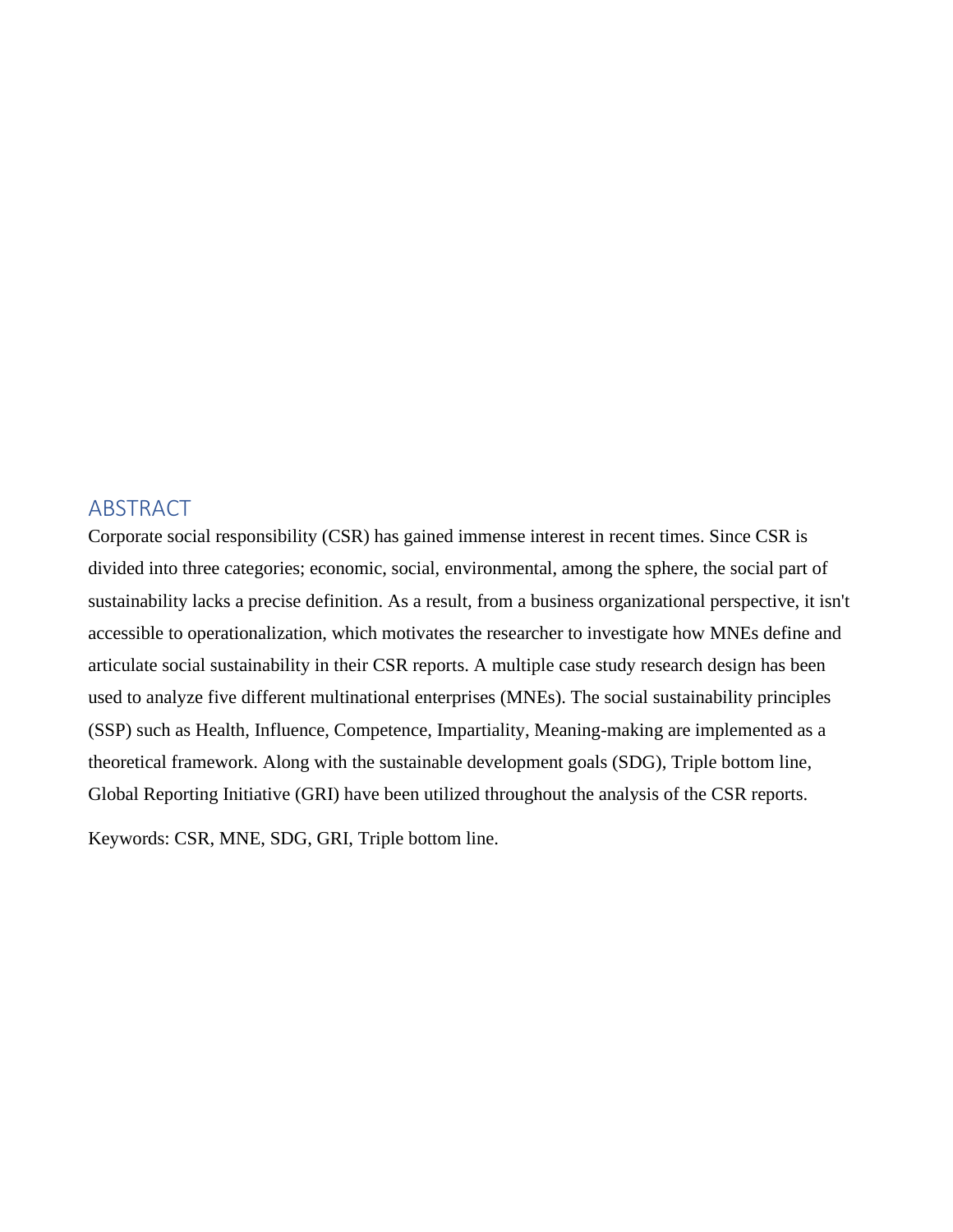## ABSTRACT

Corporate social responsibility (CSR) has gained immense interest in recent times. Since CSR is divided into three categories; economic, social, environmental, among the sphere, the social part of sustainability lacks a precise definition. As a result, from a business organizational perspective, it isn't accessible to operationalization, which motivates the researcher to investigate how MNEs define and articulate social sustainability in their CSR reports. A multiple case study research design has been used to analyze five different multinational enterprises (MNEs). The social sustainability principles (SSP) such as Health, Influence, Competence, Impartiality, Meaning-making are implemented as a theoretical framework. Along with the sustainable development goals (SDG), Triple bottom line, Global Reporting Initiative (GRI) have been utilized throughout the analysis of the CSR reports.

Keywords: CSR, MNE, SDG, GRI, Triple bottom line.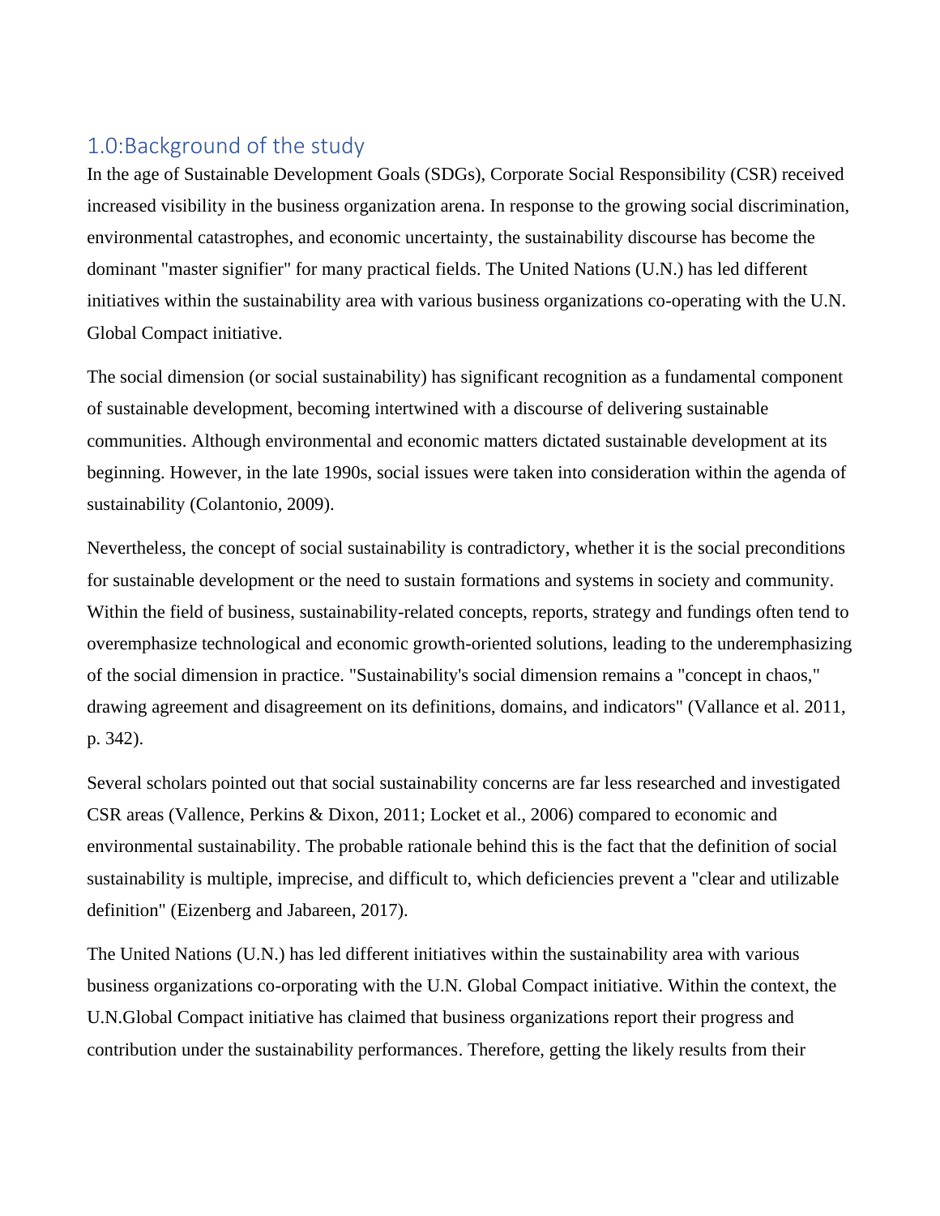## 1.0:Background of the study

In the age of Sustainable Development Goals (SDGs), Corporate Social Responsibility (CSR) received increased visibility in the business organization arena. In response to the growing social discrimination, environmental catastrophes, and economic uncertainty, the sustainability discourse has become the dominant "master signifier" for many practical fields. The United Nations (U.N.) has led different initiatives within the sustainability area with various business organizations co-operating with the U.N. Global Compact initiative.

The social dimension (or social sustainability) has significant recognition as a fundamental component of sustainable development, becoming intertwined with a discourse of delivering sustainable communities. Although environmental and economic matters dictated sustainable development at its beginning. However, in the late 1990s, social issues were taken into consideration within the agenda of sustainability (Colantonio, 2009).

Nevertheless, the concept of social sustainability is contradictory, whether it is the social preconditions for sustainable development or the need to sustain formations and systems in society and community. Within the field of business, sustainability-related concepts, reports, strategy and fundings often tend to overemphasize technological and economic growth-oriented solutions, leading to the underemphasizing of the social dimension in practice. "Sustainability's social dimension remains a "concept in chaos," drawing agreement and disagreement on its definitions, domains, and indicators" (Vallance et al. 2011, p. 342).

Several scholars pointed out that social sustainability concerns are far less researched and investigated CSR areas (Vallence, Perkins & Dixon, 2011; Locket et al., 2006) compared to economic and environmental sustainability. The probable rationale behind this is the fact that the definition of social sustainability is multiple, imprecise, and difficult to, which deficiencies prevent a "clear and utilizable definition" (Eizenberg and Jabareen, 2017).

The United Nations (U.N.) has led different initiatives within the sustainability area with various business organizations co-orporating with the U.N. Global Compact initiative. Within the context, the U.N.Global Compact initiative has claimed that business organizations report their progress and contribution under the sustainability performances. Therefore, getting the likely results from their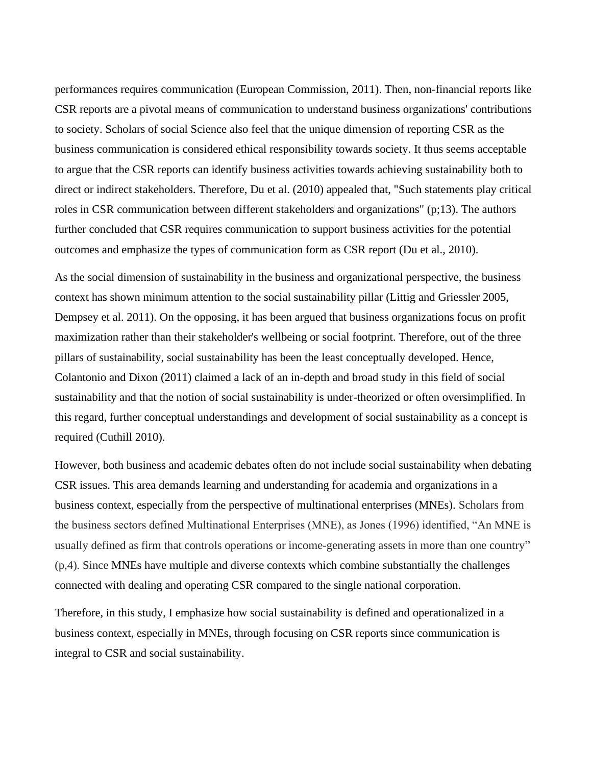performances requires communication (European Commission, 2011). Then, non-financial reports like CSR reports are a pivotal means of communication to understand business organizations' contributions to society. Scholars of social Science also feel that the unique dimension of reporting CSR as the business communication is considered ethical responsibility towards society. It thus seems acceptable to argue that the CSR reports can identify business activities towards achieving sustainability both to direct or indirect stakeholders. Therefore, Du et al. (2010) appealed that, "Such statements play critical roles in CSR communication between different stakeholders and organizations" (p;13). The authors further concluded that CSR requires communication to support business activities for the potential outcomes and emphasize the types of communication form as CSR report (Du et al., 2010).

As the social dimension of sustainability in the business and organizational perspective, the business context has shown minimum attention to the social sustainability pillar (Littig and Griessler 2005, Dempsey et al. 2011). On the opposing, it has been argued that business organizations focus on profit maximization rather than their stakeholder's wellbeing or social footprint. Therefore, out of the three pillars of sustainability, social sustainability has been the least conceptually developed. Hence, Colantonio and Dixon (2011) claimed a lack of an in-depth and broad study in this field of social sustainability and that the notion of social sustainability is under-theorized or often oversimplified. In this regard, further conceptual understandings and development of social sustainability as a concept is required (Cuthill 2010).

However, both business and academic debates often do not include social sustainability when debating CSR issues. This area demands learning and understanding for academia and organizations in a business context, especially from the perspective of multinational enterprises (MNEs). Scholars from the business sectors defined Multinational Enterprises (MNE), as Jones (1996) identified, "An MNE is usually defined as firm that controls operations or income-generating assets in more than one country" (p,4). Since MNEs have multiple and diverse contexts which combine substantially the challenges connected with dealing and operating CSR compared to the single national corporation.

Therefore, in this study, I emphasize how social sustainability is defined and operationalized in a business context, especially in MNEs, through focusing on CSR reports since communication is integral to CSR and social sustainability.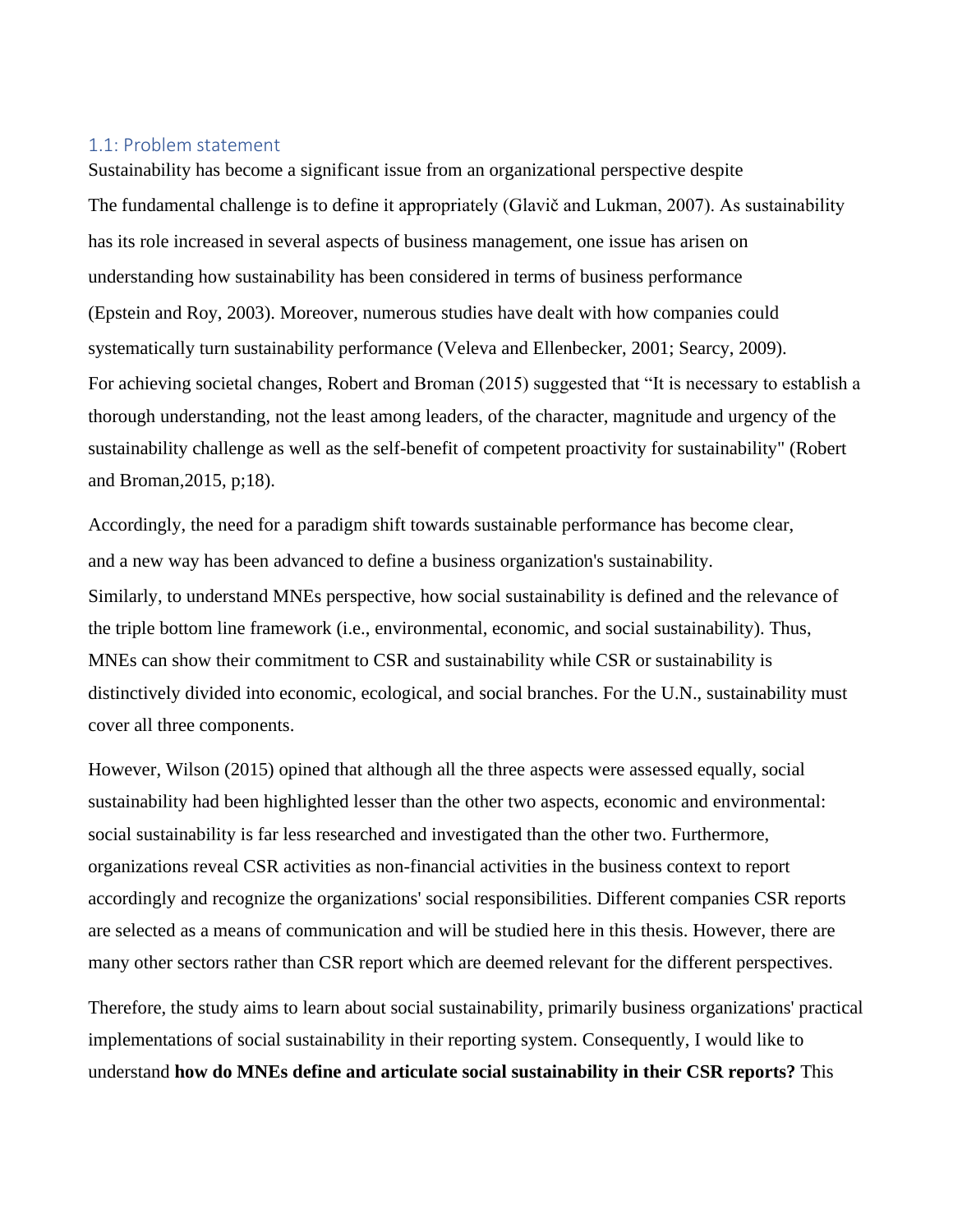### 1.1: Problem statement

Sustainability has become a significant issue from an organizational perspective despite The fundamental challenge is to define it appropriately (Glavič and Lukman, 2007). As sustainability has its role increased in several aspects of business management, one issue has arisen on understanding how sustainability has been considered in terms of business performance (Epstein and Roy, 2003). Moreover, numerous studies have dealt with how companies could systematically turn sustainability performance (Veleva and Ellenbecker, 2001; Searcy, 2009). For achieving societal changes, Robert and Broman (2015) suggested that “It is necessary to establish a thorough understanding, not the least among leaders, of the character, magnitude and urgency of the sustainability challenge as well as the self-benefit of competent proactivity for sustainability" (Robert and Broman,2015, p;18).

Accordingly, the need for a paradigm shift towards sustainable performance has become clear, and a new way has been advanced to define a business organization's sustainability. Similarly, to understand MNEs perspective, how social sustainability is defined and the relevance of the triple bottom line framework (i.e., environmental, economic, and social sustainability). Thus, MNEs can show their commitment to CSR and sustainability while CSR or sustainability is distinctively divided into economic, ecological, and social branches. For the U.N., sustainability must cover all three components.

However, Wilson (2015) opined that although all the three aspects were assessed equally, social sustainability had been highlighted lesser than the other two aspects, economic and environmental: social sustainability is far less researched and investigated than the other two. Furthermore, organizations reveal CSR activities as non-financial activities in the business context to report accordingly and recognize the organizations' social responsibilities. Different companies CSR reports are selected as a means of communication and will be studied here in this thesis. However, there are many other sectors rather than CSR report which are deemed relevant for the different perspectives.

Therefore, the study aims to learn about social sustainability, primarily business organizations' practical implementations of social sustainability in their reporting system. Consequently, I would like to understand **how do MNEs define and articulate social sustainability in their CSR reports?** This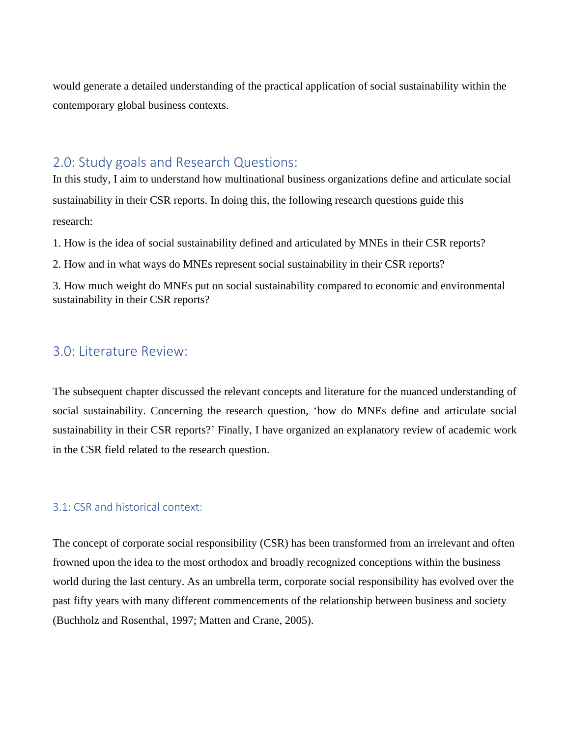would generate a detailed understanding of the practical application of social sustainability within the contemporary global business contexts.

## 2.0: Study goals and Research Questions:

In this study, I aim to understand how multinational business organizations define and articulate social sustainability in their CSR reports. In doing this, the following research questions guide this research:

1. How is the idea of social sustainability defined and articulated by MNEs in their CSR reports?

2. How and in what ways do MNEs represent social sustainability in their CSR reports?

3. How much weight do MNEs put on social sustainability compared to economic and environmental sustainability in their CSR reports?

## 3.0: Literature Review:

The subsequent chapter discussed the relevant concepts and literature for the nuanced understanding of social sustainability. Concerning the research question, 'how do MNEs define and articulate social sustainability in their CSR reports?' Finally, I have organized an explanatory review of academic work in the CSR field related to the research question.

### 3.1: CSR and historical context:

The concept of corporate social responsibility (CSR) has been transformed from an irrelevant and often frowned upon the idea to the most orthodox and broadly recognized conceptions within the business world during the last century. As an umbrella term, corporate social responsibility has evolved over the past fifty years with many different commencements of the relationship between business and society (Buchholz and Rosenthal, 1997; Matten and Crane, 2005).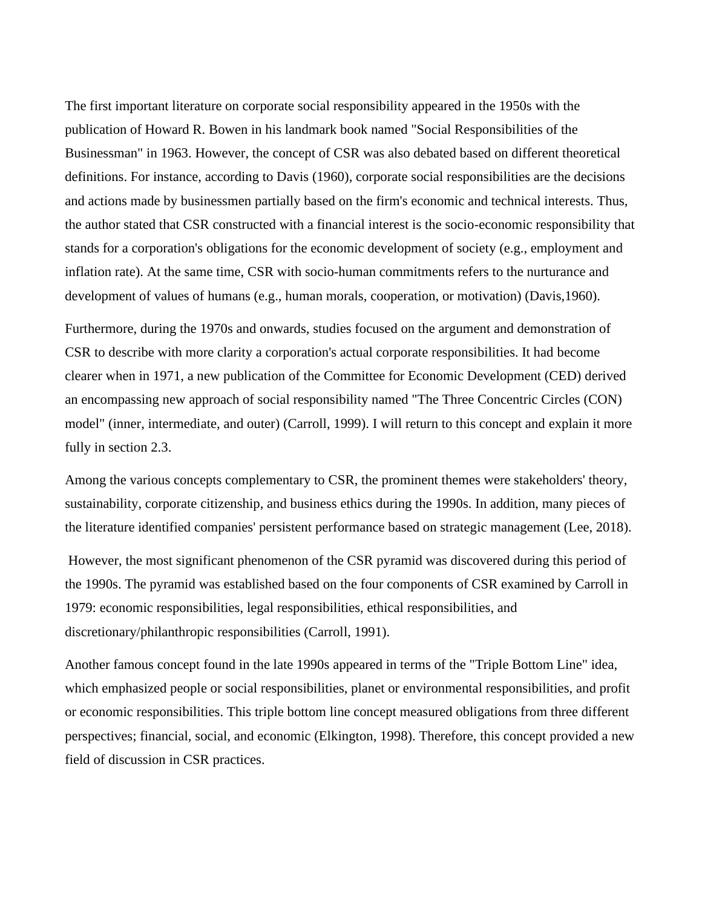The first important literature on corporate social responsibility appeared in the 1950s with the publication of Howard R. Bowen in his landmark book named "Social Responsibilities of the Businessman" in 1963. However, the concept of CSR was also debated based on different theoretical definitions. For instance, according to Davis (1960), corporate social responsibilities are the decisions and actions made by businessmen partially based on the firm's economic and technical interests. Thus, the author stated that CSR constructed with a financial interest is the socio-economic responsibility that stands for a corporation's obligations for the economic development of society (e.g., employment and inflation rate). At the same time, CSR with socio-human commitments refers to the nurturance and development of values of humans (e.g., human morals, cooperation, or motivation) (Davis,1960).

Furthermore, during the 1970s and onwards, studies focused on the argument and demonstration of CSR to describe with more clarity a corporation's actual corporate responsibilities. It had become clearer when in 1971, a new publication of the Committee for Economic Development (CED) derived an encompassing new approach of social responsibility named "The Three Concentric Circles (CON) model" (inner, intermediate, and outer) (Carroll, 1999). I will return to this concept and explain it more fully in section 2.3.

Among the various concepts complementary to CSR, the prominent themes were stakeholders' theory, sustainability, corporate citizenship, and business ethics during the 1990s. In addition, many pieces of the literature identified companies' persistent performance based on strategic management (Lee, 2018).

However, the most significant phenomenon of the CSR pyramid was discovered during this period of the 1990s. The pyramid was established based on the four components of CSR examined by Carroll in 1979: economic responsibilities, legal responsibilities, ethical responsibilities, and discretionary/philanthropic responsibilities (Carroll, 1991).

Another famous concept found in the late 1990s appeared in terms of the "Triple Bottom Line" idea, which emphasized people or social responsibilities, planet or environmental responsibilities, and profit or economic responsibilities. This triple bottom line concept measured obligations from three different perspectives; financial, social, and economic (Elkington, 1998). Therefore, this concept provided a new field of discussion in CSR practices.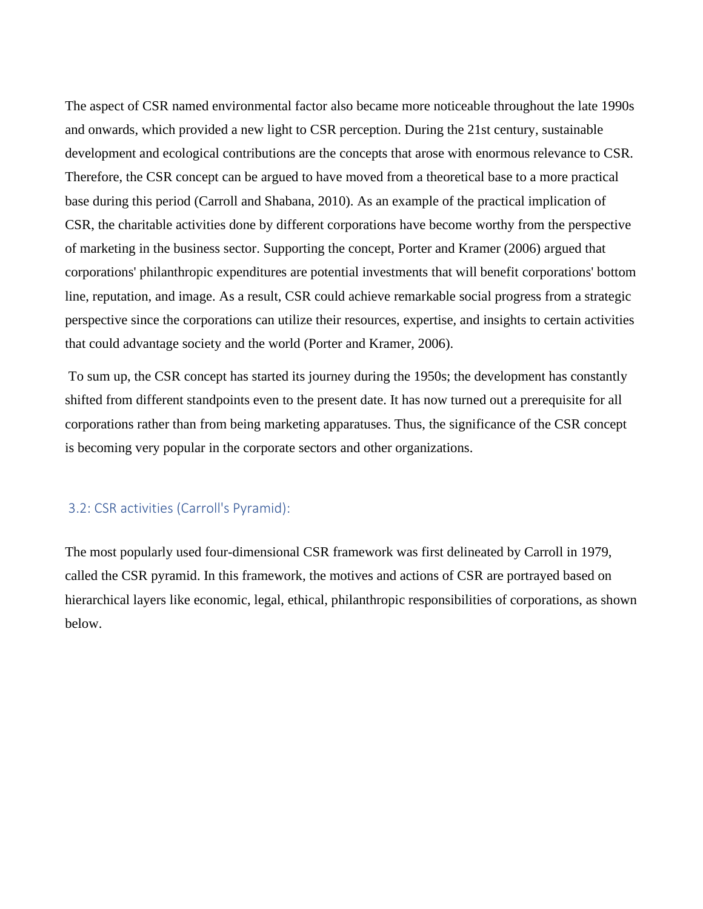The aspect of CSR named environmental factor also became more noticeable throughout the late 1990s and onwards, which provided a new light to CSR perception. During the 21st century, sustainable development and ecological contributions are the concepts that arose with enormous relevance to CSR. Therefore, the CSR concept can be argued to have moved from a theoretical base to a more practical base during this period (Carroll and Shabana, 2010). As an example of the practical implication of CSR, the charitable activities done by different corporations have become worthy from the perspective of marketing in the business sector. Supporting the concept, Porter and Kramer (2006) argued that corporations' philanthropic expenditures are potential investments that will benefit corporations' bottom line, reputation, and image. As a result, CSR could achieve remarkable social progress from a strategic perspective since the corporations can utilize their resources, expertise, and insights to certain activities that could advantage society and the world (Porter and Kramer, 2006).

To sum up, the CSR concept has started its journey during the 1950s; the development has constantly shifted from different standpoints even to the present date. It has now turned out a prerequisite for all corporations rather than from being marketing apparatuses. Thus, the significance of the CSR concept is becoming very popular in the corporate sectors and other organizations.

## 3.2: CSR activities (Carroll's Pyramid):

The most popularly used four-dimensional CSR framework was first delineated by Carroll in 1979, called the CSR pyramid. In this framework, the motives and actions of CSR are portrayed based on hierarchical layers like economic, legal, ethical, philanthropic responsibilities of corporations, as shown below.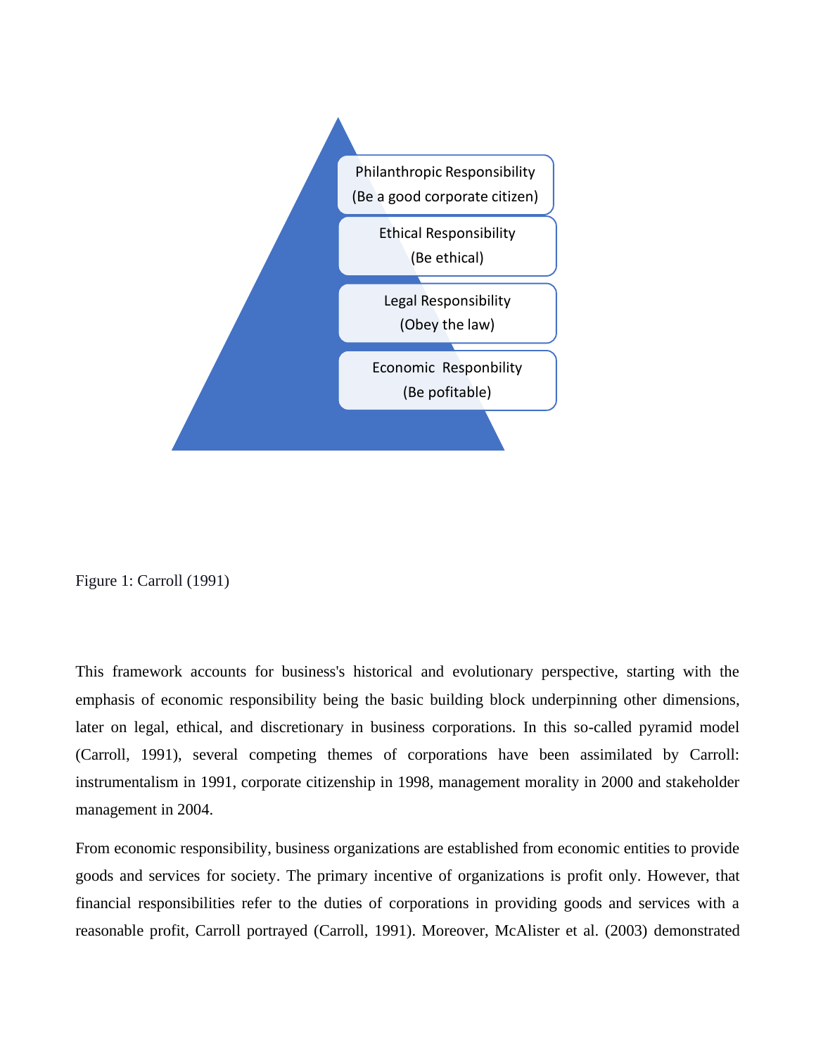Philanthropic Responsibility
(Be a good corporate citizen)

Ethical Responsibility
(Be ethical)

Legal Responsibility
(Obey the law)

Economic Responbility
(Be pofitable)

Figure 1: Carroll (1991)

This framework accounts for business's historical and evolutionary perspective, starting with the emphasis of economic responsibility being the basic building block underpinning other dimensions, later on legal, ethical, and discretionary in business corporations. In this so-called pyramid model (Carroll, 1991), several competing themes of corporations have been assimilated by Carroll: instrumentalism in 1991, corporate citizenship in 1998, management morality in 2000 and stakeholder management in 2004.

From economic responsibility, business organizations are established from economic entities to provide goods and services for society. The primary incentive of organizations is profit only. However, that financial responsibilities refer to the duties of corporations in providing goods and services with a reasonable profit, Carroll portrayed (Carroll, 1991). Moreover, McAlister et al. (2003) demonstrated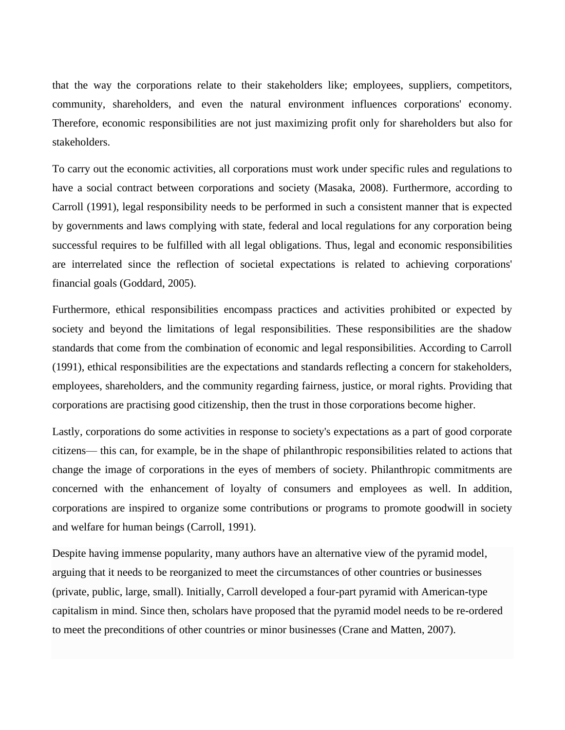that the way the corporations relate to their stakeholders like; employees, suppliers, competitors, community, shareholders, and even the natural environment influences corporations' economy. Therefore, economic responsibilities are not just maximizing profit only for shareholders but also for stakeholders.

To carry out the economic activities, all corporations must work under specific rules and regulations to have a social contract between corporations and society (Masaka, 2008). Furthermore, according to Carroll (1991), legal responsibility needs to be performed in such a consistent manner that is expected by governments and laws complying with state, federal and local regulations for any corporation being successful requires to be fulfilled with all legal obligations. Thus, legal and economic responsibilities are interrelated since the reflection of societal expectations is related to achieving corporations' financial goals (Goddard, 2005).

Furthermore, ethical responsibilities encompass practices and activities prohibited or expected by society and beyond the limitations of legal responsibilities. These responsibilities are the shadow standards that come from the combination of economic and legal responsibilities. According to Carroll (1991), ethical responsibilities are the expectations and standards reflecting a concern for stakeholders, employees, shareholders, and the community regarding fairness, justice, or moral rights. Providing that corporations are practising good citizenship, then the trust in those corporations become higher.

Lastly, corporations do some activities in response to society's expectations as a part of good corporate citizens— this can, for example, be in the shape of philanthropic responsibilities related to actions that change the image of corporations in the eyes of members of society. Philanthropic commitments are concerned with the enhancement of loyalty of consumers and employees as well. In addition, corporations are inspired to organize some contributions or programs to promote goodwill in society and welfare for human beings (Carroll, 1991).

Despite having immense popularity, many authors have an alternative view of the pyramid model, arguing that it needs to be reorganized to meet the circumstances of other countries or businesses (private, public, large, small). Initially, Carroll developed a four-part pyramid with American-type capitalism in mind. Since then, scholars have proposed that the pyramid model needs to be re-ordered to meet the preconditions of other countries or minor businesses (Crane and Matten, 2007).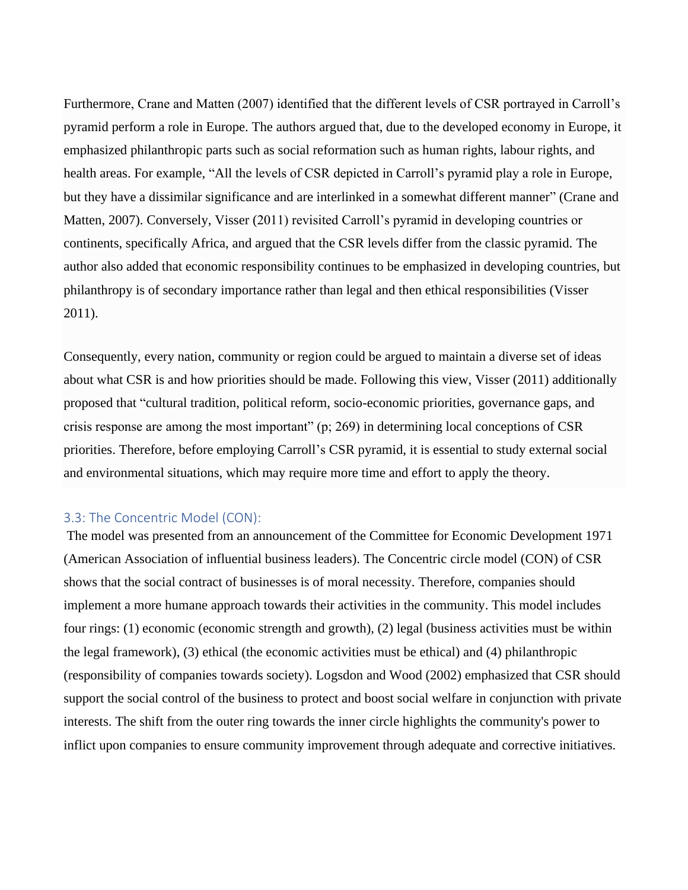Furthermore, Crane and Matten (2007) identified that the different levels of CSR portrayed in Carroll's pyramid perform a role in Europe. The authors argued that, due to the developed economy in Europe, it emphasized philanthropic parts such as social reformation such as human rights, labour rights, and health areas. For example, "All the levels of CSR depicted in Carroll's pyramid play a role in Europe, but they have a dissimilar significance and are interlinked in a somewhat different manner" (Crane and Matten, 2007). Conversely, Visser (2011) revisited Carroll's pyramid in developing countries or continents, specifically Africa, and argued that the CSR levels differ from the classic pyramid. The author also added that economic responsibility continues to be emphasized in developing countries, but philanthropy is of secondary importance rather than legal and then ethical responsibilities (Visser 2011).

Consequently, every nation, community or region could be argued to maintain a diverse set of ideas about what CSR is and how priorities should be made. Following this view, Visser (2011) additionally proposed that "cultural tradition, political reform, socio-economic priorities, governance gaps, and crisis response are among the most important" (p; 269) in determining local conceptions of CSR priorities. Therefore, before employing Carroll's CSR pyramid, it is essential to study external social and environmental situations, which may require more time and effort to apply the theory.

### 3.3: The Concentric Model (CON):

The model was presented from an announcement of the Committee for Economic Development 1971 (American Association of influential business leaders). The Concentric circle model (CON) of CSR shows that the social contract of businesses is of moral necessity. Therefore, companies should implement a more humane approach towards their activities in the community. This model includes four rings: (1) economic (economic strength and growth), (2) legal (business activities must be within the legal framework), (3) ethical (the economic activities must be ethical) and (4) philanthropic (responsibility of companies towards society). Logsdon and Wood (2002) emphasized that CSR should support the social control of the business to protect and boost social welfare in conjunction with private interests. The shift from the outer ring towards the inner circle highlights the community's power to inflict upon companies to ensure community improvement through adequate and corrective initiatives.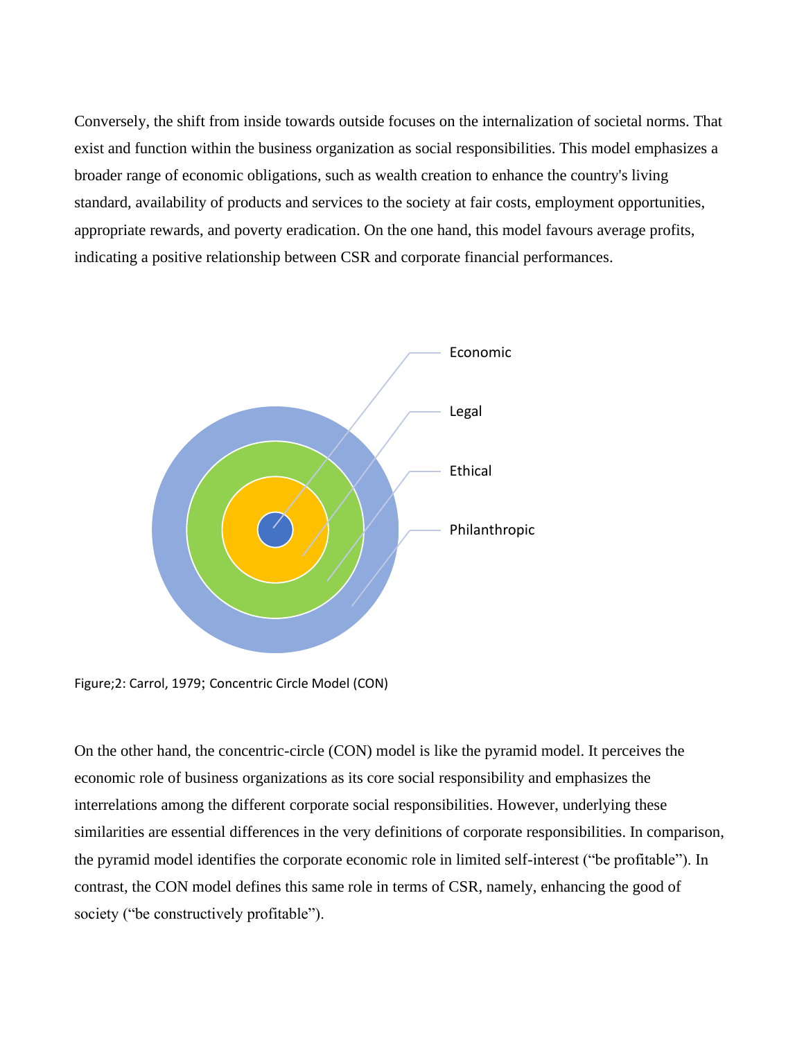Conversely, the shift from inside towards outside focuses on the internalization of societal norms. That exist and function within the business organization as social responsibilities. This model emphasizes a broader range of economic obligations, such as wealth creation to enhance the country's living standard, availability of products and services to the society at fair costs, employment opportunities, appropriate rewards, and poverty eradication. On the one hand, this model favours average profits, indicating a positive relationship between CSR and corporate financial performances.

Economic

Legal

Ethical

Philanthropic

Figure;2: Carrol, 1979; Concentric Circle Model (CON)

On the other hand, the concentric-circle (CON) model is like the pyramid model. It perceives the economic role of business organizations as its core social responsibility and emphasizes the interrelations among the different corporate social responsibilities. However, underlying these similarities are essential differences in the very definitions of corporate responsibilities. In comparison, the pyramid model identifies the corporate economic role in limited self-interest ("be profitable"). In contrast, the CON model defines this same role in terms of CSR, namely, enhancing the good of society ("be constructively profitable").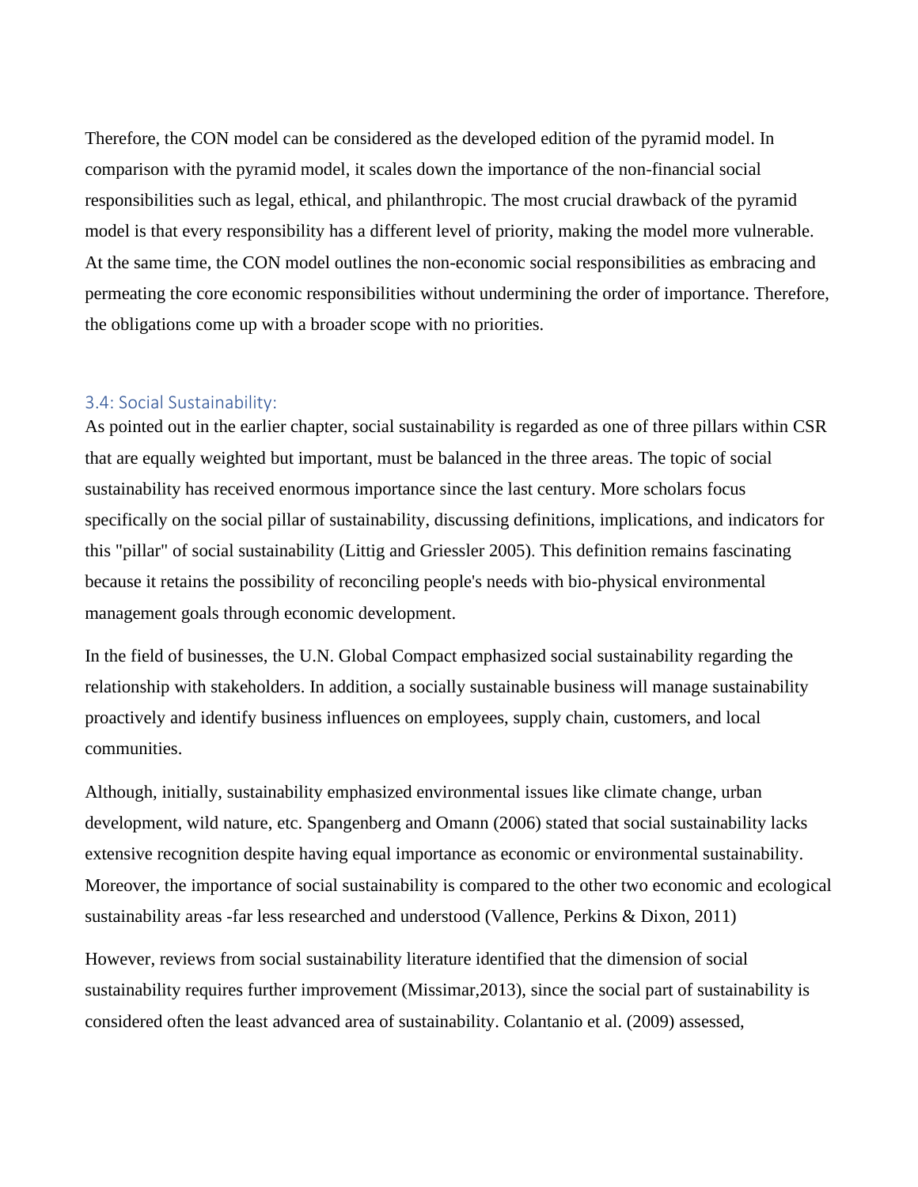Therefore, the CON model can be considered as the developed edition of the pyramid model. In comparison with the pyramid model, it scales down the importance of the non-financial social responsibilities such as legal, ethical, and philanthropic. The most crucial drawback of the pyramid model is that every responsibility has a different level of priority, making the model more vulnerable. At the same time, the CON model outlines the non-economic social responsibilities as embracing and permeating the core economic responsibilities without undermining the order of importance. Therefore, the obligations come up with a broader scope with no priorities.

### 3.4: Social Sustainability:

As pointed out in the earlier chapter, social sustainability is regarded as one of three pillars within CSR that are equally weighted but important, must be balanced in the three areas. The topic of social sustainability has received enormous importance since the last century. More scholars focus specifically on the social pillar of sustainability, discussing definitions, implications, and indicators for this "pillar" of social sustainability (Littig and Griessler 2005). This definition remains fascinating because it retains the possibility of reconciling people's needs with bio-physical environmental management goals through economic development.

In the field of businesses, the U.N. Global Compact emphasized social sustainability regarding the relationship with stakeholders. In addition, a socially sustainable business will manage sustainability proactively and identify business influences on employees, supply chain, customers, and local communities.

Although, initially, sustainability emphasized environmental issues like climate change, urban development, wild nature, etc. Spangenberg and Omann (2006) stated that social sustainability lacks extensive recognition despite having equal importance as economic or environmental sustainability. Moreover, the importance of social sustainability is compared to the other two economic and ecological sustainability areas -far less researched and understood (Vallence, Perkins & Dixon, 2011)

However, reviews from social sustainability literature identified that the dimension of social sustainability requires further improvement (Missimar,2013), since the social part of sustainability is considered often the least advanced area of sustainability. Colantanio et al. (2009) assessed,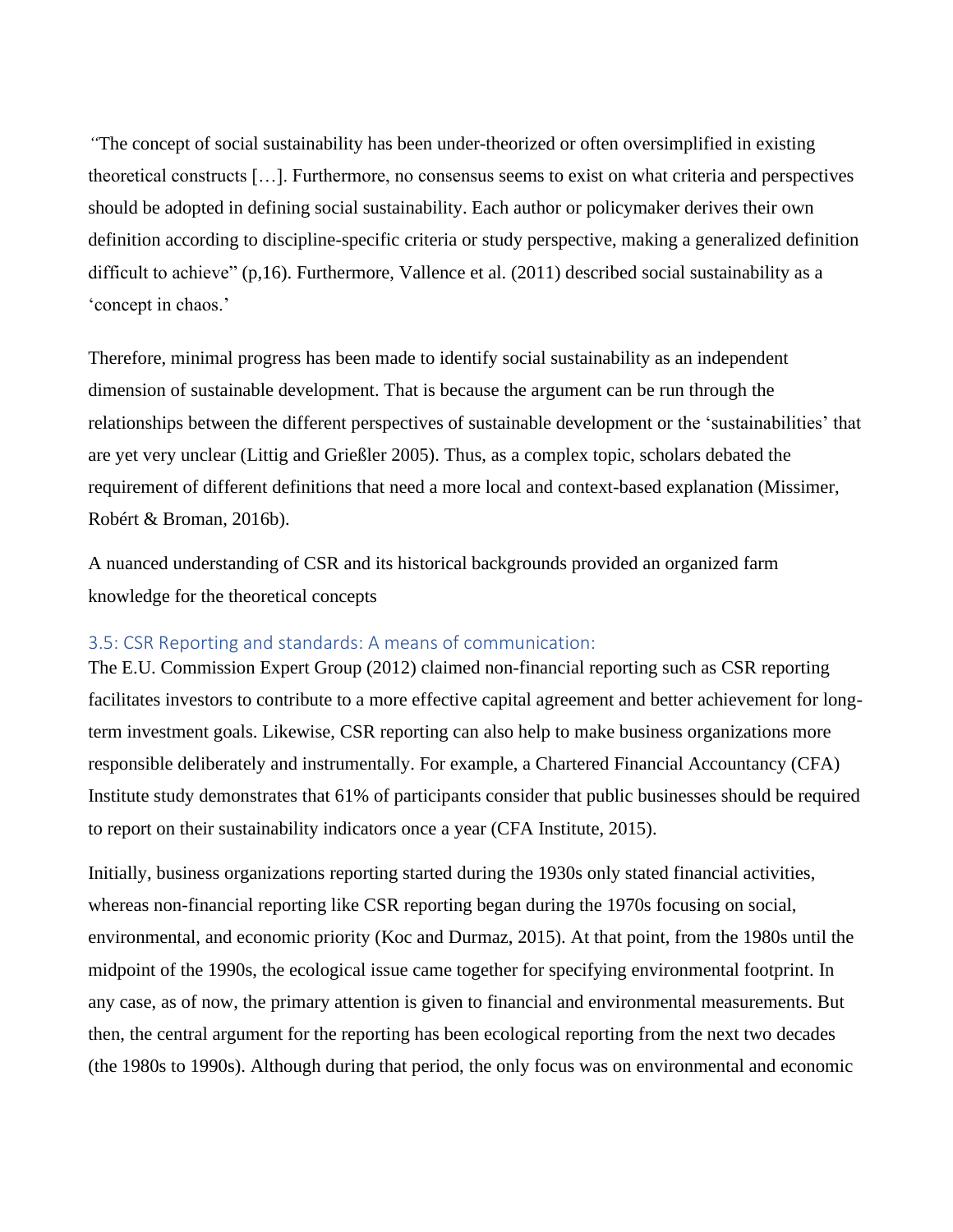*"*The concept of social sustainability has been under-theorized or often oversimplified in existing theoretical constructs […]. Furthermore, no consensus seems to exist on what criteria and perspectives should be adopted in defining social sustainability. Each author or policymaker derives their own definition according to discipline-specific criteria or study perspective, making a generalized definition difficult to achieve" (p,16). Furthermore, Vallence et al. (2011) described social sustainability as a 'concept in chaos.'

Therefore, minimal progress has been made to identify social sustainability as an independent dimension of sustainable development. That is because the argument can be run through the relationships between the different perspectives of sustainable development or the 'sustainabilities' that are yet very unclear (Littig and Grießler 2005). Thus, as a complex topic, scholars debated the requirement of different definitions that need a more local and context-based explanation (Missimer, Robért & Broman, 2016b).

A nuanced understanding of CSR and its historical backgrounds provided an organized farm knowledge for the theoretical concepts

### 3.5: CSR Reporting and standards: A means of communication:

The E.U. Commission Expert Group (2012) claimed non-financial reporting such as CSR reporting facilitates investors to contribute to a more effective capital agreement and better achievement for long-term investment goals. Likewise, CSR reporting can also help to make business organizations more responsible deliberately and instrumentally. For example, a Chartered Financial Accountancy (CFA) Institute study demonstrates that 61% of participants consider that public businesses should be required to report on their sustainability indicators once a year (CFA Institute, 2015).

Initially, business organizations reporting started during the 1930s only stated financial activities, whereas non-financial reporting like CSR reporting began during the 1970s focusing on social, environmental, and economic priority (Koc and Durmaz, 2015). At that point, from the 1980s until the midpoint of the 1990s, the ecological issue came together for specifying environmental footprint. In any case, as of now, the primary attention is given to financial and environmental measurements. But then, the central argument for the reporting has been ecological reporting from the next two decades (the 1980s to 1990s). Although during that period, the only focus was on environmental and economic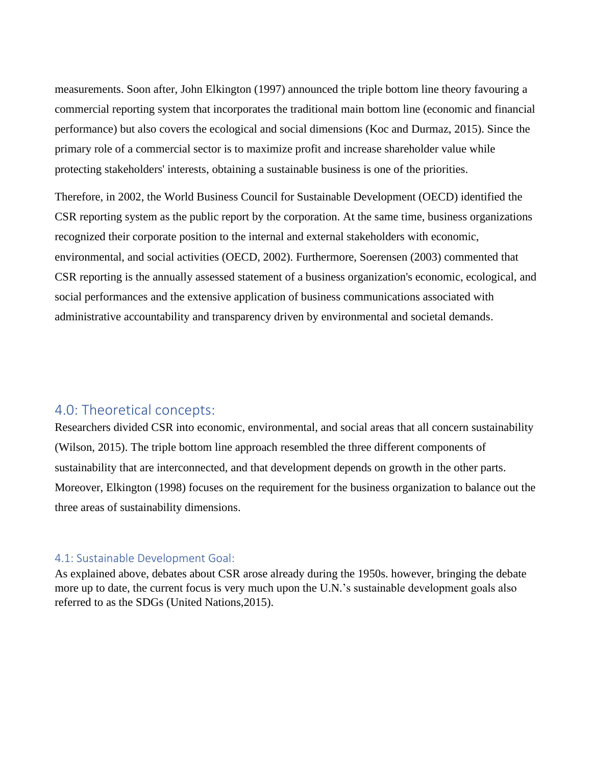measurements. Soon after, John Elkington (1997) announced the triple bottom line theory favouring a commercial reporting system that incorporates the traditional main bottom line (economic and financial performance) but also covers the ecological and social dimensions (Koc and Durmaz, 2015). Since the primary role of a commercial sector is to maximize profit and increase shareholder value while protecting stakeholders' interests, obtaining a sustainable business is one of the priorities.

Therefore, in 2002, the World Business Council for Sustainable Development (OECD) identified the CSR reporting system as the public report by the corporation. At the same time, business organizations recognized their corporate position to the internal and external stakeholders with economic, environmental, and social activities (OECD, 2002). Furthermore, Soerensen (2003) commented that CSR reporting is the annually assessed statement of a business organization's economic, ecological, and social performances and the extensive application of business communications associated with administrative accountability and transparency driven by environmental and societal demands.

## 4.0: Theoretical concepts:

Researchers divided CSR into economic, environmental, and social areas that all concern sustainability (Wilson, 2015). The triple bottom line approach resembled the three different components of sustainability that are interconnected, and that development depends on growth in the other parts. Moreover, Elkington (1998) focuses on the requirement for the business organization to balance out the three areas of sustainability dimensions.

### 4.1: Sustainable Development Goal:

As explained above, debates about CSR arose already during the 1950s. however, bringing the debate more up to date, the current focus is very much upon the U.N.'s sustainable development goals also referred to as the SDGs (United Nations,2015).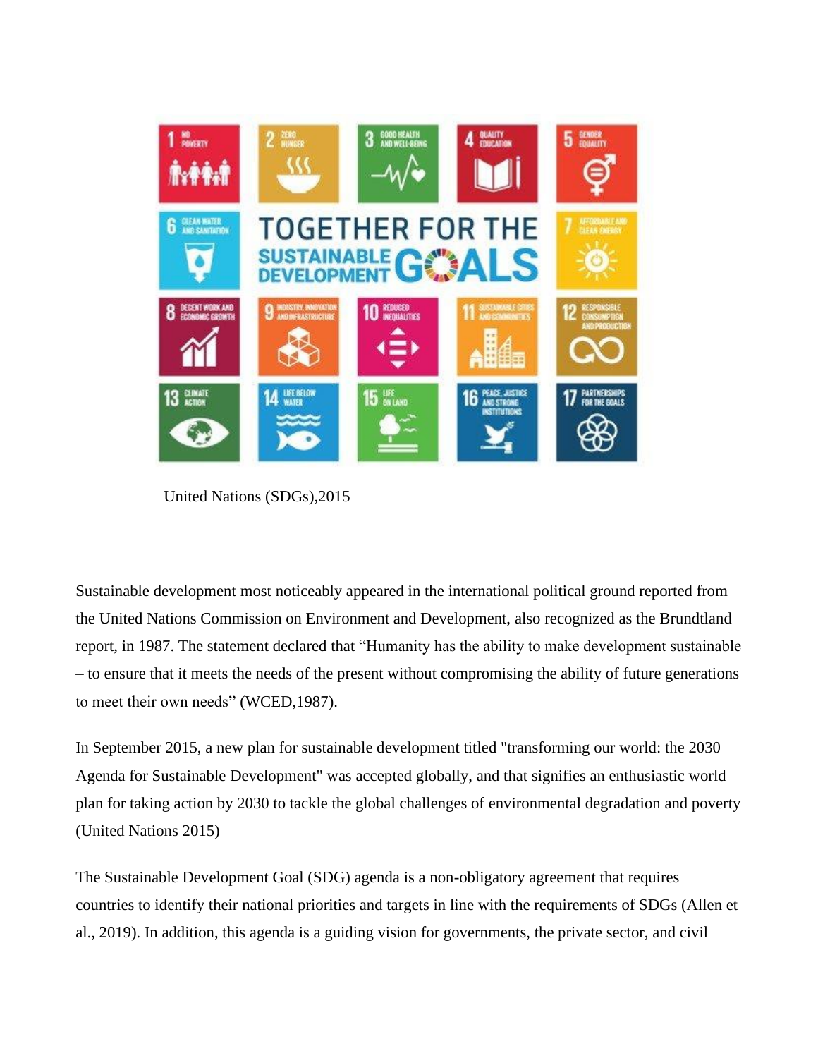United Nations (SDGs),2015

Sustainable development most noticeably appeared in the international political ground reported from the United Nations Commission on Environment and Development, also recognized as the Brundtland report, in 1987. The statement declared that "Humanity has the ability to make development sustainable – to ensure that it meets the needs of the present without compromising the ability of future generations to meet their own needs" (WCED,1987).

In September 2015, a new plan for sustainable development titled "transforming our world: the 2030 Agenda for Sustainable Development" was accepted globally, and that signifies an enthusiastic world plan for taking action by 2030 to tackle the global challenges of environmental degradation and poverty (United Nations 2015)

The Sustainable Development Goal (SDG) agenda is a non-obligatory agreement that requires countries to identify their national priorities and targets in line with the requirements of SDGs (Allen et al., 2019). In addition, this agenda is a guiding vision for governments, the private sector, and civil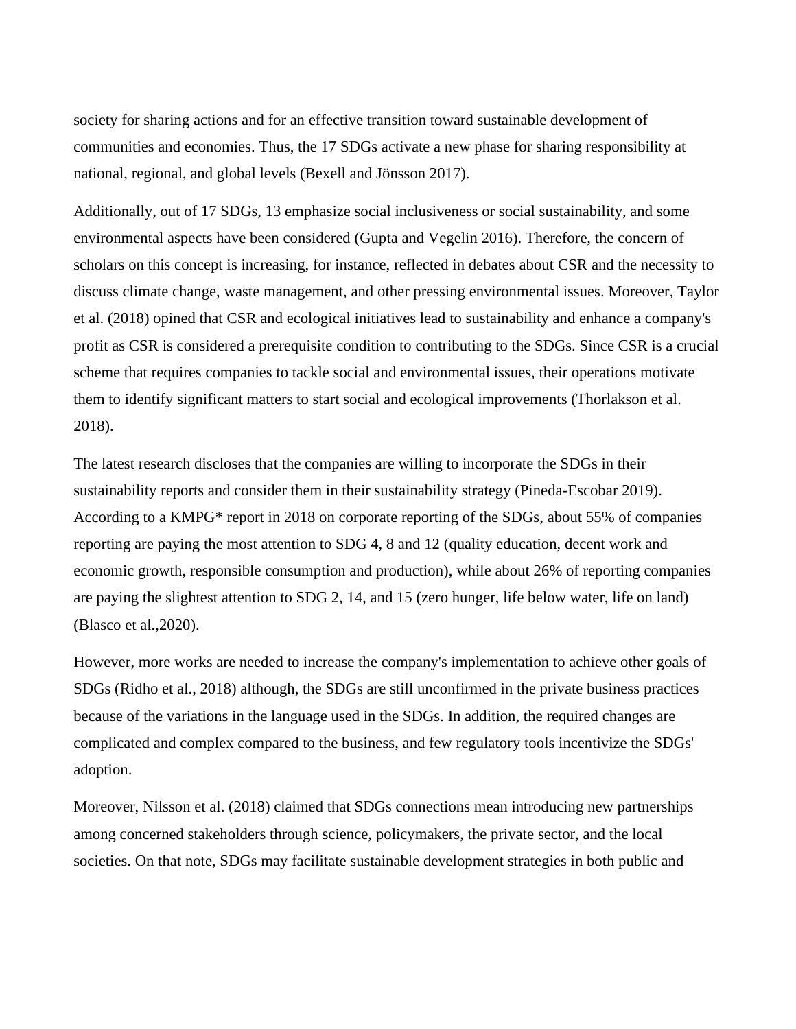society for sharing actions and for an effective transition toward sustainable development of communities and economies. Thus, the 17 SDGs activate a new phase for sharing responsibility at national, regional, and global levels (Bexell and Jönsson 2017).

Additionally, out of 17 SDGs, 13 emphasize social inclusiveness or social sustainability, and some environmental aspects have been considered (Gupta and Vegelin 2016). Therefore, the concern of scholars on this concept is increasing, for instance, reflected in debates about CSR and the necessity to discuss climate change, waste management, and other pressing environmental issues. Moreover, Taylor et al. (2018) opined that CSR and ecological initiatives lead to sustainability and enhance a company's profit as CSR is considered a prerequisite condition to contributing to the SDGs. Since CSR is a crucial scheme that requires companies to tackle social and environmental issues, their operations motivate them to identify significant matters to start social and ecological improvements (Thorlakson et al. 2018).

The latest research discloses that the companies are willing to incorporate the SDGs in their sustainability reports and consider them in their sustainability strategy (Pineda-Escobar 2019). According to a KMPG* report in 2018 on corporate reporting of the SDGs, about 55% of companies reporting are paying the most attention to SDG 4, 8 and 12 (quality education, decent work and economic growth, responsible consumption and production), while about 26% of reporting companies are paying the slightest attention to SDG 2, 14, and 15 (zero hunger, life below water, life on land) (Blasco et al.,2020).

However, more works are needed to increase the company's implementation to achieve other goals of SDGs (Ridho et al., 2018) although, the SDGs are still unconfirmed in the private business practices because of the variations in the language used in the SDGs. In addition, the required changes are complicated and complex compared to the business, and few regulatory tools incentivize the SDGs' adoption.

Moreover, Nilsson et al. (2018) claimed that SDGs connections mean introducing new partnerships among concerned stakeholders through science, policymakers, the private sector, and the local societies. On that note, SDGs may facilitate sustainable development strategies in both public and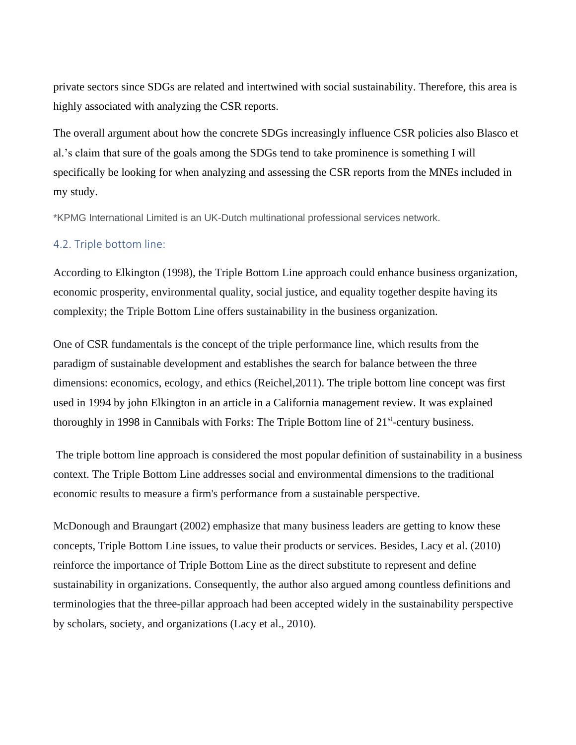private sectors since SDGs are related and intertwined with social sustainability. Therefore, this area is highly associated with analyzing the CSR reports.

The overall argument about how the concrete SDGs increasingly influence CSR policies also Blasco et al.'s claim that sure of the goals among the SDGs tend to take prominence is something I will specifically be looking for when analyzing and assessing the CSR reports from the MNEs included in my study.

*KPMG International Limited is an UK-Dutch multinational professional services network.

### 4.2. Triple bottom line:

According to Elkington (1998), the Triple Bottom Line approach could enhance business organization, economic prosperity, environmental quality, social justice, and equality together despite having its complexity; the Triple Bottom Line offers sustainability in the business organization.

One of CSR fundamentals is the concept of the triple performance line, which results from the paradigm of sustainable development and establishes the search for balance between the three dimensions: economics, ecology, and ethics (Reichel,2011). The triple bottom line concept was first used in 1994 by john Elkington in an article in a California management review. It was explained thoroughly in 1998 in Cannibals with Forks: The Triple Bottom line of 21st-century business.

The triple bottom line approach is considered the most popular definition of sustainability in a business context. The Triple Bottom Line addresses social and environmental dimensions to the traditional economic results to measure a firm's performance from a sustainable perspective.

McDonough and Braungart (2002) emphasize that many business leaders are getting to know these concepts, Triple Bottom Line issues, to value their products or services. Besides, Lacy et al. (2010) reinforce the importance of Triple Bottom Line as the direct substitute to represent and define sustainability in organizations. Consequently, the author also argued among countless definitions and terminologies that the three-pillar approach had been accepted widely in the sustainability perspective by scholars, society, and organizations (Lacy et al., 2010).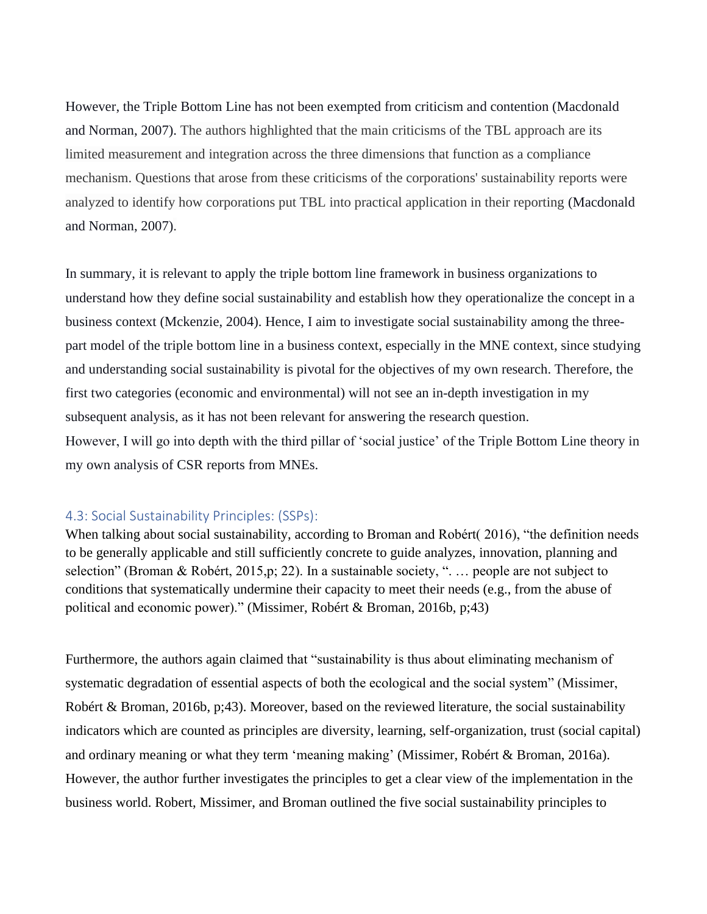However, the Triple Bottom Line has not been exempted from criticism and contention (Macdonald and Norman, 2007). The authors highlighted that the main criticisms of the TBL approach are its limited measurement and integration across the three dimensions that function as a compliance mechanism. Questions that arose from these criticisms of the corporations' sustainability reports were analyzed to identify how corporations put TBL into practical application in their reporting (Macdonald and Norman, 2007).

In summary, it is relevant to apply the triple bottom line framework in business organizations to understand how they define social sustainability and establish how they operationalize the concept in a business context (Mckenzie, 2004). Hence, I aim to investigate social sustainability among the three-part model of the triple bottom line in a business context, especially in the MNE context, since studying and understanding social sustainability is pivotal for the objectives of my own research. Therefore, the first two categories (economic and environmental) will not see an in-depth investigation in my subsequent analysis, as it has not been relevant for answering the research question.
However, I will go into depth with the third pillar of 'social justice' of the Triple Bottom Line theory in my own analysis of CSR reports from MNEs.

### 4.3: Social Sustainability Principles: (SSPs):

When talking about social sustainability, according to Broman and Robért( 2016), "the definition needs to be generally applicable and still sufficiently concrete to guide analyzes, innovation, planning and selection" (Broman & Robért, 2015,p; 22). In a sustainable society, ". … people are not subject to conditions that systematically undermine their capacity to meet their needs (e.g., from the abuse of political and economic power)." (Missimer, Robért & Broman, 2016b, p;43)

Furthermore, the authors again claimed that "sustainability is thus about eliminating mechanism of systematic degradation of essential aspects of both the ecological and the social system" (Missimer, Robért & Broman, 2016b, p;43). Moreover, based on the reviewed literature, the social sustainability indicators which are counted as principles are diversity, learning, self-organization, trust (social capital) and ordinary meaning or what they term 'meaning making' (Missimer, Robért & Broman, 2016a). However, the author further investigates the principles to get a clear view of the implementation in the business world. Robert, Missimer, and Broman outlined the five social sustainability principles to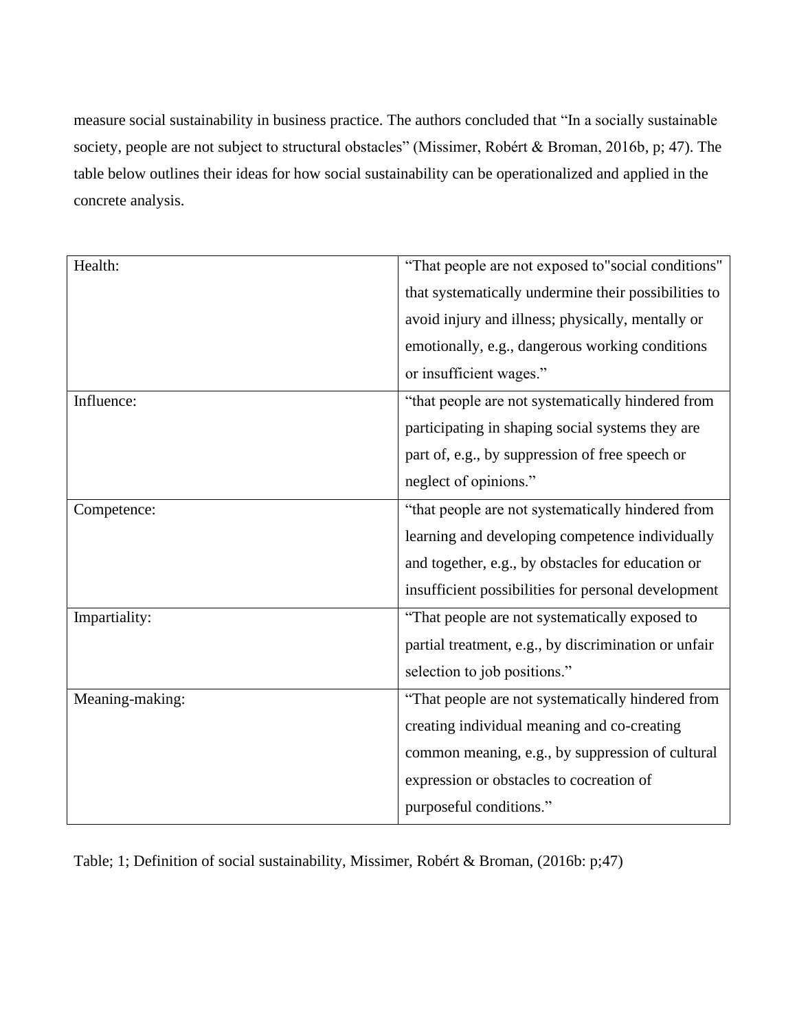measure social sustainability in business practice. The authors concluded that “In a socially sustainable society, people are not subject to structural obstacles” (Missimer, Robért & Broman, 2016b, p; 47). The table below outlines their ideas for how social sustainability can be operationalized and applied in the concrete analysis.

| | |
|---|---|
| Health: | “That people are not exposed to"social conditions" that systematically undermine their possibilities to avoid injury and illness; physically, mentally or emotionally, e.g., dangerous working conditions or insufficient wages.” |
| Influence: | “that people are not systematically hindered from participating in shaping social systems they are part of, e.g., by suppression of free speech or neglect of opinions.” |
| Competence: | “that people are not systematically hindered from learning and developing competence individually and together, e.g., by obstacles for education or insufficient possibilities for personal development |
| Impartiality: | “That people are not systematically exposed to partial treatment, e.g., by discrimination or unfair selection to job positions.” |
| Meaning-making: | “That people are not systematically hindered from creating individual meaning and co-creating common meaning, e.g., by suppression of cultural expression or obstacles to cocreation of purposeful conditions.” |

Table; 1; Definition of social sustainability, Missimer, Robért & Broman, (2016b: p;47)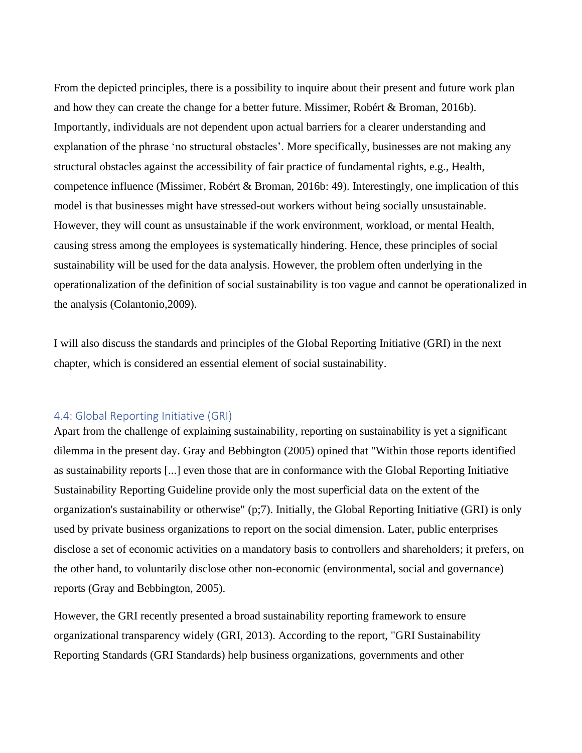From the depicted principles, there is a possibility to inquire about their present and future work plan and how they can create the change for a better future. Missimer, Robért & Broman, 2016b). Importantly, individuals are not dependent upon actual barriers for a clearer understanding and explanation of the phrase 'no structural obstacles'. More specifically, businesses are not making any structural obstacles against the accessibility of fair practice of fundamental rights, e.g., Health, competence influence (Missimer, Robért & Broman, 2016b: 49). Interestingly, one implication of this model is that businesses might have stressed-out workers without being socially unsustainable. However, they will count as unsustainable if the work environment, workload, or mental Health, causing stress among the employees is systematically hindering. Hence, these principles of social sustainability will be used for the data analysis. However, the problem often underlying in the operationalization of the definition of social sustainability is too vague and cannot be operationalized in the analysis (Colantonio,2009).

I will also discuss the standards and principles of the Global Reporting Initiative (GRI) in the next chapter, which is considered an essential element of social sustainability.

### 4.4: Global Reporting Initiative (GRI)

Apart from the challenge of explaining sustainability, reporting on sustainability is yet a significant dilemma in the present day. Gray and Bebbington (2005) opined that "Within those reports identified as sustainability reports [...] even those that are in conformance with the Global Reporting Initiative Sustainability Reporting Guideline provide only the most superficial data on the extent of the organization's sustainability or otherwise" (p;7). Initially, the Global Reporting Initiative (GRI) is only used by private business organizations to report on the social dimension. Later, public enterprises disclose a set of economic activities on a mandatory basis to controllers and shareholders; it prefers, on the other hand, to voluntarily disclose other non-economic (environmental, social and governance) reports (Gray and Bebbington, 2005).

However, the GRI recently presented a broad sustainability reporting framework to ensure organizational transparency widely (GRI, 2013). According to the report, "GRI Sustainability Reporting Standards (GRI Standards) help business organizations, governments and other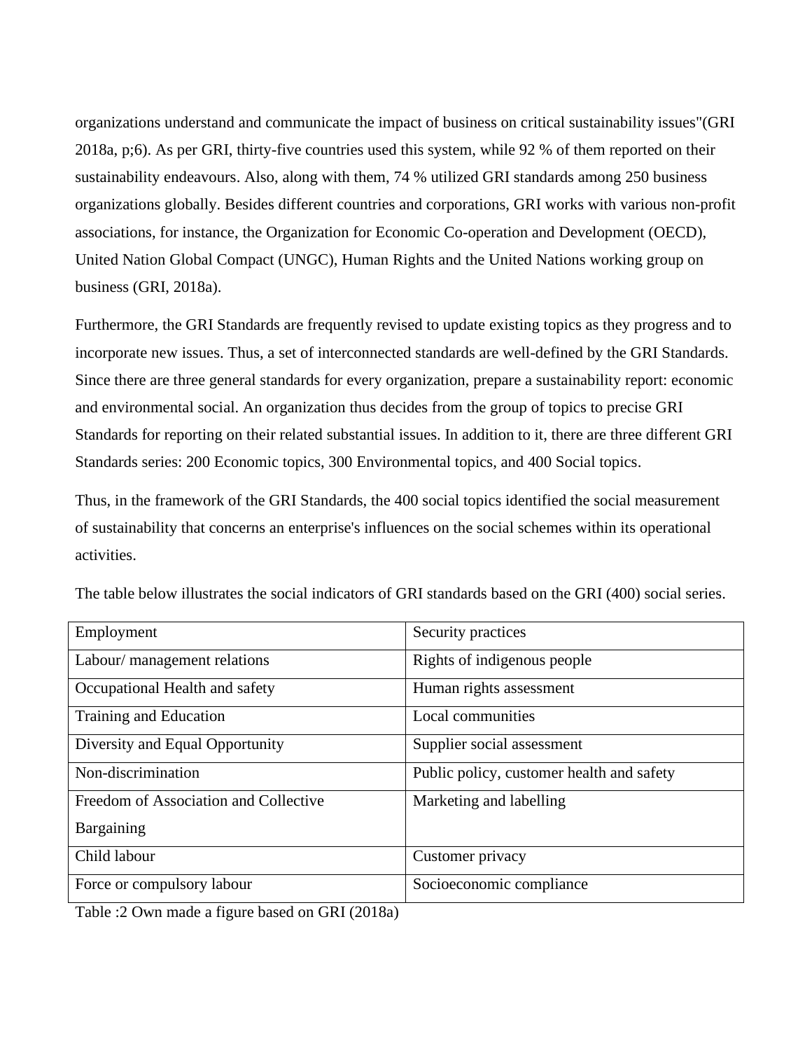organizations understand and communicate the impact of business on critical sustainability issues"(GRI 2018a, p;6). As per GRI, thirty-five countries used this system, while 92 % of them reported on their sustainability endeavours. Also, along with them, 74 % utilized GRI standards among 250 business organizations globally. Besides different countries and corporations, GRI works with various non-profit associations, for instance, the Organization for Economic Co-operation and Development (OECD), United Nation Global Compact (UNGC), Human Rights and the United Nations working group on business (GRI, 2018a).

Furthermore, the GRI Standards are frequently revised to update existing topics as they progress and to incorporate new issues. Thus, a set of interconnected standards are well-defined by the GRI Standards. Since there are three general standards for every organization, prepare a sustainability report: economic and environmental social. An organization thus decides from the group of topics to precise GRI Standards for reporting on their related substantial issues. In addition to it, there are three different GRI Standards series: 200 Economic topics, 300 Environmental topics, and 400 Social topics.

Thus, in the framework of the GRI Standards, the 400 social topics identified the social measurement of sustainability that concerns an enterprise's influences on the social schemes within its operational activities.

The table below illustrates the social indicators of GRI standards based on the GRI (400) social series.

| Employment | Security practices |
|---|---|
| Labour/ management relations | Rights of indigenous people |
| Occupational Health and safety | Human rights assessment |
| Training and Education | Local communities |
| Diversity and Equal Opportunity | Supplier social assessment |
| Non-discrimination | Public policy, customer health and safety |
| Freedom of Association and Collective Bargaining | Marketing and labelling |
| Child labour | Customer privacy |
| Force or compulsory labour | Socioeconomic compliance |

Table :2 Own made a figure based on GRI (2018a)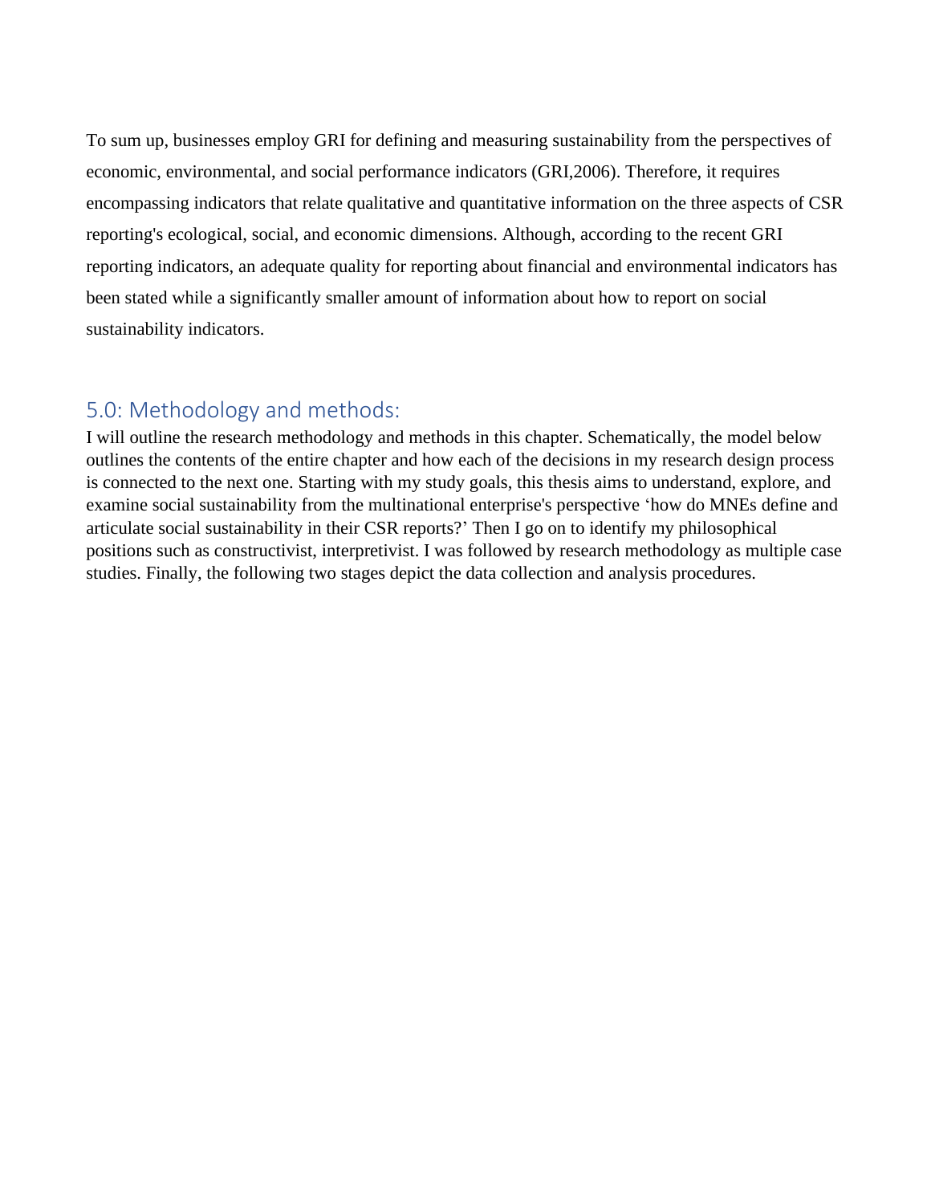To sum up, businesses employ GRI for defining and measuring sustainability from the perspectives of economic, environmental, and social performance indicators (GRI,2006). Therefore, it requires encompassing indicators that relate qualitative and quantitative information on the three aspects of CSR reporting's ecological, social, and economic dimensions. Although, according to the recent GRI reporting indicators, an adequate quality for reporting about financial and environmental indicators has been stated while a significantly smaller amount of information about how to report on social sustainability indicators.

## 5.0: Methodology and methods:

I will outline the research methodology and methods in this chapter. Schematically, the model below outlines the contents of the entire chapter and how each of the decisions in my research design process is connected to the next one. Starting with my study goals, this thesis aims to understand, explore, and examine social sustainability from the multinational enterprise's perspective 'how do MNEs define and articulate social sustainability in their CSR reports?' Then I go on to identify my philosophical positions such as constructivist, interpretivist. I was followed by research methodology as multiple case studies. Finally, the following two stages depict the data collection and analysis procedures.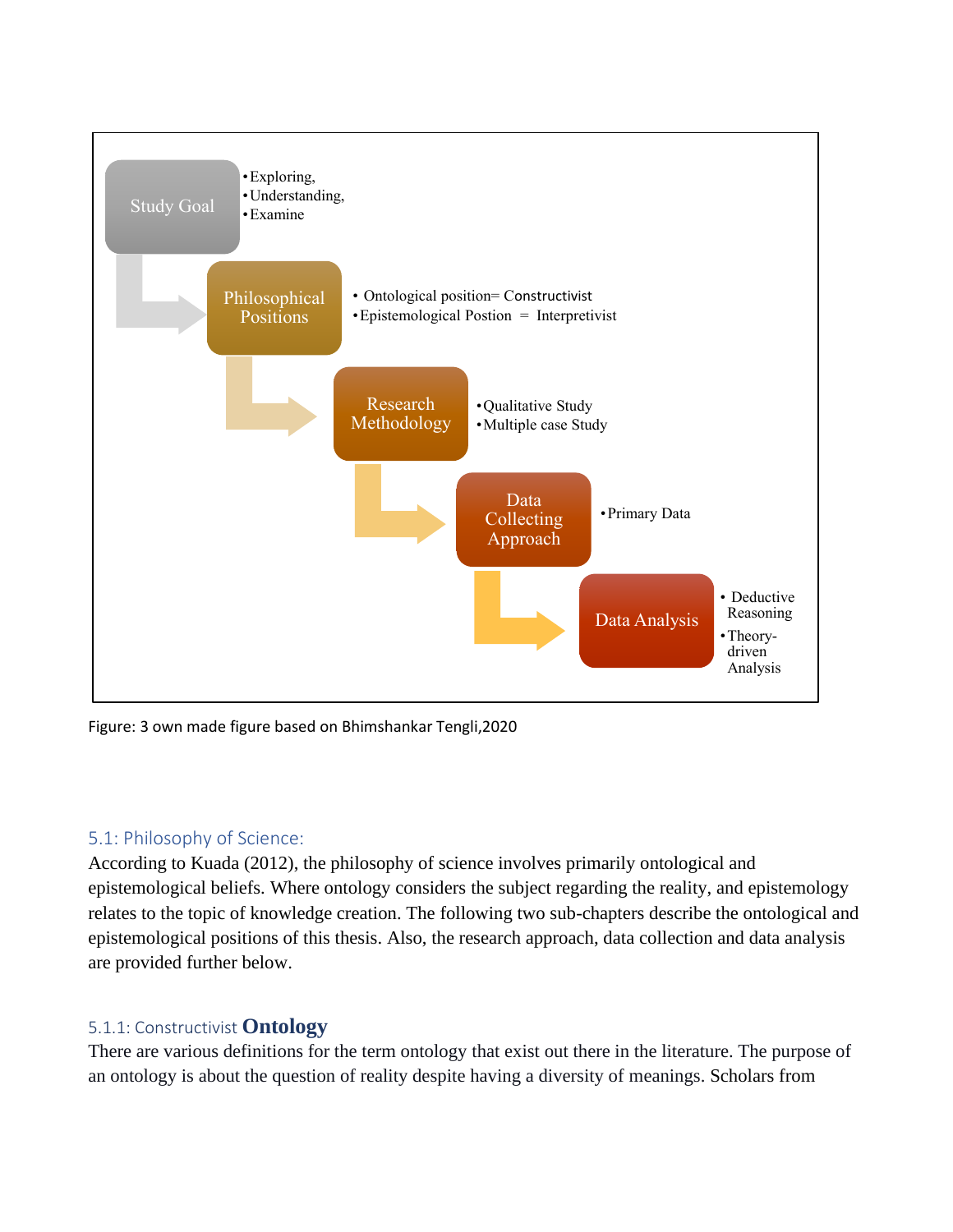Study Goal
- Exploring,
- Understanding,
- Examine

Philosophical Positions
- Ontological position= Constructivist
- Epistemological Postion = Interpretivist

Research Methodology
- Qualitative Study
- Multiple case Study

Data Collecting Approach
- Primary Data

Data Analysis
- Deductive Reasoning
- Theory-driven Analysis

Figure: 3 own made figure based on Bhimshankar Tengli,2020

### 5.1: Philosophy of Science:

According to Kuada (2012), the philosophy of science involves primarily ontological and epistemological beliefs. Where ontology considers the subject regarding the reality, and epistemology relates to the topic of knowledge creation. The following two sub-chapters describe the ontological and epistemological positions of this thesis. Also, the research approach, data collection and data analysis are provided further below.

#### 5.1.1: Constructivist **Ontology**

There are various definitions for the term ontology that exist out there in the literature. The purpose of an ontology is about the question of reality despite having a diversity of meanings. Scholars from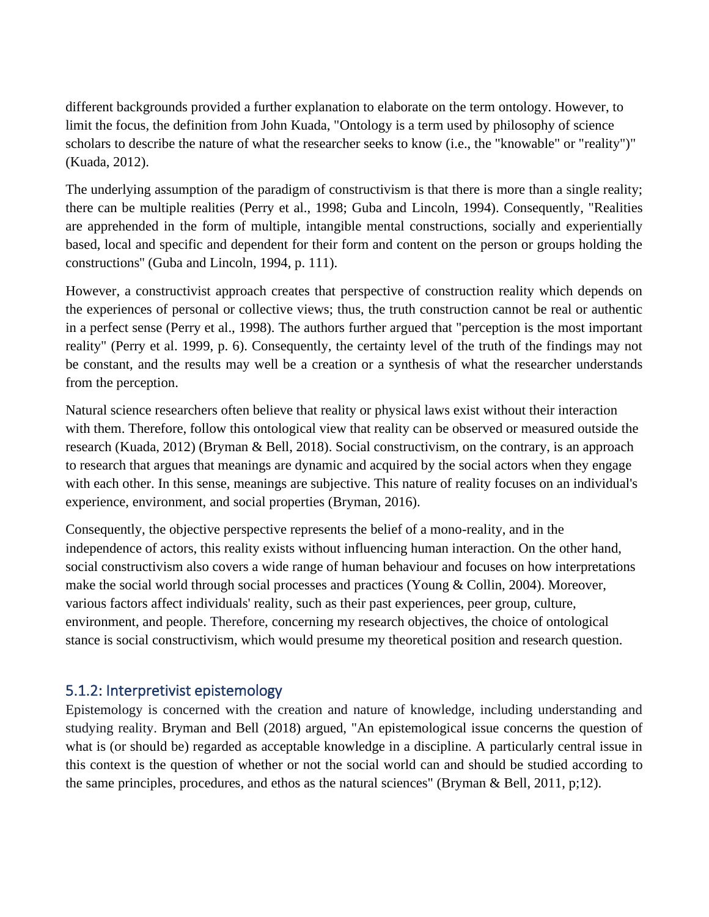different backgrounds provided a further explanation to elaborate on the term ontology. However, to limit the focus, the definition from John Kuada, "Ontology is a term used by philosophy of science scholars to describe the nature of what the researcher seeks to know (i.e., the "knowable" or "reality")" (Kuada, 2012).

The underlying assumption of the paradigm of constructivism is that there is more than a single reality; there can be multiple realities (Perry et al., 1998; Guba and Lincoln, 1994). Consequently, "Realities are apprehended in the form of multiple, intangible mental constructions, socially and experientially based, local and specific and dependent for their form and content on the person or groups holding the constructions" (Guba and Lincoln, 1994, p. 111).

However, a constructivist approach creates that perspective of construction reality which depends on the experiences of personal or collective views; thus, the truth construction cannot be real or authentic in a perfect sense (Perry et al., 1998). The authors further argued that "perception is the most important reality" (Perry et al. 1999, p. 6). Consequently, the certainty level of the truth of the findings may not be constant, and the results may well be a creation or a synthesis of what the researcher understands from the perception.

Natural science researchers often believe that reality or physical laws exist without their interaction with them. Therefore, follow this ontological view that reality can be observed or measured outside the research (Kuada, 2012) (Bryman & Bell, 2018). Social constructivism, on the contrary, is an approach to research that argues that meanings are dynamic and acquired by the social actors when they engage with each other. In this sense, meanings are subjective. This nature of reality focuses on an individual's experience, environment, and social properties (Bryman, 2016).

Consequently, the objective perspective represents the belief of a mono-reality, and in the independence of actors, this reality exists without influencing human interaction. On the other hand, social constructivism also covers a wide range of human behaviour and focuses on how interpretations make the social world through social processes and practices (Young & Collin, 2004). Moreover, various factors affect individuals' reality, such as their past experiences, peer group, culture, environment, and people. Therefore, concerning my research objectives, the choice of ontological stance is social constructivism, which would presume my theoretical position and research question.

### 5.1.2: Interpretivist epistemology

Epistemology is concerned with the creation and nature of knowledge, including understanding and studying reality. Bryman and Bell (2018) argued, "An epistemological issue concerns the question of what is (or should be) regarded as acceptable knowledge in a discipline. A particularly central issue in this context is the question of whether or not the social world can and should be studied according to the same principles, procedures, and ethos as the natural sciences" (Bryman & Bell, 2011, p;12).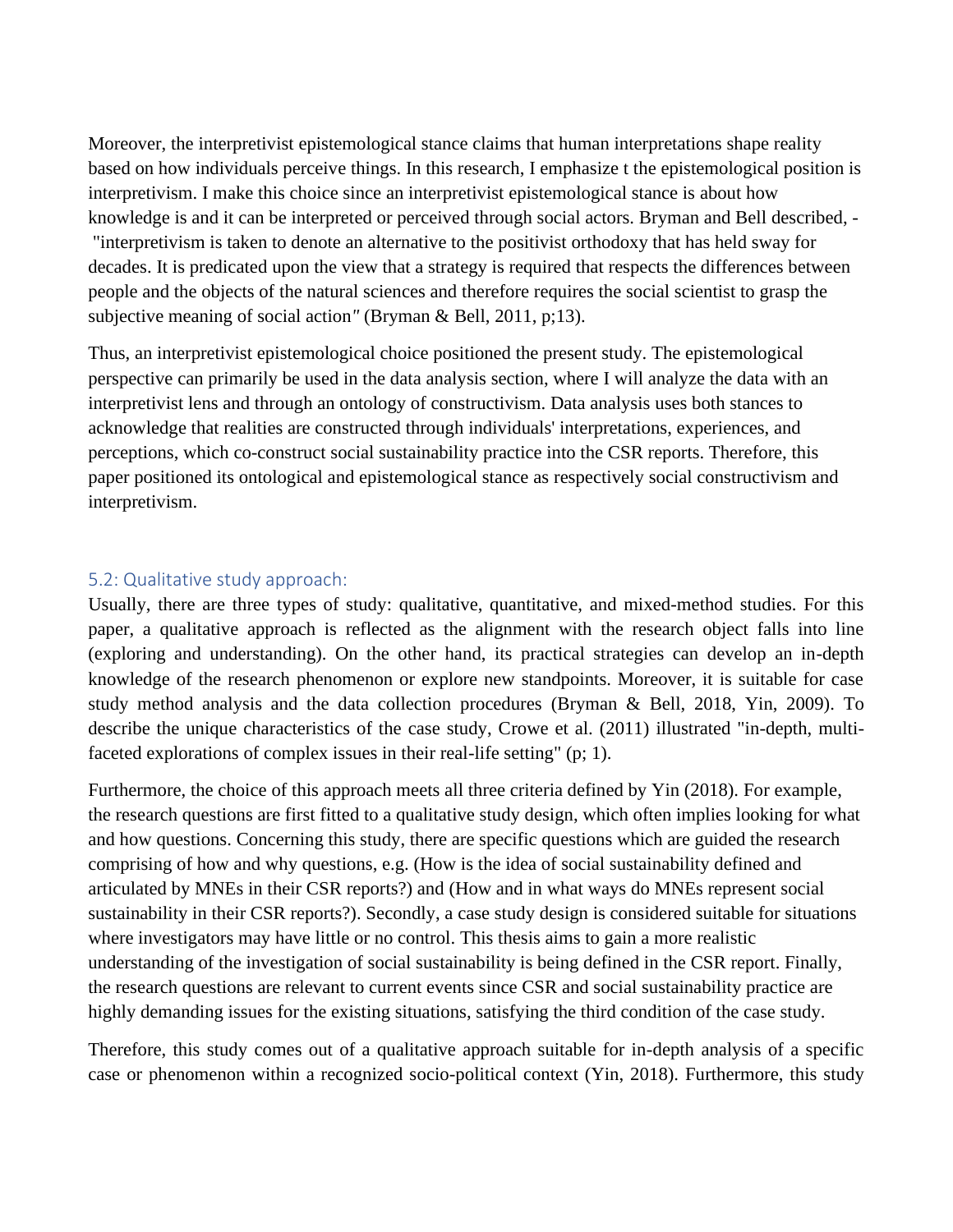Moreover, the interpretivist epistemological stance claims that human interpretations shape reality based on how individuals perceive things. In this research, I emphasize t the epistemological position is interpretivism. I make this choice since an interpretivist epistemological stance is about how knowledge is and it can be interpreted or perceived through social actors. Bryman and Bell described, - "interpretivism is taken to denote an alternative to the positivist orthodoxy that has held sway for decades. It is predicated upon the view that a strategy is required that respects the differences between people and the objects of the natural sciences and therefore requires the social scientist to grasp the subjective meaning of social action" (Bryman & Bell, 2011, p;13).

Thus, an interpretivist epistemological choice positioned the present study. The epistemological perspective can primarily be used in the data analysis section, where I will analyze the data with an interpretivist lens and through an ontology of constructivism. Data analysis uses both stances to acknowledge that realities are constructed through individuals' interpretations, experiences, and perceptions, which co-construct social sustainability practice into the CSR reports. Therefore, this paper positioned its ontological and epistemological stance as respectively social constructivism and interpretivism.

### 5.2: Qualitative study approach:

Usually, there are three types of study: qualitative, quantitative, and mixed-method studies. For this paper, a qualitative approach is reflected as the alignment with the research object falls into line (exploring and understanding). On the other hand, its practical strategies can develop an in-depth knowledge of the research phenomenon or explore new standpoints. Moreover, it is suitable for case study method analysis and the data collection procedures (Bryman & Bell, 2018, Yin, 2009). To describe the unique characteristics of the case study, Crowe et al. (2011) illustrated "in-depth, multi-faceted explorations of complex issues in their real-life setting" (p; 1).

Furthermore, the choice of this approach meets all three criteria defined by Yin (2018). For example, the research questions are first fitted to a qualitative study design, which often implies looking for what and how questions. Concerning this study, there are specific questions which are guided the research comprising of how and why questions, e.g. (How is the idea of social sustainability defined and articulated by MNEs in their CSR reports?) and (How and in what ways do MNEs represent social sustainability in their CSR reports?). Secondly, a case study design is considered suitable for situations where investigators may have little or no control. This thesis aims to gain a more realistic understanding of the investigation of social sustainability is being defined in the CSR report. Finally, the research questions are relevant to current events since CSR and social sustainability practice are highly demanding issues for the existing situations, satisfying the third condition of the case study.

Therefore, this study comes out of a qualitative approach suitable for in-depth analysis of a specific case or phenomenon within a recognized socio-political context (Yin, 2018). Furthermore, this study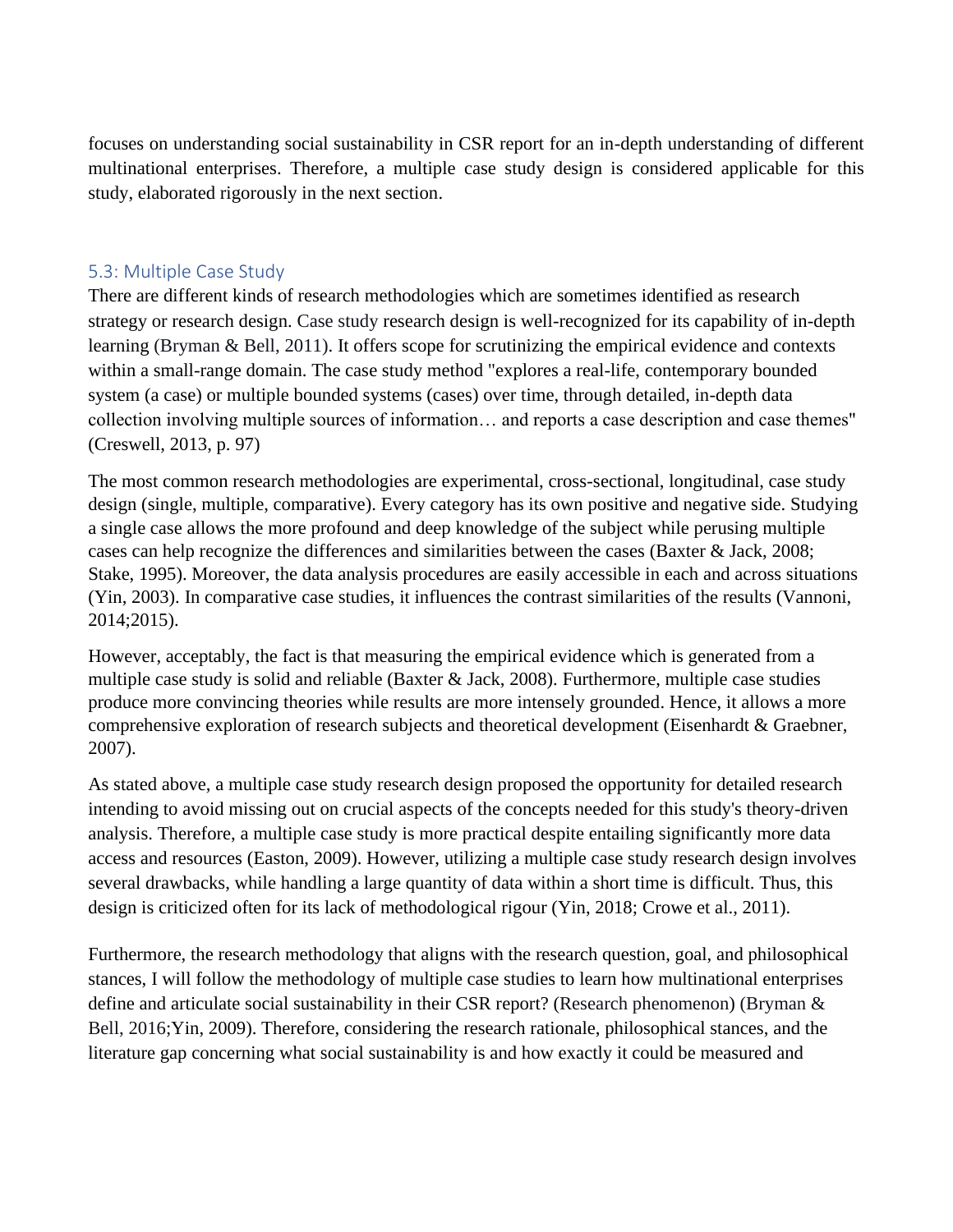focuses on understanding social sustainability in CSR report for an in-depth understanding of different multinational enterprises. Therefore, a multiple case study design is considered applicable for this study, elaborated rigorously in the next section.

## 5.3: Multiple Case Study

There are different kinds of research methodologies which are sometimes identified as research strategy or research design. Case study research design is well-recognized for its capability of in-depth learning (Bryman & Bell, 2011). It offers scope for scrutinizing the empirical evidence and contexts within a small-range domain. The case study method "explores a real-life, contemporary bounded system (a case) or multiple bounded systems (cases) over time, through detailed, in-depth data collection involving multiple sources of information… and reports a case description and case themes" (Creswell, 2013, p. 97)

The most common research methodologies are experimental, cross-sectional, longitudinal, case study design (single, multiple, comparative). Every category has its own positive and negative side. Studying a single case allows the more profound and deep knowledge of the subject while perusing multiple cases can help recognize the differences and similarities between the cases (Baxter & Jack, 2008; Stake, 1995). Moreover, the data analysis procedures are easily accessible in each and across situations (Yin, 2003). In comparative case studies, it influences the contrast similarities of the results (Vannoni, 2014;2015).

However, acceptably, the fact is that measuring the empirical evidence which is generated from a multiple case study is solid and reliable (Baxter & Jack, 2008). Furthermore, multiple case studies produce more convincing theories while results are more intensely grounded. Hence, it allows a more comprehensive exploration of research subjects and theoretical development (Eisenhardt & Graebner, 2007).

As stated above, a multiple case study research design proposed the opportunity for detailed research intending to avoid missing out on crucial aspects of the concepts needed for this study's theory-driven analysis. Therefore, a multiple case study is more practical despite entailing significantly more data access and resources (Easton, 2009). However, utilizing a multiple case study research design involves several drawbacks, while handling a large quantity of data within a short time is difficult. Thus, this design is criticized often for its lack of methodological rigour (Yin, 2018; Crowe et al., 2011).

Furthermore, the research methodology that aligns with the research question, goal, and philosophical stances, I will follow the methodology of multiple case studies to learn how multinational enterprises define and articulate social sustainability in their CSR report? (Research phenomenon) (Bryman & Bell, 2016;Yin, 2009). Therefore, considering the research rationale, philosophical stances, and the literature gap concerning what social sustainability is and how exactly it could be measured and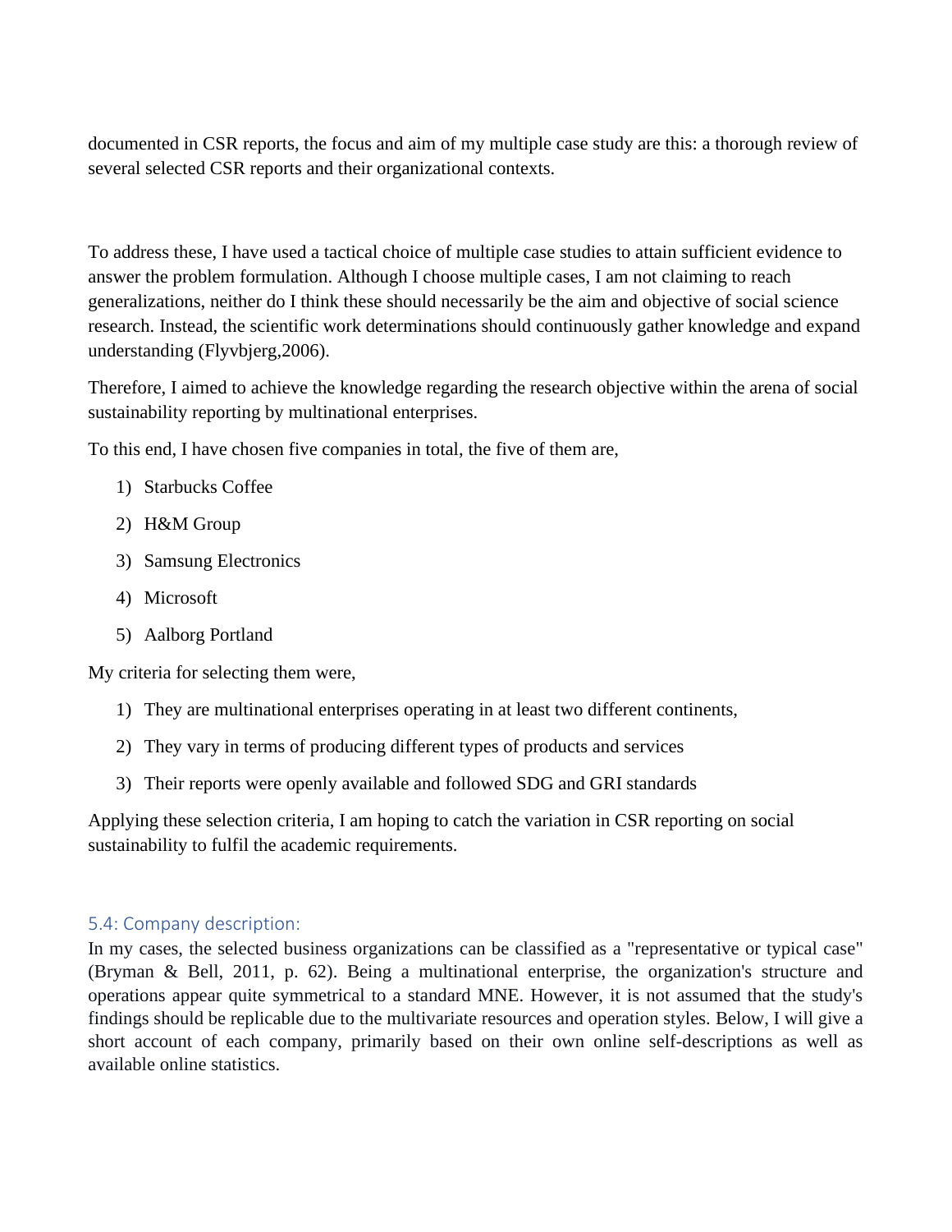documented in CSR reports, the focus and aim of my multiple case study are this: a thorough review of several selected CSR reports and their organizational contexts.

To address these, I have used a tactical choice of multiple case studies to attain sufficient evidence to answer the problem formulation. Although I choose multiple cases, I am not claiming to reach generalizations, neither do I think these should necessarily be the aim and objective of social science research. Instead, the scientific work determinations should continuously gather knowledge and expand understanding (Flyvbjerg,2006).

Therefore, I aimed to achieve the knowledge regarding the research objective within the arena of social sustainability reporting by multinational enterprises.

To this end, I have chosen five companies in total, the five of them are,

1) Starbucks Coffee
2) H&M Group
3) Samsung Electronics
4) Microsoft
5) Aalborg Portland

My criteria for selecting them were,

1) They are multinational enterprises operating in at least two different continents,
2) They vary in terms of producing different types of products and services
3) Their reports were openly available and followed SDG and GRI standards

Applying these selection criteria, I am hoping to catch the variation in CSR reporting on social sustainability to fulfil the academic requirements.

### 5.4: Company description:

In my cases, the selected business organizations can be classified as a "representative or typical case" (Bryman & Bell, 2011, p. 62). Being a multinational enterprise, the organization's structure and operations appear quite symmetrical to a standard MNE. However, it is not assumed that the study's findings should be replicable due to the multivariate resources and operation styles. Below, I will give a short account of each company, primarily based on their own online self-descriptions as well as available online statistics.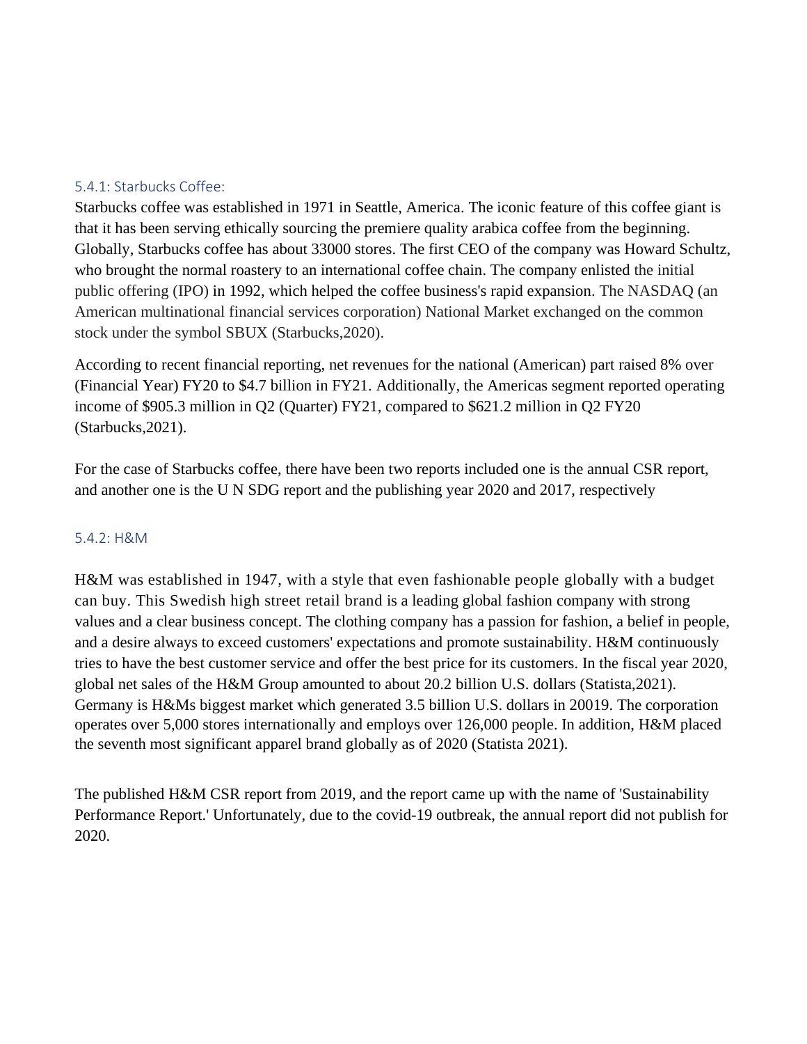### 5.4.1: Starbucks Coffee:

Starbucks coffee was established in 1971 in Seattle, America. The iconic feature of this coffee giant is that it has been serving ethically sourcing the premiere quality arabica coffee from the beginning. Globally, Starbucks coffee has about 33000 stores. The first CEO of the company was Howard Schultz, who brought the normal roastery to an international coffee chain. The company enlisted the initial public offering (IPO) in 1992, which helped the coffee business's rapid expansion. The NASDAQ (an American multinational financial services corporation) National Market exchanged on the common stock under the symbol SBUX (Starbucks,2020).

According to recent financial reporting, net revenues for the national (American) part raised 8% over (Financial Year) FY20 to $4.7 billion in FY21. Additionally, the Americas segment reported operating income of $905.3 million in Q2 (Quarter) FY21, compared to $621.2 million in Q2 FY20 (Starbucks,2021).

For the case of Starbucks coffee, there have been two reports included one is the annual CSR report, and another one is the U N SDG report and the publishing year 2020 and 2017, respectively

### 5.4.2: H&M

H&M was established in 1947, with a style that even fashionable people globally with a budget can buy. This Swedish high street retail brand is a leading global fashion company with strong values and a clear business concept. The clothing company has a passion for fashion, a belief in people, and a desire always to exceed customers' expectations and promote sustainability. H&M continuously tries to have the best customer service and offer the best price for its customers. In the fiscal year 2020, global net sales of the H&M Group amounted to about 20.2 billion U.S. dollars (Statista,2021). Germany is H&Ms biggest market which generated 3.5 billion U.S. dollars in 20019. The corporation operates over 5,000 stores internationally and employs over 126,000 people. In addition, H&M placed the seventh most significant apparel brand globally as of 2020 (Statista 2021).

The published H&M CSR report from 2019, and the report came up with the name of 'Sustainability Performance Report.' Unfortunately, due to the covid-19 outbreak, the annual report did not publish for 2020.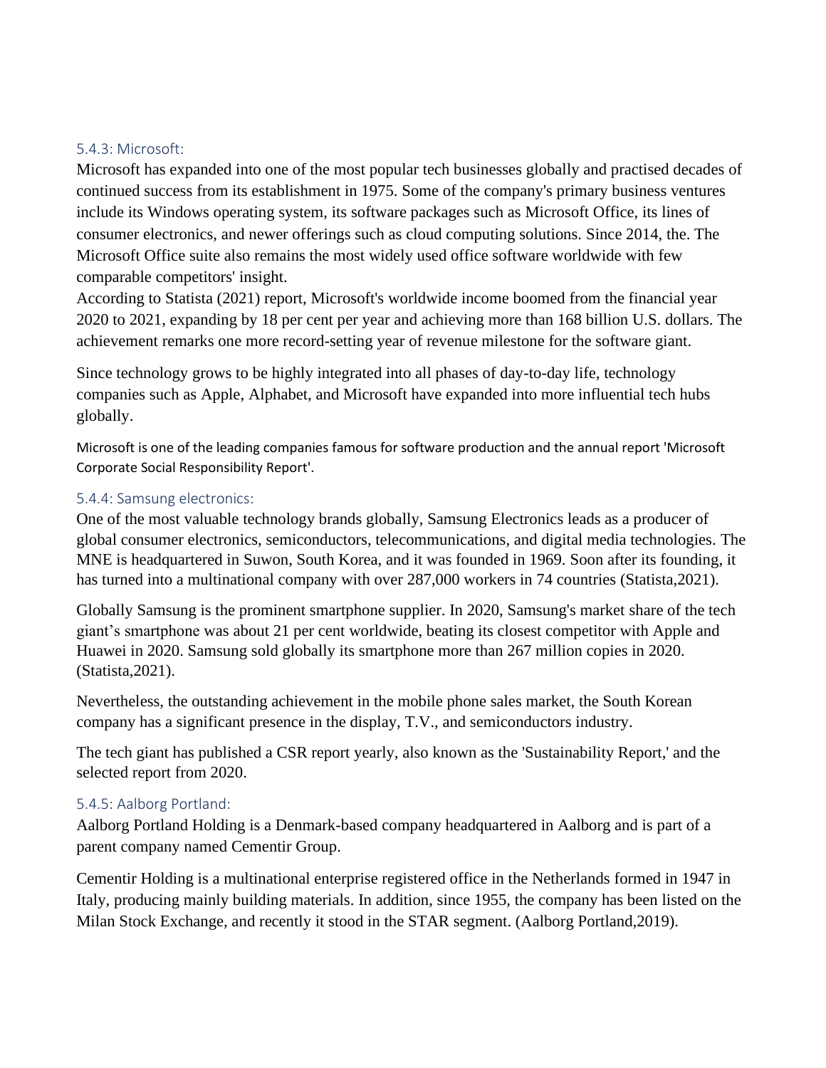### 5.4.3: Microsoft:

Microsoft has expanded into one of the most popular tech businesses globally and practised decades of continued success from its establishment in 1975. Some of the company's primary business ventures include its Windows operating system, its software packages such as Microsoft Office, its lines of consumer electronics, and newer offerings such as cloud computing solutions. Since 2014, the. The Microsoft Office suite also remains the most widely used office software worldwide with few comparable competitors' insight.

According to Statista (2021) report, Microsoft's worldwide income boomed from the financial year 2020 to 2021, expanding by 18 per cent per year and achieving more than 168 billion U.S. dollars. The achievement remarks one more record-setting year of revenue milestone for the software giant.

Since technology grows to be highly integrated into all phases of day-to-day life, technology companies such as Apple, Alphabet, and Microsoft have expanded into more influential tech hubs globally.

Microsoft is one of the leading companies famous for software production and the annual report 'Microsoft Corporate Social Responsibility Report'.

### 5.4.4: Samsung electronics:

One of the most valuable technology brands globally, Samsung Electronics leads as a producer of global consumer electronics, semiconductors, telecommunications, and digital media technologies. The MNE is headquartered in Suwon, South Korea, and it was founded in 1969. Soon after its founding, it has turned into a multinational company with over 287,000 workers in 74 countries (Statista,2021).

Globally Samsung is the prominent smartphone supplier. In 2020, Samsung's market share of the tech giant's smartphone was about 21 per cent worldwide, beating its closest competitor with Apple and Huawei in 2020. Samsung sold globally its smartphone more than 267 million copies in 2020. (Statista,2021).

Nevertheless, the outstanding achievement in the mobile phone sales market, the South Korean company has a significant presence in the display, T.V., and semiconductors industry.

The tech giant has published a CSR report yearly, also known as the 'Sustainability Report,' and the selected report from 2020.

### 5.4.5: Aalborg Portland:

Aalborg Portland Holding is a Denmark-based company headquartered in Aalborg and is part of a parent company named Cementir Group.

Cementir Holding is a multinational enterprise registered office in the Netherlands formed in 1947 in Italy, producing mainly building materials. In addition, since 1955, the company has been listed on the Milan Stock Exchange, and recently it stood in the STAR segment. (Aalborg Portland,2019).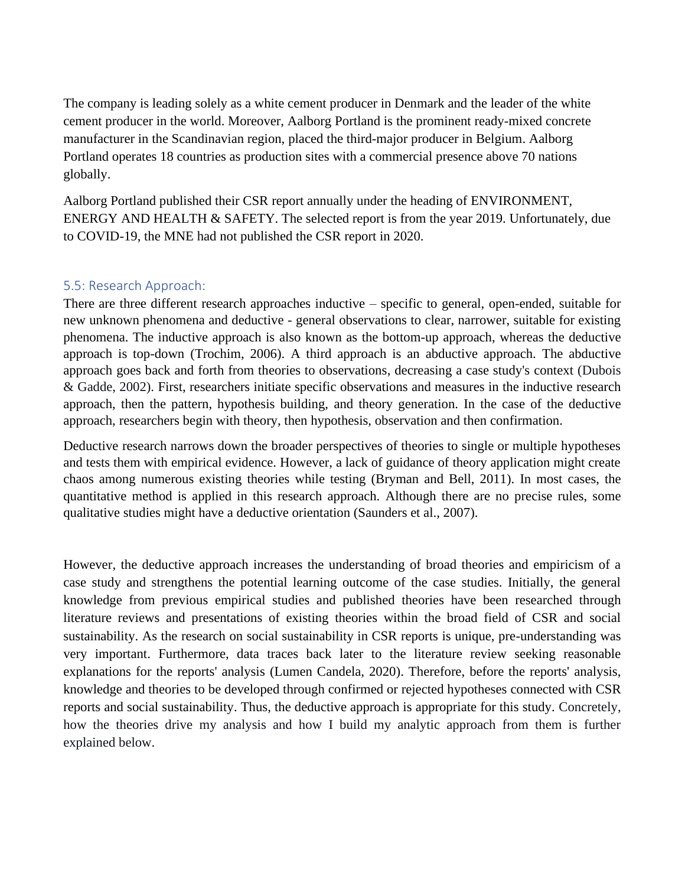The company is leading solely as a white cement producer in Denmark and the leader of the white cement producer in the world. Moreover, Aalborg Portland is the prominent ready-mixed concrete manufacturer in the Scandinavian region, placed the third-major producer in Belgium. Aalborg Portland operates 18 countries as production sites with a commercial presence above 70 nations globally.

Aalborg Portland published their CSR report annually under the heading of ENVIRONMENT, ENERGY AND HEALTH & SAFETY. The selected report is from the year 2019. Unfortunately, due to COVID-19, the MNE had not published the CSR report in 2020.

### 5.5: Research Approach:

There are three different research approaches inductive – specific to general, open-ended, suitable for new unknown phenomena and deductive - general observations to clear, narrower, suitable for existing phenomena. The inductive approach is also known as the bottom-up approach, whereas the deductive approach is top-down (Trochim, 2006). A third approach is an abductive approach. The abductive approach goes back and forth from theories to observations, decreasing a case study's context (Dubois & Gadde, 2002). First, researchers initiate specific observations and measures in the inductive research approach, then the pattern, hypothesis building, and theory generation. In the case of the deductive approach, researchers begin with theory, then hypothesis, observation and then confirmation.

Deductive research narrows down the broader perspectives of theories to single or multiple hypotheses and tests them with empirical evidence. However, a lack of guidance of theory application might create chaos among numerous existing theories while testing (Bryman and Bell, 2011). In most cases, the quantitative method is applied in this research approach. Although there are no precise rules, some qualitative studies might have a deductive orientation (Saunders et al., 2007).

However, the deductive approach increases the understanding of broad theories and empiricism of a case study and strengthens the potential learning outcome of the case studies. Initially, the general knowledge from previous empirical studies and published theories have been researched through literature reviews and presentations of existing theories within the broad field of CSR and social sustainability. As the research on social sustainability in CSR reports is unique, pre-understanding was very important. Furthermore, data traces back later to the literature review seeking reasonable explanations for the reports' analysis (Lumen Candela, 2020). Therefore, before the reports' analysis, knowledge and theories to be developed through confirmed or rejected hypotheses connected with CSR reports and social sustainability. Thus, the deductive approach is appropriate for this study. Concretely, how the theories drive my analysis and how I build my analytic approach from them is further explained below.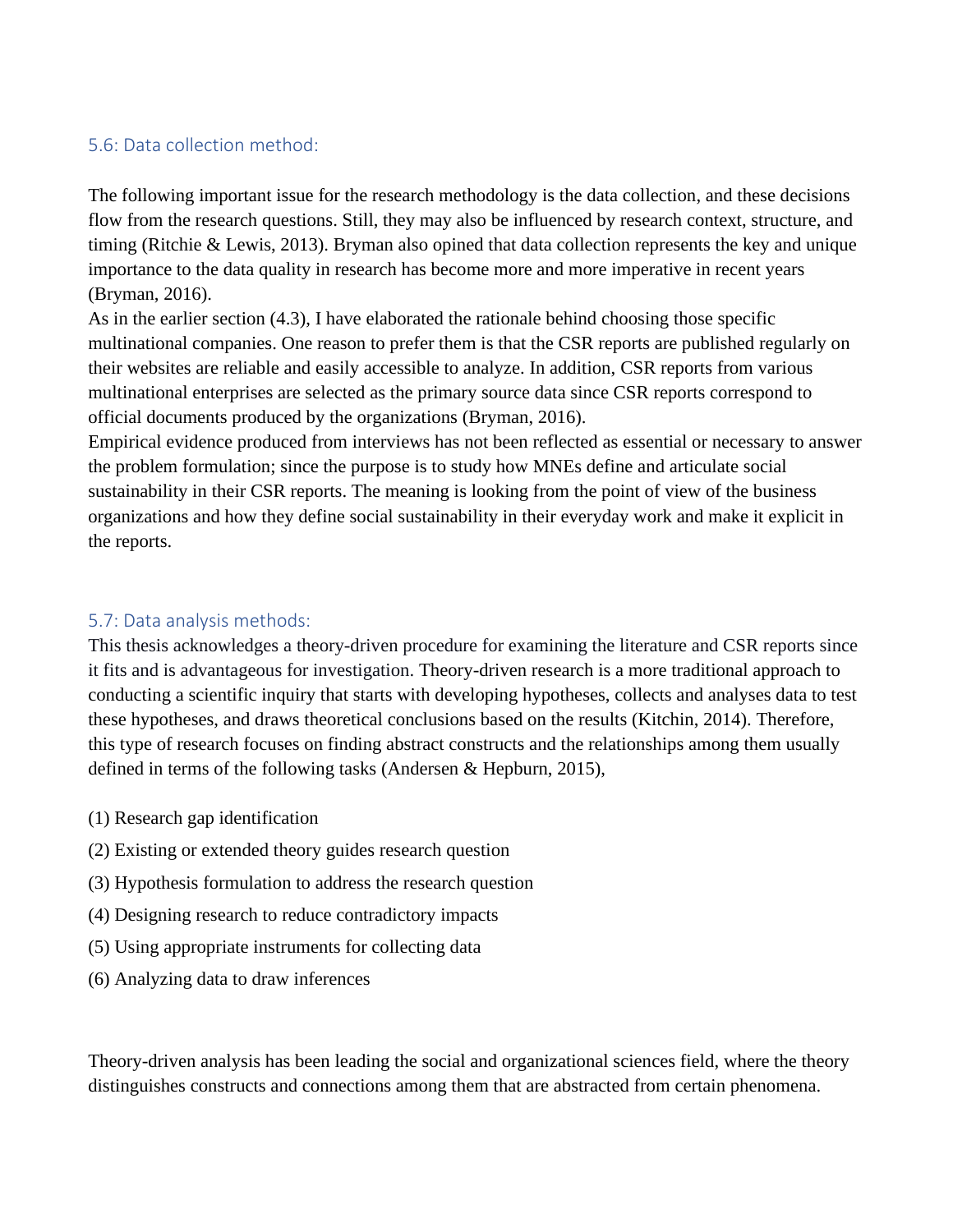### 5.6: Data collection method:

The following important issue for the research methodology is the data collection, and these decisions flow from the research questions. Still, they may also be influenced by research context, structure, and timing (Ritchie & Lewis, 2013). Bryman also opined that data collection represents the key and unique importance to the data quality in research has become more and more imperative in recent years (Bryman, 2016).

As in the earlier section (4.3), I have elaborated the rationale behind choosing those specific multinational companies. One reason to prefer them is that the CSR reports are published regularly on their websites are reliable and easily accessible to analyze. In addition, CSR reports from various multinational enterprises are selected as the primary source data since CSR reports correspond to official documents produced by the organizations (Bryman, 2016).

Empirical evidence produced from interviews has not been reflected as essential or necessary to answer the problem formulation; since the purpose is to study how MNEs define and articulate social sustainability in their CSR reports. The meaning is looking from the point of view of the business organizations and how they define social sustainability in their everyday work and make it explicit in the reports.

### 5.7: Data analysis methods:

This thesis acknowledges a theory-driven procedure for examining the literature and CSR reports since it fits and is advantageous for investigation. Theory-driven research is a more traditional approach to conducting a scientific inquiry that starts with developing hypotheses, collects and analyses data to test these hypotheses, and draws theoretical conclusions based on the results (Kitchin, 2014). Therefore, this type of research focuses on finding abstract constructs and the relationships among them usually defined in terms of the following tasks (Andersen & Hepburn, 2015),

(1) Research gap identification

(2) Existing or extended theory guides research question

(3) Hypothesis formulation to address the research question

(4) Designing research to reduce contradictory impacts

(5) Using appropriate instruments for collecting data

(6) Analyzing data to draw inferences

Theory-driven analysis has been leading the social and organizational sciences field, where the theory distinguishes constructs and connections among them that are abstracted from certain phenomena.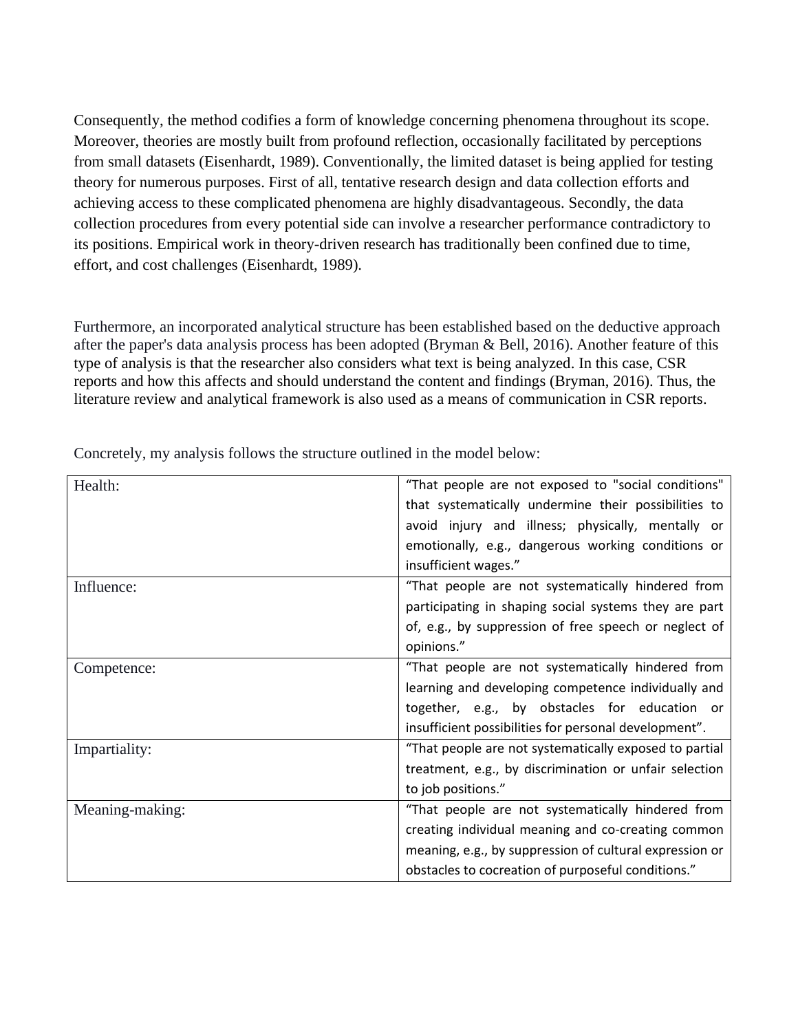Consequently, the method codifies a form of knowledge concerning phenomena throughout its scope. Moreover, theories are mostly built from profound reflection, occasionally facilitated by perceptions from small datasets (Eisenhardt, 1989). Conventionally, the limited dataset is being applied for testing theory for numerous purposes. First of all, tentative research design and data collection efforts and achieving access to these complicated phenomena are highly disadvantageous. Secondly, the data collection procedures from every potential side can involve a researcher performance contradictory to its positions. Empirical work in theory-driven research has traditionally been confined due to time, effort, and cost challenges (Eisenhardt, 1989).

Furthermore, an incorporated analytical structure has been established based on the deductive approach after the paper's data analysis process has been adopted (Bryman & Bell, 2016). Another feature of this type of analysis is that the researcher also considers what text is being analyzed. In this case, CSR reports and how this affects and should understand the content and findings (Bryman, 2016). Thus, the literature review and analytical framework is also used as a means of communication in CSR reports.

Concretely, my analysis follows the structure outlined in the model below:

| | |
|---|---|
| Health: | "That people are not exposed to "social conditions" that systematically undermine their possibilities to avoid injury and illness; physically, mentally or emotionally, e.g., dangerous working conditions or insufficient wages." |
| Influence: | "That people are not systematically hindered from participating in shaping social systems they are part of, e.g., by suppression of free speech or neglect of opinions." |
| Competence: | "That people are not systematically hindered from learning and developing competence individually and together, e.g., by obstacles for education or insufficient possibilities for personal development". |
| Impartiality: | "That people are not systematically exposed to partial treatment, e.g., by discrimination or unfair selection to job positions." |
| Meaning-making: | "That people are not systematically hindered from creating individual meaning and co-creating common meaning, e.g., by suppression of cultural expression or obstacles to cocreation of purposeful conditions." |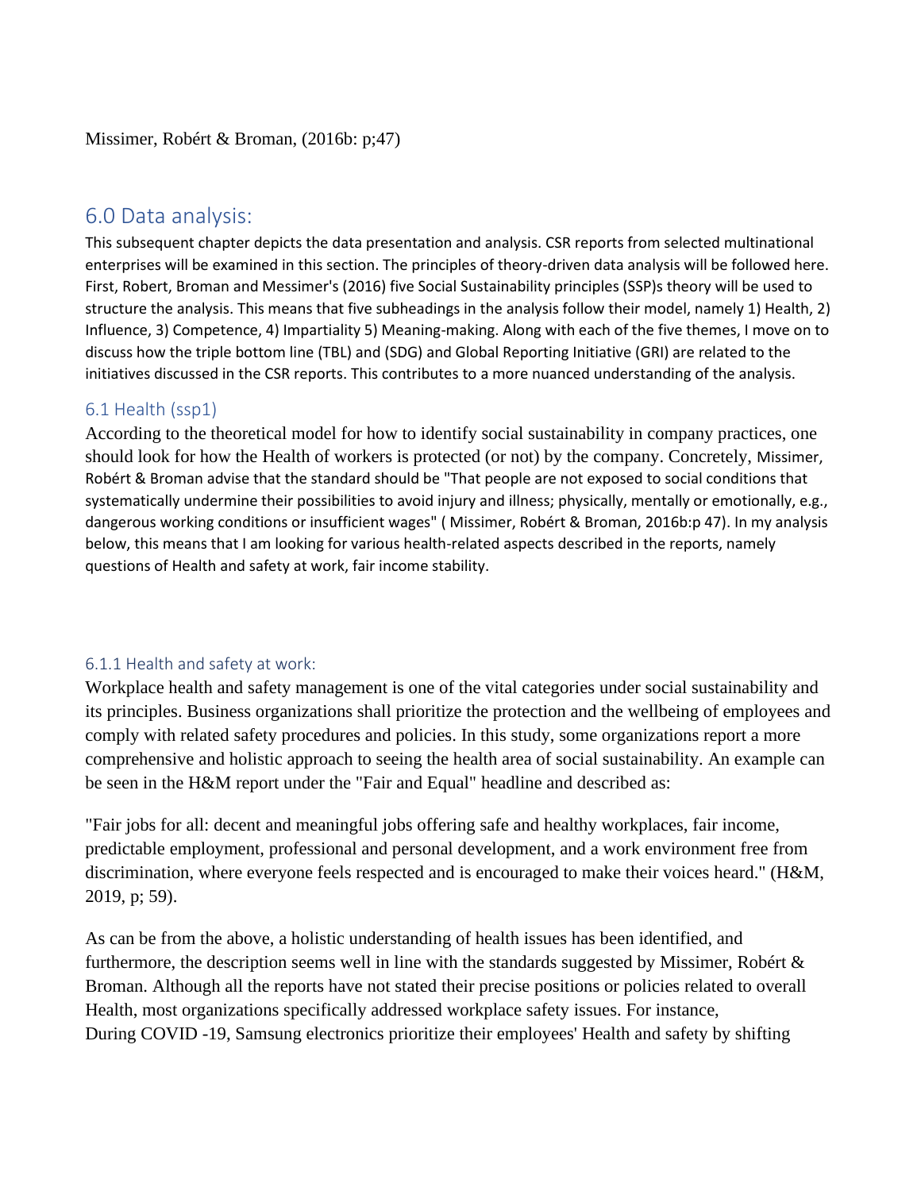Missimer, Robért & Broman, (2016b: p;47)

## 6.0 Data analysis:

This subsequent chapter depicts the data presentation and analysis. CSR reports from selected multinational enterprises will be examined in this section. The principles of theory-driven data analysis will be followed here. First, Robert, Broman and Messimer's (2016) five Social Sustainability principles (SSP)s theory will be used to structure the analysis. This means that five subheadings in the analysis follow their model, namely 1) Health, 2) Influence, 3) Competence, 4) Impartiality 5) Meaning-making. Along with each of the five themes, I move on to discuss how the triple bottom line (TBL) and (SDG) and Global Reporting Initiative (GRI) are related to the initiatives discussed in the CSR reports. This contributes to a more nuanced understanding of the analysis.

### 6.1 Health (ssp1)

According to the theoretical model for how to identify social sustainability in company practices, one should look for how the Health of workers is protected (or not) by the company. Concretely, Missimer, Robért & Broman advise that the standard should be "That people are not exposed to social conditions that systematically undermine their possibilities to avoid injury and illness; physically, mentally or emotionally, e.g., dangerous working conditions or insufficient wages" ( Missimer, Robért & Broman, 2016b:p 47). In my analysis below, this means that I am looking for various health-related aspects described in the reports, namely questions of Health and safety at work, fair income stability.

#### 6.1.1 Health and safety at work:

Workplace health and safety management is one of the vital categories under social sustainability and its principles. Business organizations shall prioritize the protection and the wellbeing of employees and comply with related safety procedures and policies. In this study, some organizations report a more comprehensive and holistic approach to seeing the health area of social sustainability. An example can be seen in the H&M report under the "Fair and Equal" headline and described as:

"Fair jobs for all: decent and meaningful jobs offering safe and healthy workplaces, fair income, predictable employment, professional and personal development, and a work environment free from discrimination, where everyone feels respected and is encouraged to make their voices heard." (H&M, 2019, p; 59).

As can be from the above, a holistic understanding of health issues has been identified, and furthermore, the description seems well in line with the standards suggested by Missimer, Robért & Broman. Although all the reports have not stated their precise positions or policies related to overall Health, most organizations specifically addressed workplace safety issues. For instance, During COVID -19, Samsung electronics prioritize their employees' Health and safety by shifting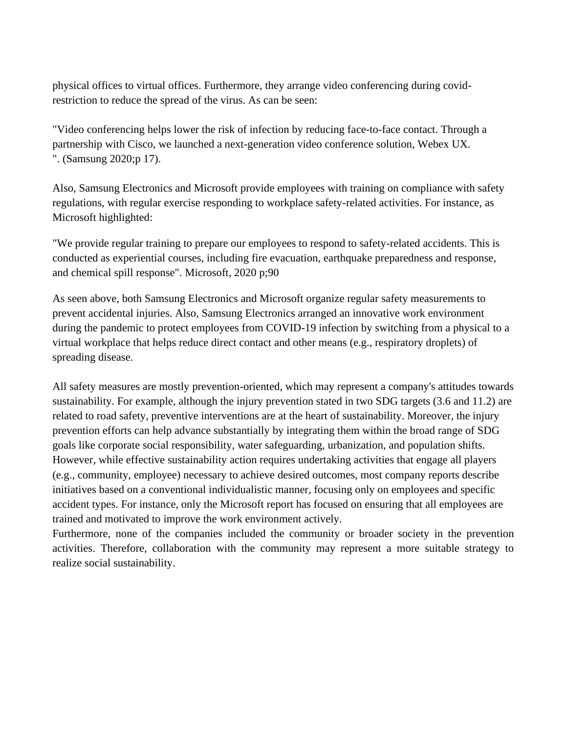physical offices to virtual offices. Furthermore, they arrange video conferencing during covid-restriction to reduce the spread of the virus. As can be seen:

"Video conferencing helps lower the risk of infection by reducing face-to-face contact. Through a partnership with Cisco, we launched a next-generation video conference solution, Webex UX. ". (Samsung 2020;p 17).

Also, Samsung Electronics and Microsoft provide employees with training on compliance with safety regulations, with regular exercise responding to workplace safety-related activities. For instance, as Microsoft highlighted:

"We provide regular training to prepare our employees to respond to safety-related accidents. This is conducted as experiential courses, including fire evacuation, earthquake preparedness and response, and chemical spill response". Microsoft, 2020 p;90

As seen above, both Samsung Electronics and Microsoft organize regular safety measurements to prevent accidental injuries. Also, Samsung Electronics arranged an innovative work environment during the pandemic to protect employees from COVID-19 infection by switching from a physical to a virtual workplace that helps reduce direct contact and other means (e.g., respiratory droplets) of spreading disease.

All safety measures are mostly prevention-oriented, which may represent a company's attitudes towards sustainability. For example, although the injury prevention stated in two SDG targets (3.6 and 11.2) are related to road safety, preventive interventions are at the heart of sustainability. Moreover, the injury prevention efforts can help advance substantially by integrating them within the broad range of SDG goals like corporate social responsibility, water safeguarding, urbanization, and population shifts. However, while effective sustainability action requires undertaking activities that engage all players (e.g., community, employee) necessary to achieve desired outcomes, most company reports describe initiatives based on a conventional individualistic manner, focusing only on employees and specific accident types. For instance, only the Microsoft report has focused on ensuring that all employees are trained and motivated to improve the work environment actively.
Furthermore, none of the companies included the community or broader society in the prevention activities. Therefore, collaboration with the community may represent a more suitable strategy to realize social sustainability.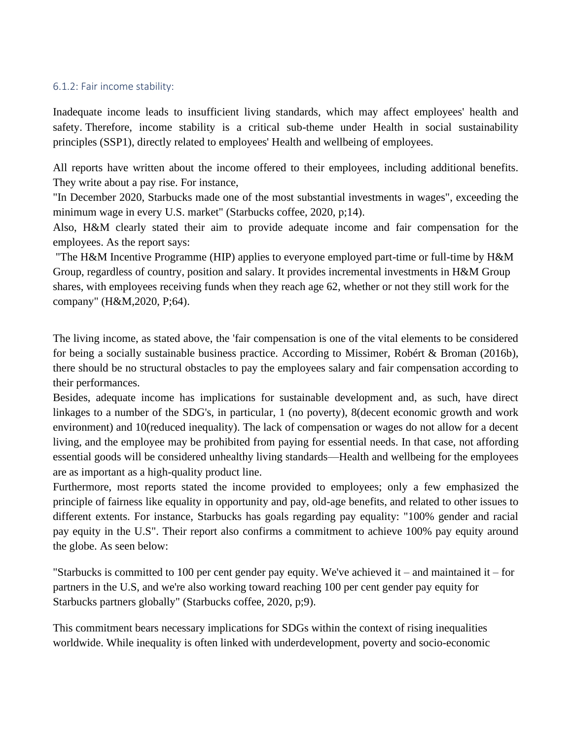### 6.1.2: Fair income stability:

Inadequate income leads to insufficient living standards, which may affect employees' health and safety. Therefore, income stability is a critical sub-theme under Health in social sustainability principles (SSP1), directly related to employees' Health and wellbeing of employees.

All reports have written about the income offered to their employees, including additional benefits. They write about a pay rise. For instance,
"In December 2020, Starbucks made one of the most substantial investments in wages", exceeding the minimum wage in every U.S. market" (Starbucks coffee, 2020, p;14).
Also, H&M clearly stated their aim to provide adequate income and fair compensation for the employees. As the report says:
"The H&M Incentive Programme (HIP) applies to everyone employed part-time or full-time by H&M Group, regardless of country, position and salary. It provides incremental investments in H&M Group shares, with employees receiving funds when they reach age 62, whether or not they still work for the company" (H&M,2020, P;64).

The living income, as stated above, the 'fair compensation is one of the vital elements to be considered for being a socially sustainable business practice. According to Missimer, Robért & Broman (2016b), there should be no structural obstacles to pay the employees salary and fair compensation according to their performances.
Besides, adequate income has implications for sustainable development and, as such, have direct linkages to a number of the SDG's, in particular, 1 (no poverty), 8(decent economic growth and work environment) and 10(reduced inequality). The lack of compensation or wages do not allow for a decent living, and the employee may be prohibited from paying for essential needs. In that case, not affording essential goods will be considered unhealthy living standards—Health and wellbeing for the employees are as important as a high-quality product line.
Furthermore, most reports stated the income provided to employees; only a few emphasized the principle of fairness like equality in opportunity and pay, old-age benefits, and related to other issues to different extents. For instance, Starbucks has goals regarding pay equality: "100% gender and racial pay equity in the U.S". Their report also confirms a commitment to achieve 100% pay equity around the globe. As seen below:

"Starbucks is committed to 100 per cent gender pay equity. We've achieved it – and maintained it – for partners in the U.S, and we're also working toward reaching 100 per cent gender pay equity for Starbucks partners globally" (Starbucks coffee, 2020, p;9).

This commitment bears necessary implications for SDGs within the context of rising inequalities worldwide. While inequality is often linked with underdevelopment, poverty and socio-economic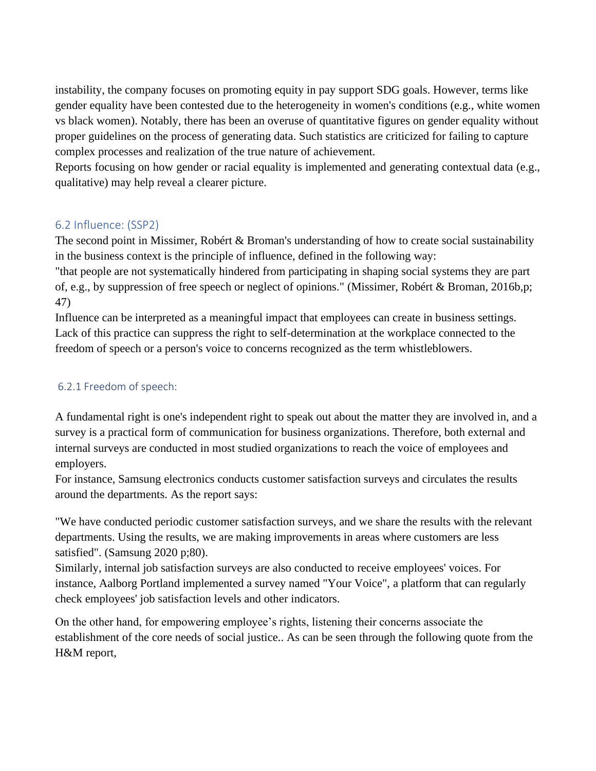instability, the company focuses on promoting equity in pay support SDG goals. However, terms like gender equality have been contested due to the heterogeneity in women's conditions (e.g., white women vs black women). Notably, there has been an overuse of quantitative figures on gender equality without proper guidelines on the process of generating data. Such statistics are criticized for failing to capture complex processes and realization of the true nature of achievement.

Reports focusing on how gender or racial equality is implemented and generating contextual data (e.g., qualitative) may help reveal a clearer picture.

## 6.2 Influence: (SSP2)

The second point in Missimer, Robért & Broman's understanding of how to create social sustainability in the business context is the principle of influence, defined in the following way:

"that people are not systematically hindered from participating in shaping social systems they are part of, e.g., by suppression of free speech or neglect of opinions." (Missimer, Robért & Broman, 2016b,p; 47)

Influence can be interpreted as a meaningful impact that employees can create in business settings. Lack of this practice can suppress the right to self-determination at the workplace connected to the freedom of speech or a person's voice to concerns recognized as the term whistleblowers.

### 6.2.1 Freedom of speech:

A fundamental right is one's independent right to speak out about the matter they are involved in, and a survey is a practical form of communication for business organizations. Therefore, both external and internal surveys are conducted in most studied organizations to reach the voice of employees and employers.

For instance, Samsung electronics conducts customer satisfaction surveys and circulates the results around the departments. As the report says:

"We have conducted periodic customer satisfaction surveys, and we share the results with the relevant departments. Using the results, we are making improvements in areas where customers are less satisfied". (Samsung 2020 p;80).

Similarly, internal job satisfaction surveys are also conducted to receive employees' voices. For instance, Aalborg Portland implemented a survey named "Your Voice", a platform that can regularly check employees' job satisfaction levels and other indicators.

On the other hand, for empowering employee's rights, listening their concerns associate the establishment of the core needs of social justice.. As can be seen through the following quote from the H&M report,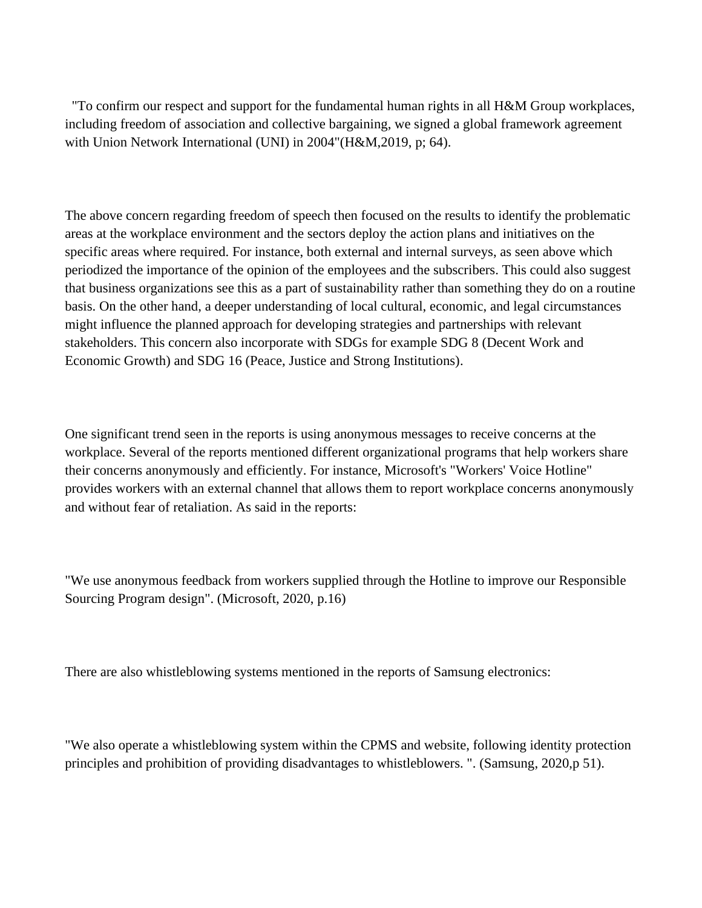"To confirm our respect and support for the fundamental human rights in all H&M Group workplaces, including freedom of association and collective bargaining, we signed a global framework agreement with Union Network International (UNI) in 2004"(H&M,2019, p; 64).

The above concern regarding freedom of speech then focused on the results to identify the problematic areas at the workplace environment and the sectors deploy the action plans and initiatives on the specific areas where required. For instance, both external and internal surveys, as seen above which periodized the importance of the opinion of the employees and the subscribers. This could also suggest that business organizations see this as a part of sustainability rather than something they do on a routine basis. On the other hand, a deeper understanding of local cultural, economic, and legal circumstances might influence the planned approach for developing strategies and partnerships with relevant stakeholders. This concern also incorporate with SDGs for example SDG 8 (Decent Work and Economic Growth) and SDG 16 (Peace, Justice and Strong Institutions).

One significant trend seen in the reports is using anonymous messages to receive concerns at the workplace. Several of the reports mentioned different organizational programs that help workers share their concerns anonymously and efficiently. For instance, Microsoft's "Workers' Voice Hotline" provides workers with an external channel that allows them to report workplace concerns anonymously and without fear of retaliation. As said in the reports:

"We use anonymous feedback from workers supplied through the Hotline to improve our Responsible Sourcing Program design". (Microsoft, 2020, p.16)

There are also whistleblowing systems mentioned in the reports of Samsung electronics:

"We also operate a whistleblowing system within the CPMS and website, following identity protection principles and prohibition of providing disadvantages to whistleblowers. ". (Samsung, 2020,p 51).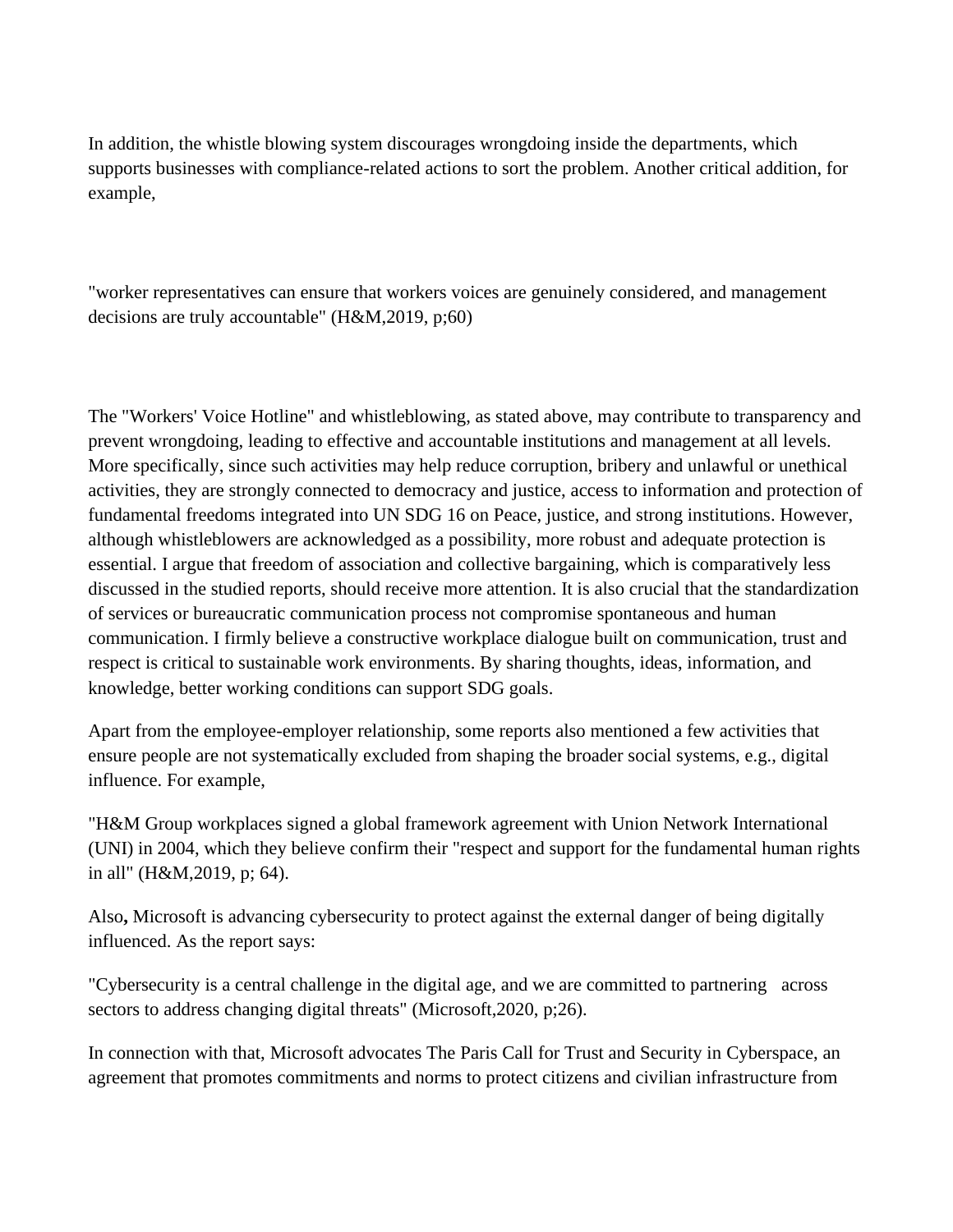In addition, the whistle blowing system discourages wrongdoing inside the departments, which supports businesses with compliance-related actions to sort the problem. Another critical addition, for example,

"worker representatives can ensure that workers voices are genuinely considered, and management decisions are truly accountable" (H&M,2019, p;60)

The "Workers' Voice Hotline" and whistleblowing, as stated above, may contribute to transparency and prevent wrongdoing, leading to effective and accountable institutions and management at all levels. More specifically, since such activities may help reduce corruption, bribery and unlawful or unethical activities, they are strongly connected to democracy and justice, access to information and protection of fundamental freedoms integrated into UN SDG 16 on Peace, justice, and strong institutions. However, although whistleblowers are acknowledged as a possibility, more robust and adequate protection is essential. I argue that freedom of association and collective bargaining, which is comparatively less discussed in the studied reports, should receive more attention. It is also crucial that the standardization of services or bureaucratic communication process not compromise spontaneous and human communication. I firmly believe a constructive workplace dialogue built on communication, trust and respect is critical to sustainable work environments. By sharing thoughts, ideas, information, and knowledge, better working conditions can support SDG goals.

Apart from the employee-employer relationship, some reports also mentioned a few activities that ensure people are not systematically excluded from shaping the broader social systems, e.g., digital influence. For example,

"H&M Group workplaces signed a global framework agreement with Union Network International (UNI) in 2004, which they believe confirm their "respect and support for the fundamental human rights in all" (H&M,2019, p; 64).

Also**,** Microsoft is advancing cybersecurity to protect against the external danger of being digitally influenced. As the report says:

"Cybersecurity is a central challenge in the digital age, and we are committed to partnering across sectors to address changing digital threats" (Microsoft,2020, p;26).

In connection with that, Microsoft advocates The Paris Call for Trust and Security in Cyberspace, an agreement that promotes commitments and norms to protect citizens and civilian infrastructure from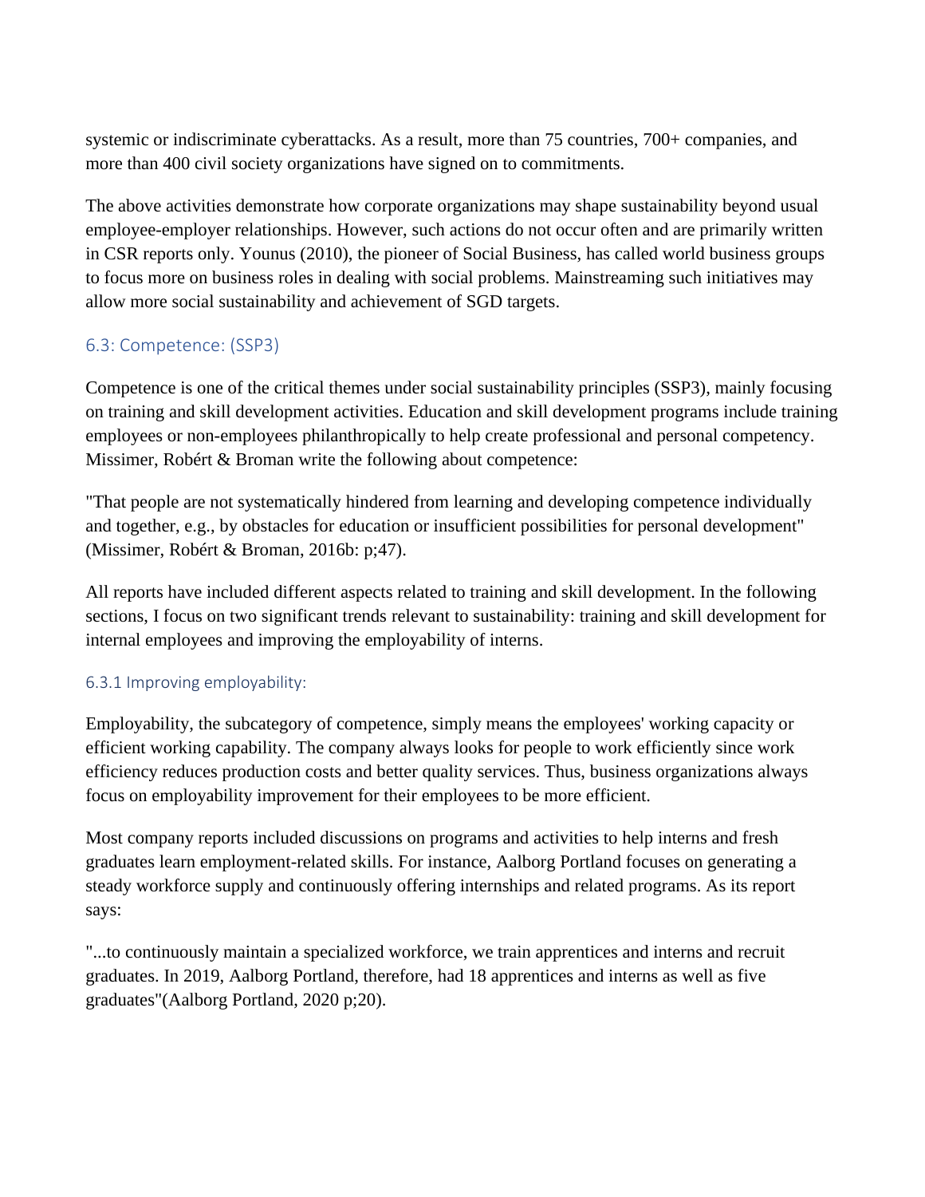systemic or indiscriminate cyberattacks. As a result, more than 75 countries, 700+ companies, and more than 400 civil society organizations have signed on to commitments.

The above activities demonstrate how corporate organizations may shape sustainability beyond usual employee-employer relationships. However, such actions do not occur often and are primarily written in CSR reports only. Younus (2010), the pioneer of Social Business, has called world business groups to focus more on business roles in dealing with social problems. Mainstreaming such initiatives may allow more social sustainability and achievement of SGD targets.

### 6.3: Competence: (SSP3)

Competence is one of the critical themes under social sustainability principles (SSP3), mainly focusing on training and skill development activities. Education and skill development programs include training employees or non-employees philanthropically to help create professional and personal competency. Missimer, Robért & Broman write the following about competence:

"That people are not systematically hindered from learning and developing competence individually and together, e.g., by obstacles for education or insufficient possibilities for personal development" (Missimer, Robért & Broman, 2016b: p;47).

All reports have included different aspects related to training and skill development. In the following sections, I focus on two significant trends relevant to sustainability: training and skill development for internal employees and improving the employability of interns.

#### 6.3.1 Improving employability:

Employability, the subcategory of competence, simply means the employees' working capacity or efficient working capability. The company always looks for people to work efficiently since work efficiency reduces production costs and better quality services. Thus, business organizations always focus on employability improvement for their employees to be more efficient.

Most company reports included discussions on programs and activities to help interns and fresh graduates learn employment-related skills. For instance, Aalborg Portland focuses on generating a steady workforce supply and continuously offering internships and related programs. As its report says:

"...to continuously maintain a specialized workforce, we train apprentices and interns and recruit graduates. In 2019, Aalborg Portland, therefore, had 18 apprentices and interns as well as five graduates"(Aalborg Portland, 2020 p;20).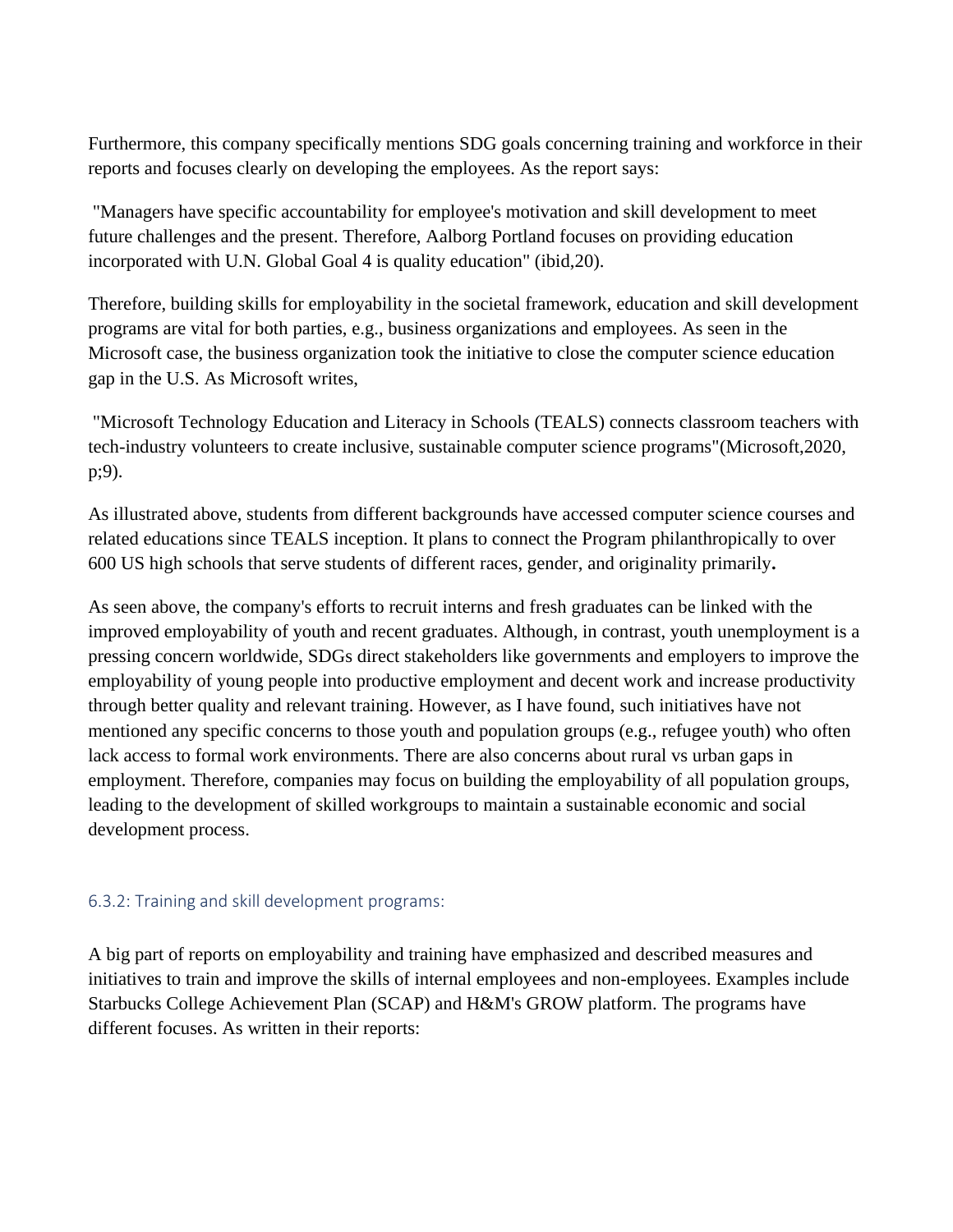Furthermore, this company specifically mentions SDG goals concerning training and workforce in their reports and focuses clearly on developing the employees. As the report says:

"Managers have specific accountability for employee's motivation and skill development to meet future challenges and the present. Therefore, Aalborg Portland focuses on providing education incorporated with U.N. Global Goal 4 is quality education" (ibid,20).

Therefore, building skills for employability in the societal framework, education and skill development programs are vital for both parties, e.g., business organizations and employees. As seen in the Microsoft case, the business organization took the initiative to close the computer science education gap in the U.S. As Microsoft writes,

"Microsoft Technology Education and Literacy in Schools (TEALS) connects classroom teachers with tech-industry volunteers to create inclusive, sustainable computer science programs"(Microsoft,2020, p;9).

As illustrated above, students from different backgrounds have accessed computer science courses and related educations since TEALS inception. It plans to connect the Program philanthropically to over 600 US high schools that serve students of different races, gender, and originality primarily**.**

As seen above, the company's efforts to recruit interns and fresh graduates can be linked with the improved employability of youth and recent graduates. Although, in contrast, youth unemployment is a pressing concern worldwide, SDGs direct stakeholders like governments and employers to improve the employability of young people into productive employment and decent work and increase productivity through better quality and relevant training. However, as I have found, such initiatives have not mentioned any specific concerns to those youth and population groups (e.g., refugee youth) who often lack access to formal work environments. There are also concerns about rural vs urban gaps in employment. Therefore, companies may focus on building the employability of all population groups, leading to the development of skilled workgroups to maintain a sustainable economic and social development process.

### 6.3.2: Training and skill development programs:

A big part of reports on employability and training have emphasized and described measures and initiatives to train and improve the skills of internal employees and non-employees. Examples include Starbucks College Achievement Plan (SCAP) and H&M's GROW platform. The programs have different focuses. As written in their reports: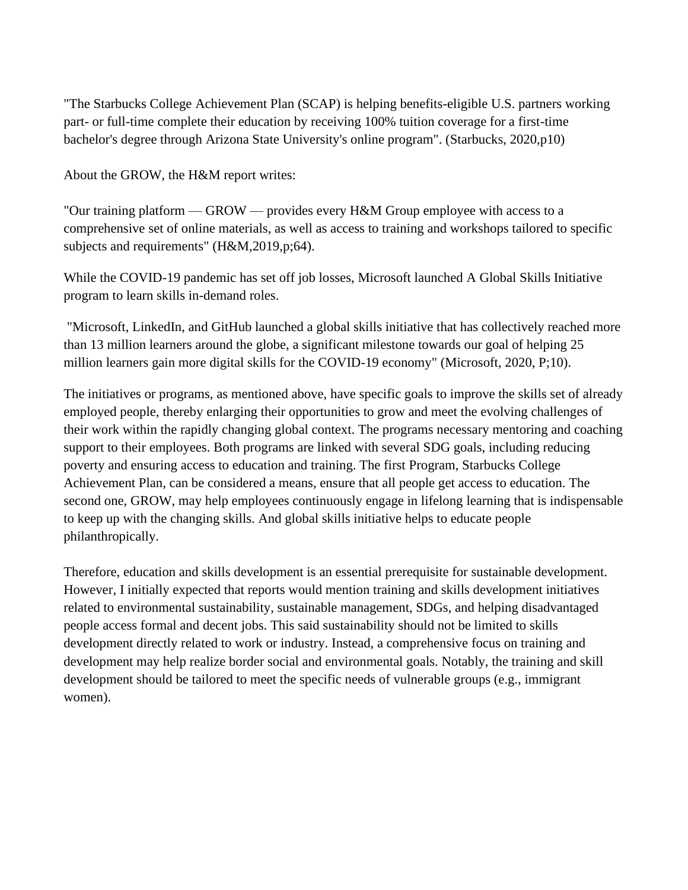"The Starbucks College Achievement Plan (SCAP) is helping benefits-eligible U.S. partners working part- or full-time complete their education by receiving 100% tuition coverage for a first-time bachelor's degree through Arizona State University's online program". (Starbucks, 2020,p10)

About the GROW, the H&M report writes:

"Our training platform — GROW — provides every H&M Group employee with access to a comprehensive set of online materials, as well as access to training and workshops tailored to specific subjects and requirements" (H&M,2019,p;64).

While the COVID-19 pandemic has set off job losses, Microsoft launched A Global Skills Initiative program to learn skills in-demand roles.

"Microsoft, LinkedIn, and GitHub launched a global skills initiative that has collectively reached more than 13 million learners around the globe, a significant milestone towards our goal of helping 25 million learners gain more digital skills for the COVID-19 economy" (Microsoft, 2020, P;10).

The initiatives or programs, as mentioned above, have specific goals to improve the skills set of already employed people, thereby enlarging their opportunities to grow and meet the evolving challenges of their work within the rapidly changing global context. The programs necessary mentoring and coaching support to their employees. Both programs are linked with several SDG goals, including reducing poverty and ensuring access to education and training. The first Program, Starbucks College Achievement Plan, can be considered a means, ensure that all people get access to education. The second one, GROW, may help employees continuously engage in lifelong learning that is indispensable to keep up with the changing skills. And global skills initiative helps to educate people philanthropically.

Therefore, education and skills development is an essential prerequisite for sustainable development. However, I initially expected that reports would mention training and skills development initiatives related to environmental sustainability, sustainable management, SDGs, and helping disadvantaged people access formal and decent jobs. This said sustainability should not be limited to skills development directly related to work or industry. Instead, a comprehensive focus on training and development may help realize border social and environmental goals. Notably, the training and skill development should be tailored to meet the specific needs of vulnerable groups (e.g., immigrant women).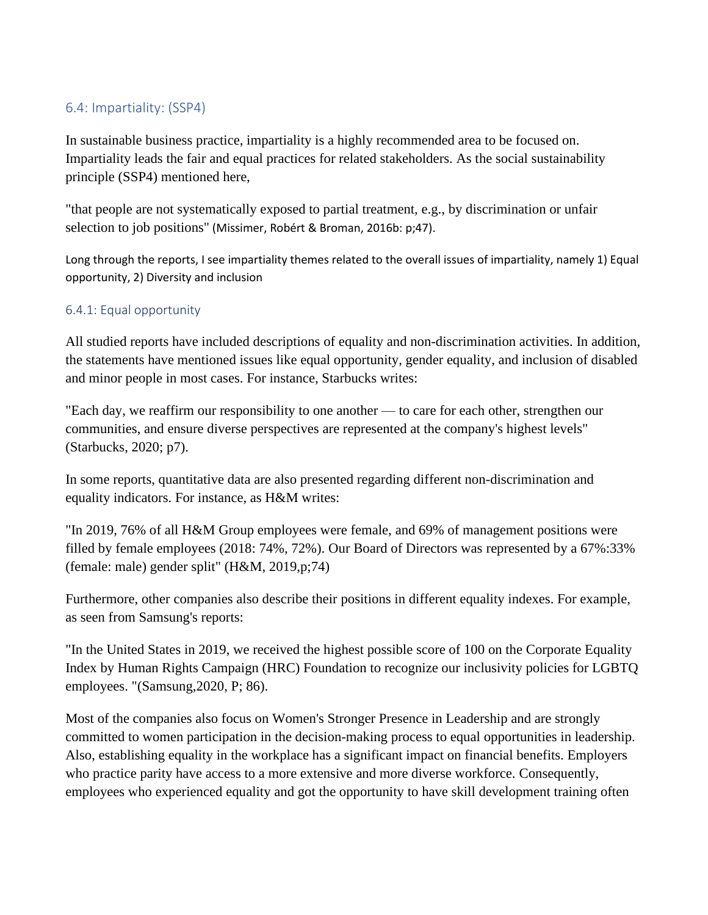### 6.4: Impartiality: (SSP4)

In sustainable business practice, impartiality is a highly recommended area to be focused on. Impartiality leads the fair and equal practices for related stakeholders. As the social sustainability principle (SSP4) mentioned here,

"that people are not systematically exposed to partial treatment, e.g., by discrimination or unfair selection to job positions" (Missimer, Robért & Broman, 2016b: p;47).

Long through the reports, I see impartiality themes related to the overall issues of impartiality, namely 1) Equal opportunity, 2) Diversity and inclusion

#### 6.4.1: Equal opportunity

All studied reports have included descriptions of equality and non-discrimination activities. In addition, the statements have mentioned issues like equal opportunity, gender equality, and inclusion of disabled and minor people in most cases. For instance, Starbucks writes:

"Each day, we reaffirm our responsibility to one another — to care for each other, strengthen our communities, and ensure diverse perspectives are represented at the company's highest levels" (Starbucks, 2020; p7).

In some reports, quantitative data are also presented regarding different non-discrimination and equality indicators. For instance, as H&M writes:

"In 2019, 76% of all H&M Group employees were female, and 69% of management positions were filled by female employees (2018: 74%, 72%). Our Board of Directors was represented by a 67%:33% (female: male) gender split" (H&M, 2019,p;74)

Furthermore, other companies also describe their positions in different equality indexes. For example, as seen from Samsung's reports:

"In the United States in 2019, we received the highest possible score of 100 on the Corporate Equality Index by Human Rights Campaign (HRC) Foundation to recognize our inclusivity policies for LGBTQ employees. "(Samsung,2020, P; 86).

Most of the companies also focus on Women's Stronger Presence in Leadership and are strongly committed to women participation in the decision-making process to equal opportunities in leadership. Also, establishing equality in the workplace has a significant impact on financial benefits. Employers who practice parity have access to a more extensive and more diverse workforce. Consequently, employees who experienced equality and got the opportunity to have skill development training often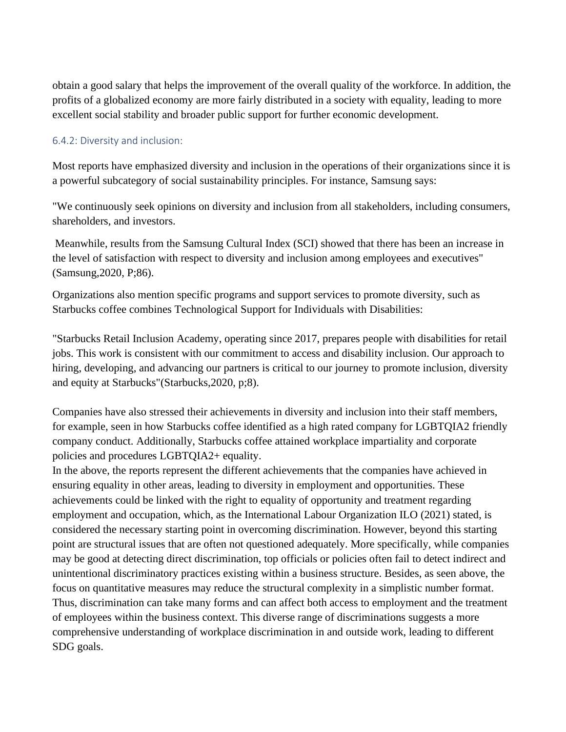obtain a good salary that helps the improvement of the overall quality of the workforce. In addition, the profits of a globalized economy are more fairly distributed in a society with equality, leading to more excellent social stability and broader public support for further economic development.

### 6.4.2: Diversity and inclusion:

Most reports have emphasized diversity and inclusion in the operations of their organizations since it is a powerful subcategory of social sustainability principles. For instance, Samsung says:

"We continuously seek opinions on diversity and inclusion from all stakeholders, including consumers, shareholders, and investors.

Meanwhile, results from the Samsung Cultural Index (SCI) showed that there has been an increase in the level of satisfaction with respect to diversity and inclusion among employees and executives" (Samsung,2020, P;86).

Organizations also mention specific programs and support services to promote diversity, such as Starbucks coffee combines Technological Support for Individuals with Disabilities:

"Starbucks Retail Inclusion Academy, operating since 2017, prepares people with disabilities for retail jobs. This work is consistent with our commitment to access and disability inclusion. Our approach to hiring, developing, and advancing our partners is critical to our journey to promote inclusion, diversity and equity at Starbucks"(Starbucks,2020, p;8).

Companies have also stressed their achievements in diversity and inclusion into their staff members, for example, seen in how Starbucks coffee identified as a high rated company for LGBTQIA2 friendly company conduct. Additionally, Starbucks coffee attained workplace impartiality and corporate policies and procedures LGBTQIA2+ equality.
In the above, the reports represent the different achievements that the companies have achieved in ensuring equality in other areas, leading to diversity in employment and opportunities. These achievements could be linked with the right to equality of opportunity and treatment regarding employment and occupation, which, as the International Labour Organization ILO (2021) stated, is considered the necessary starting point in overcoming discrimination. However, beyond this starting point are structural issues that are often not questioned adequately. More specifically, while companies may be good at detecting direct discrimination, top officials or policies often fail to detect indirect and unintentional discriminatory practices existing within a business structure. Besides, as seen above, the focus on quantitative measures may reduce the structural complexity in a simplistic number format. Thus, discrimination can take many forms and can affect both access to employment and the treatment of employees within the business context. This diverse range of discriminations suggests a more comprehensive understanding of workplace discrimination in and outside work, leading to different SDG goals.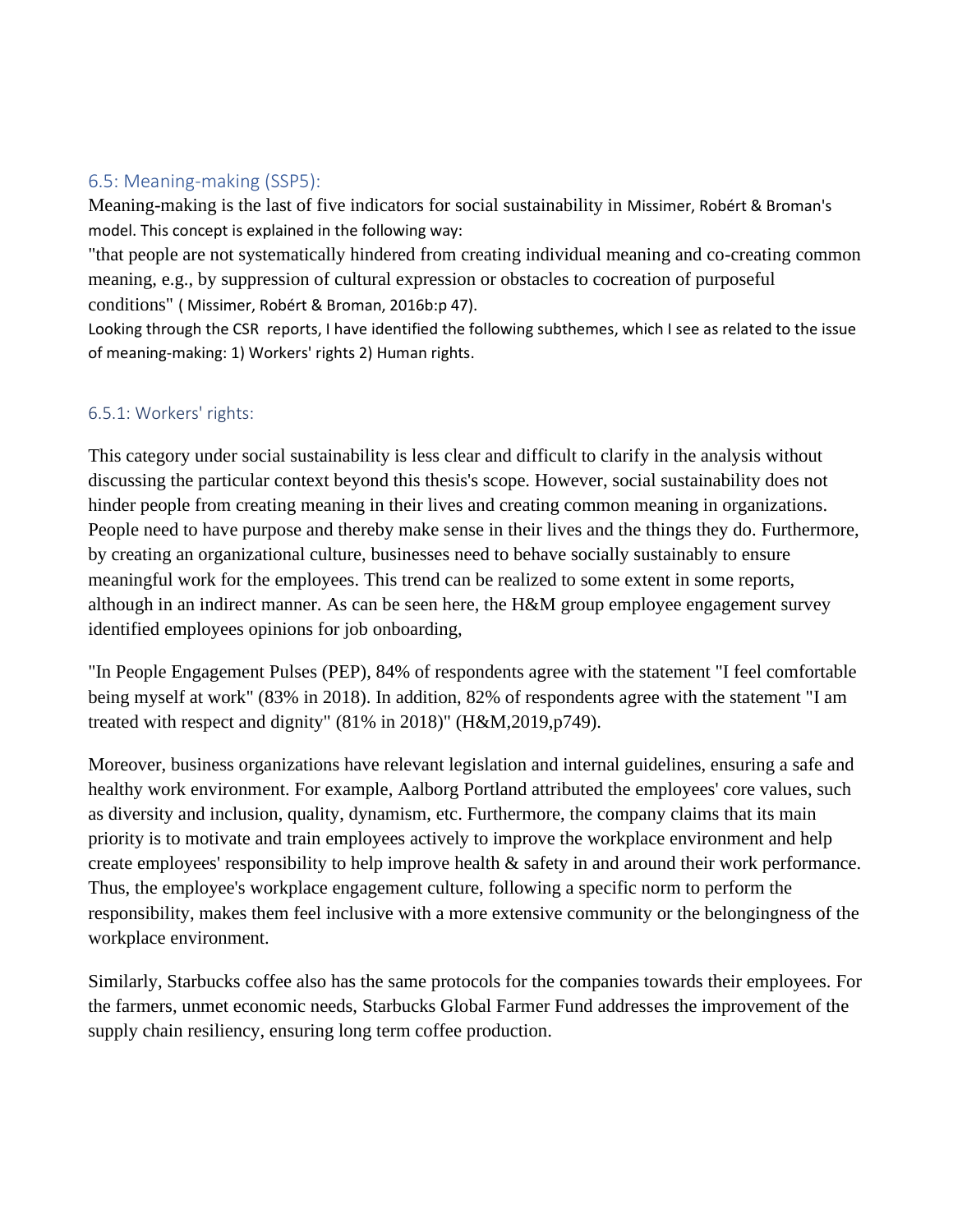### 6.5: Meaning-making (SSP5):

Meaning-making is the last of five indicators for social sustainability in Missimer, Robért & Broman's model. This concept is explained in the following way:

"that people are not systematically hindered from creating individual meaning and co-creating common meaning, e.g., by suppression of cultural expression or obstacles to cocreation of purposeful conditions" ( Missimer, Robért & Broman, 2016b:p 47).

Looking through the CSR reports, I have identified the following subthemes, which I see as related to the issue of meaning-making: 1) Workers' rights 2) Human rights.

#### 6.5.1: Workers' rights:

This category under social sustainability is less clear and difficult to clarify in the analysis without discussing the particular context beyond this thesis's scope. However, social sustainability does not hinder people from creating meaning in their lives and creating common meaning in organizations. People need to have purpose and thereby make sense in their lives and the things they do. Furthermore, by creating an organizational culture, businesses need to behave socially sustainably to ensure meaningful work for the employees. This trend can be realized to some extent in some reports, although in an indirect manner. As can be seen here, the H&M group employee engagement survey identified employees opinions for job onboarding,

"In People Engagement Pulses (PEP), 84% of respondents agree with the statement "I feel comfortable being myself at work" (83% in 2018). In addition, 82% of respondents agree with the statement "I am treated with respect and dignity" (81% in 2018)" (H&M,2019,p749).

Moreover, business organizations have relevant legislation and internal guidelines, ensuring a safe and healthy work environment. For example, Aalborg Portland attributed the employees' core values, such as diversity and inclusion, quality, dynamism, etc. Furthermore, the company claims that its main priority is to motivate and train employees actively to improve the workplace environment and help create employees' responsibility to help improve health & safety in and around their work performance. Thus, the employee's workplace engagement culture, following a specific norm to perform the responsibility, makes them feel inclusive with a more extensive community or the belongingness of the workplace environment.

Similarly, Starbucks coffee also has the same protocols for the companies towards their employees. For the farmers, unmet economic needs, Starbucks Global Farmer Fund addresses the improvement of the supply chain resiliency, ensuring long term coffee production.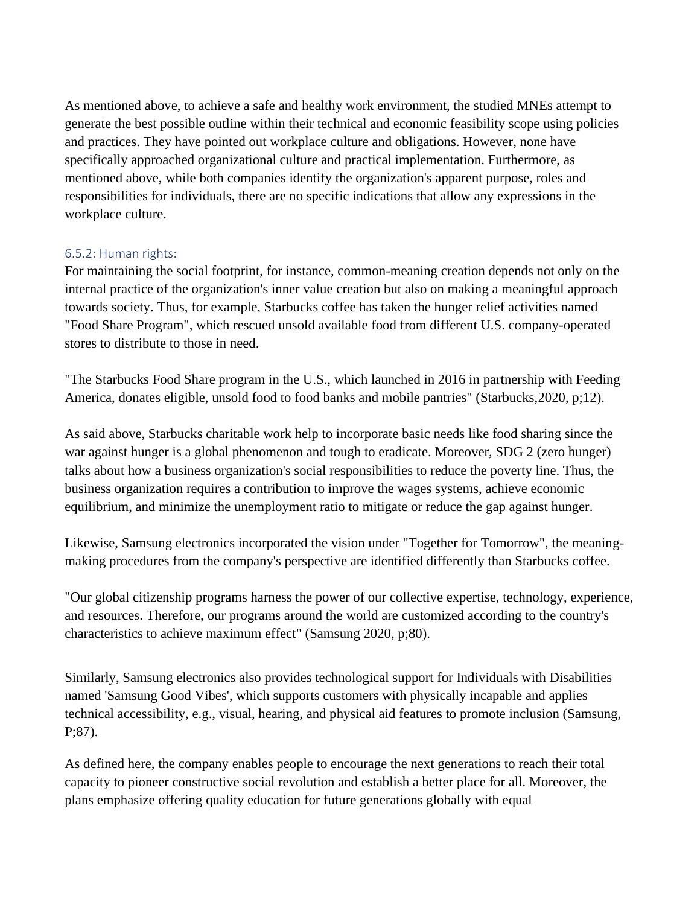As mentioned above, to achieve a safe and healthy work environment, the studied MNEs attempt to generate the best possible outline within their technical and economic feasibility scope using policies and practices. They have pointed out workplace culture and obligations. However, none have specifically approached organizational culture and practical implementation. Furthermore, as mentioned above, while both companies identify the organization's apparent purpose, roles and responsibilities for individuals, there are no specific indications that allow any expressions in the workplace culture.

### 6.5.2: Human rights:

For maintaining the social footprint, for instance, common-meaning creation depends not only on the internal practice of the organization's inner value creation but also on making a meaningful approach towards society. Thus, for example, Starbucks coffee has taken the hunger relief activities named "Food Share Program", which rescued unsold available food from different U.S. company-operated stores to distribute to those in need.

"The Starbucks Food Share program in the U.S., which launched in 2016 in partnership with Feeding America, donates eligible, unsold food to food banks and mobile pantries" (Starbucks,2020, p;12).

As said above, Starbucks charitable work help to incorporate basic needs like food sharing since the war against hunger is a global phenomenon and tough to eradicate. Moreover, SDG 2 (zero hunger) talks about how a business organization's social responsibilities to reduce the poverty line. Thus, the business organization requires a contribution to improve the wages systems, achieve economic equilibrium, and minimize the unemployment ratio to mitigate or reduce the gap against hunger.

Likewise, Samsung electronics incorporated the vision under "Together for Tomorrow", the meaning-making procedures from the company's perspective are identified differently than Starbucks coffee.

"Our global citizenship programs harness the power of our collective expertise, technology, experience, and resources. Therefore, our programs around the world are customized according to the country's characteristics to achieve maximum effect" (Samsung 2020, p;80).

Similarly, Samsung electronics also provides technological support for Individuals with Disabilities named 'Samsung Good Vibes', which supports customers with physically incapable and applies technical accessibility, e.g., visual, hearing, and physical aid features to promote inclusion (Samsung, P;87).

As defined here, the company enables people to encourage the next generations to reach their total capacity to pioneer constructive social revolution and establish a better place for all. Moreover, the plans emphasize offering quality education for future generations globally with equal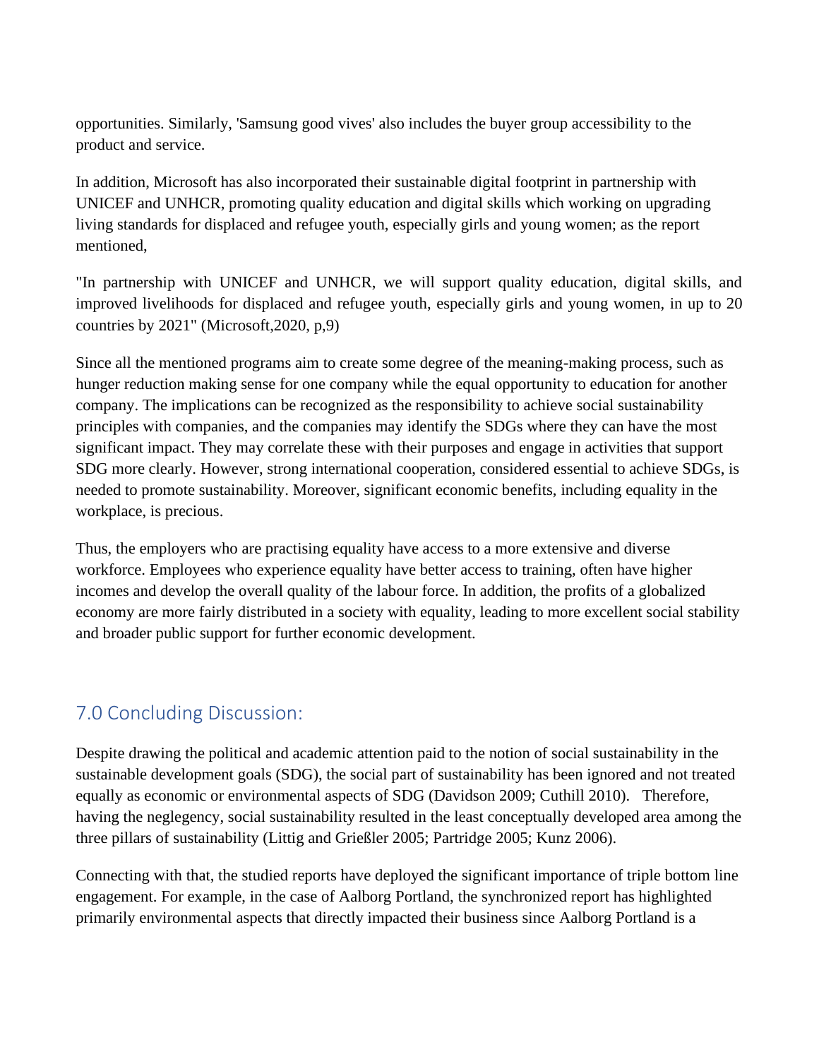opportunities. Similarly, 'Samsung good vives' also includes the buyer group accessibility to the product and service.

In addition, Microsoft has also incorporated their sustainable digital footprint in partnership with UNICEF and UNHCR, promoting quality education and digital skills which working on upgrading living standards for displaced and refugee youth, especially girls and young women; as the report mentioned,

"In partnership with UNICEF and UNHCR, we will support quality education, digital skills, and improved livelihoods for displaced and refugee youth, especially girls and young women, in up to 20 countries by 2021" (Microsoft,2020, p,9)

Since all the mentioned programs aim to create some degree of the meaning-making process, such as hunger reduction making sense for one company while the equal opportunity to education for another company. The implications can be recognized as the responsibility to achieve social sustainability principles with companies, and the companies may identify the SDGs where they can have the most significant impact. They may correlate these with their purposes and engage in activities that support SDG more clearly. However, strong international cooperation, considered essential to achieve SDGs, is needed to promote sustainability. Moreover, significant economic benefits, including equality in the workplace, is precious.

Thus, the employers who are practising equality have access to a more extensive and diverse workforce. Employees who experience equality have better access to training, often have higher incomes and develop the overall quality of the labour force. In addition, the profits of a globalized economy are more fairly distributed in a society with equality, leading to more excellent social stability and broader public support for further economic development.

## 7.0 Concluding Discussion:

Despite drawing the political and academic attention paid to the notion of social sustainability in the sustainable development goals (SDG), the social part of sustainability has been ignored and not treated equally as economic or environmental aspects of SDG (Davidson 2009; Cuthill 2010). Therefore, having the neglegency, social sustainability resulted in the least conceptually developed area among the three pillars of sustainability (Littig and Grießler 2005; Partridge 2005; Kunz 2006).

Connecting with that, the studied reports have deployed the significant importance of triple bottom line engagement. For example, in the case of Aalborg Portland, the synchronized report has highlighted primarily environmental aspects that directly impacted their business since Aalborg Portland is a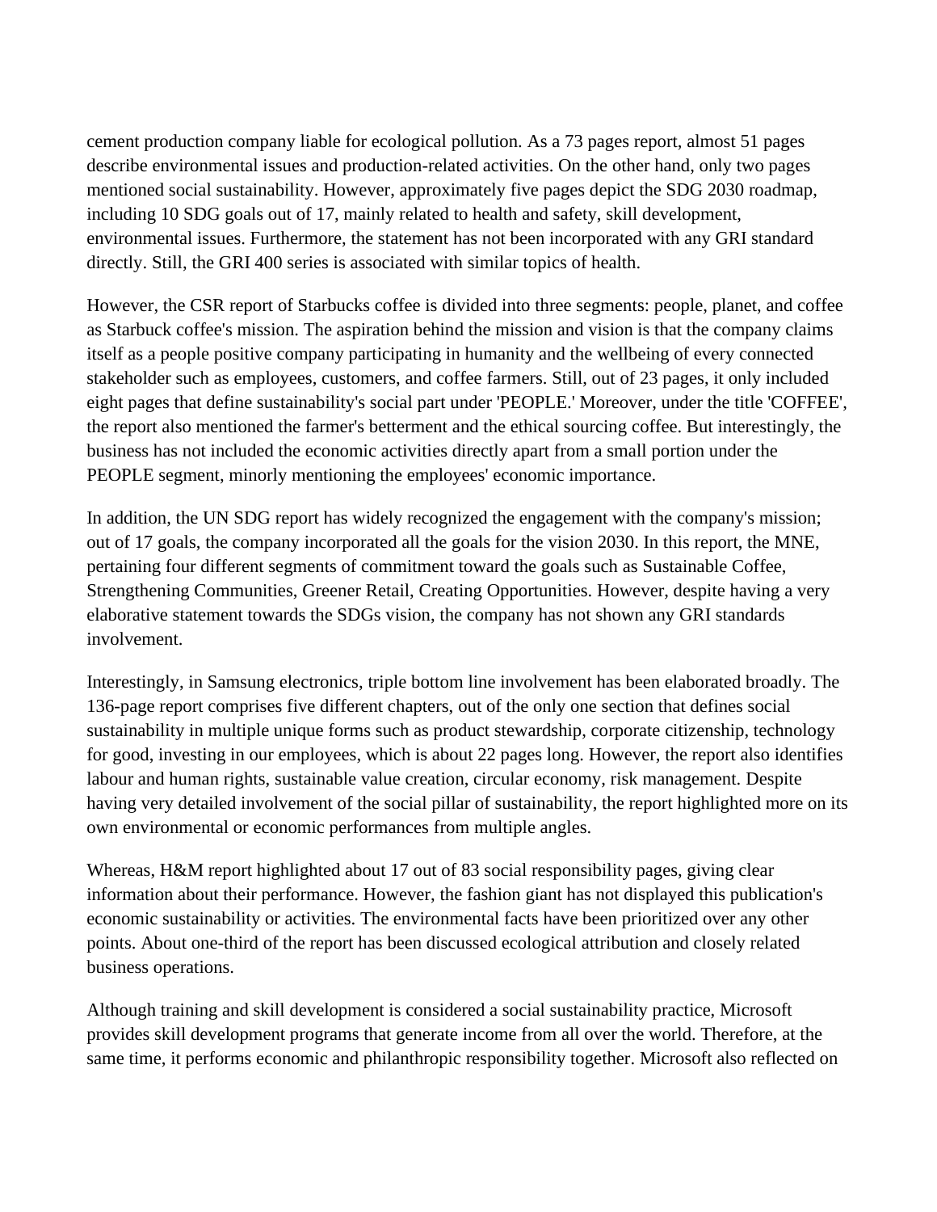cement production company liable for ecological pollution. As a 73 pages report, almost 51 pages describe environmental issues and production-related activities. On the other hand, only two pages mentioned social sustainability. However, approximately five pages depict the SDG 2030 roadmap, including 10 SDG goals out of 17, mainly related to health and safety, skill development, environmental issues. Furthermore, the statement has not been incorporated with any GRI standard directly. Still, the GRI 400 series is associated with similar topics of health.

However, the CSR report of Starbucks coffee is divided into three segments: people, planet, and coffee as Starbuck coffee's mission. The aspiration behind the mission and vision is that the company claims itself as a people positive company participating in humanity and the wellbeing of every connected stakeholder such as employees, customers, and coffee farmers. Still, out of 23 pages, it only included eight pages that define sustainability's social part under 'PEOPLE.' Moreover, under the title 'COFFEE', the report also mentioned the farmer's betterment and the ethical sourcing coffee. But interestingly, the business has not included the economic activities directly apart from a small portion under the PEOPLE segment, minorly mentioning the employees' economic importance.

In addition, the UN SDG report has widely recognized the engagement with the company's mission; out of 17 goals, the company incorporated all the goals for the vision 2030. In this report, the MNE, pertaining four different segments of commitment toward the goals such as Sustainable Coffee, Strengthening Communities, Greener Retail, Creating Opportunities. However, despite having a very elaborative statement towards the SDGs vision, the company has not shown any GRI standards involvement.

Interestingly, in Samsung electronics, triple bottom line involvement has been elaborated broadly. The 136-page report comprises five different chapters, out of the only one section that defines social sustainability in multiple unique forms such as product stewardship, corporate citizenship, technology for good, investing in our employees, which is about 22 pages long. However, the report also identifies labour and human rights, sustainable value creation, circular economy, risk management. Despite having very detailed involvement of the social pillar of sustainability, the report highlighted more on its own environmental or economic performances from multiple angles.

Whereas, H&M report highlighted about 17 out of 83 social responsibility pages, giving clear information about their performance. However, the fashion giant has not displayed this publication's economic sustainability or activities. The environmental facts have been prioritized over any other points. About one-third of the report has been discussed ecological attribution and closely related business operations.

Although training and skill development is considered a social sustainability practice, Microsoft provides skill development programs that generate income from all over the world. Therefore, at the same time, it performs economic and philanthropic responsibility together. Microsoft also reflected on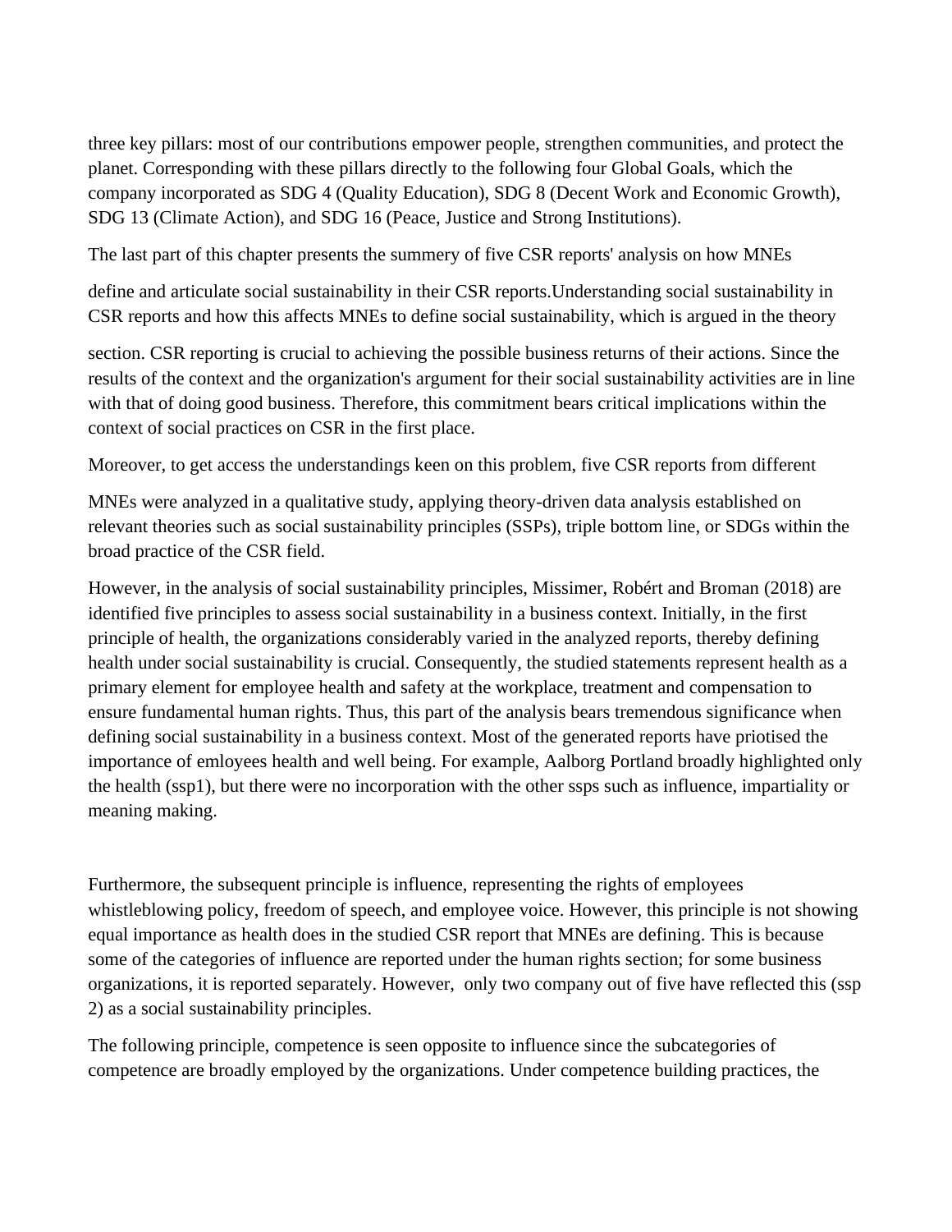three key pillars: most of our contributions empower people, strengthen communities, and protect the planet. Corresponding with these pillars directly to the following four Global Goals, which the company incorporated as SDG 4 (Quality Education), SDG 8 (Decent Work and Economic Growth), SDG 13 (Climate Action), and SDG 16 (Peace, Justice and Strong Institutions).

The last part of this chapter presents the summery of five CSR reports' analysis on how MNEs define and articulate social sustainability in their CSR reports.Understanding social sustainability in CSR reports and how this affects MNEs to define social sustainability, which is argued in the theory section. CSR reporting is crucial to achieving the possible business returns of their actions. Since the results of the context and the organization's argument for their social sustainability activities are in line with that of doing good business. Therefore, this commitment bears critical implications within the context of social practices on CSR in the first place.

Moreover, to get access the understandings keen on this problem, five CSR reports from different MNEs were analyzed in a qualitative study, applying theory-driven data analysis established on relevant theories such as social sustainability principles (SSPs), triple bottom line, or SDGs within the broad practice of the CSR field.

However, in the analysis of social sustainability principles, Missimer, Robért and Broman (2018) are identified five principles to assess social sustainability in a business context. Initially, in the first principle of health, the organizations considerably varied in the analyzed reports, thereby defining health under social sustainability is crucial. Consequently, the studied statements represent health as a primary element for employee health and safety at the workplace, treatment and compensation to ensure fundamental human rights. Thus, this part of the analysis bears tremendous significance when defining social sustainability in a business context. Most of the generated reports have priotised the importance of emloyees health and well being. For example, Aalborg Portland broadly highlighted only the health (ssp1), but there were no incorporation with the other ssps such as influence, impartiality or meaning making.

Furthermore, the subsequent principle is influence, representing the rights of employees whistleblowing policy, freedom of speech, and employee voice. However, this principle is not showing equal importance as health does in the studied CSR report that MNEs are defining. This is because some of the categories of influence are reported under the human rights section; for some business organizations, it is reported separately. However, only two company out of five have reflected this (ssp 2) as a social sustainability principles.

The following principle, competence is seen opposite to influence since the subcategories of competence are broadly employed by the organizations. Under competence building practices, the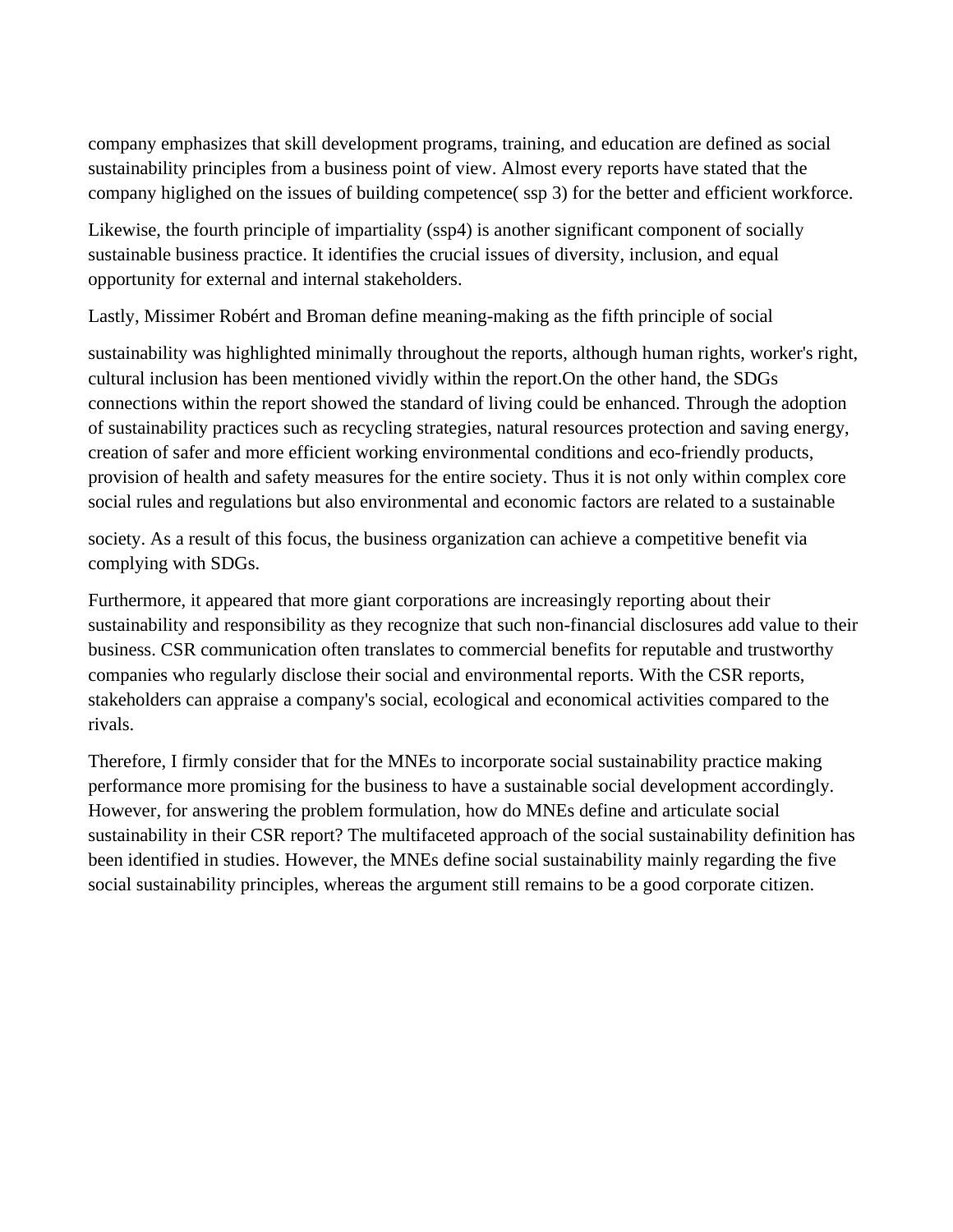company emphasizes that skill development programs, training, and education are defined as social sustainability principles from a business point of view. Almost every reports have stated that the company higlighed on the issues of building competence( ssp 3) for the better and efficient workforce.

Likewise, the fourth principle of impartiality (ssp4) is another significant component of socially sustainable business practice. It identifies the crucial issues of diversity, inclusion, and equal opportunity for external and internal stakeholders.

Lastly, Missimer Robért and Broman define meaning-making as the fifth principle of social

sustainability was highlighted minimally throughout the reports, although human rights, worker's right, cultural inclusion has been mentioned vividly within the report.On the other hand, the SDGs connections within the report showed the standard of living could be enhanced. Through the adoption of sustainability practices such as recycling strategies, natural resources protection and saving energy, creation of safer and more efficient working environmental conditions and eco-friendly products, provision of health and safety measures for the entire society. Thus it is not only within complex core social rules and regulations but also environmental and economic factors are related to a sustainable

society. As a result of this focus, the business organization can achieve a competitive benefit via complying with SDGs.

Furthermore, it appeared that more giant corporations are increasingly reporting about their sustainability and responsibility as they recognize that such non-financial disclosures add value to their business. CSR communication often translates to commercial benefits for reputable and trustworthy companies who regularly disclose their social and environmental reports. With the CSR reports, stakeholders can appraise a company's social, ecological and economical activities compared to the rivals.

Therefore, I firmly consider that for the MNEs to incorporate social sustainability practice making performance more promising for the business to have a sustainable social development accordingly. However, for answering the problem formulation, how do MNEs define and articulate social sustainability in their CSR report? The multifaceted approach of the social sustainability definition has been identified in studies. However, the MNEs define social sustainability mainly regarding the five social sustainability principles, whereas the argument still remains to be a good corporate citizen.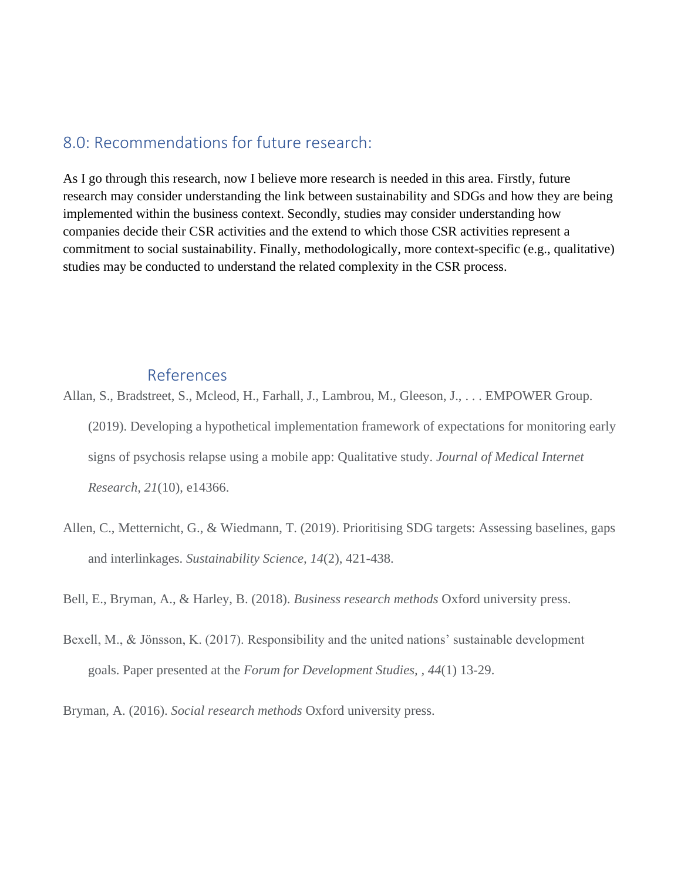## 8.0: Recommendations for future research:

As I go through this research, now I believe more research is needed in this area. Firstly, future research may consider understanding the link between sustainability and SDGs and how they are being implemented within the business context. Secondly, studies may consider understanding how companies decide their CSR activities and the extend to which those CSR activities represent a commitment to social sustainability. Finally, methodologically, more context-specific (e.g., qualitative) studies may be conducted to understand the related complexity in the CSR process.

## References

Allan, S., Bradstreet, S., Mcleod, H., Farhall, J., Lambrou, M., Gleeson, J., . . . EMPOWER Group. (2019). Developing a hypothetical implementation framework of expectations for monitoring early signs of psychosis relapse using a mobile app: Qualitative study. *Journal of Medical Internet Research, 21*(10), e14366.

Allen, C., Metternicht, G., & Wiedmann, T. (2019). Prioritising SDG targets: Assessing baselines, gaps and interlinkages. *Sustainability Science, 14*(2), 421-438.

Bell, E., Bryman, A., & Harley, B. (2018). *Business research methods* Oxford university press.

Bexell, M., & Jönsson, K. (2017). Responsibility and the united nations' sustainable development goals. Paper presented at the *Forum for Development Studies, , 44*(1) 13-29.

Bryman, A. (2016). *Social research methods* Oxford university press.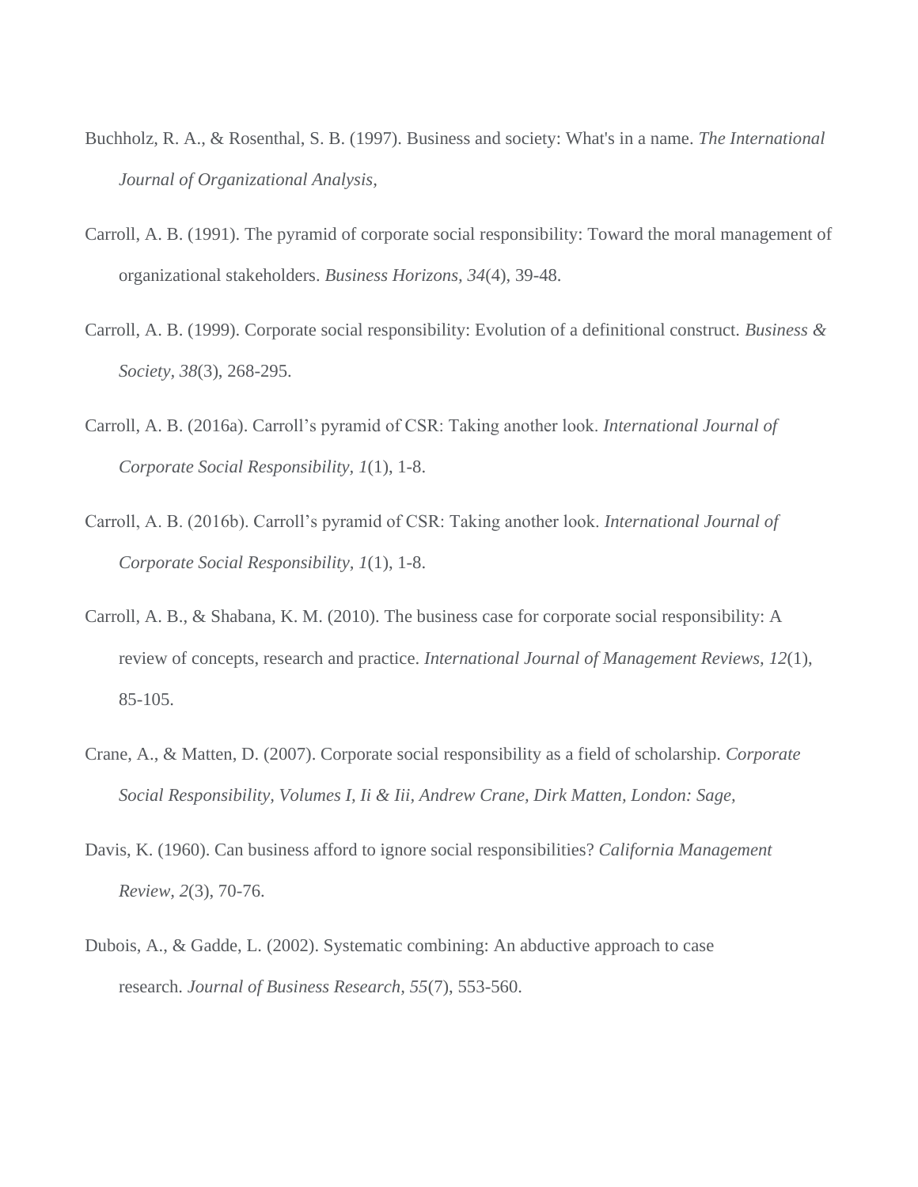Buchholz, R. A., & Rosenthal, S. B. (1997). Business and society: What's in a name. *The International Journal of Organizational Analysis,*

Carroll, A. B. (1991). The pyramid of corporate social responsibility: Toward the moral management of organizational stakeholders. *Business Horizons, 34*(4), 39-48.

Carroll, A. B. (1999). Corporate social responsibility: Evolution of a definitional construct. *Business & Society, 38*(3), 268-295.

Carroll, A. B. (2016a). Carroll's pyramid of CSR: Taking another look. *International Journal of Corporate Social Responsibility, 1*(1), 1-8.

Carroll, A. B. (2016b). Carroll's pyramid of CSR: Taking another look. *International Journal of Corporate Social Responsibility, 1*(1), 1-8.

Carroll, A. B., & Shabana, K. M. (2010). The business case for corporate social responsibility: A review of concepts, research and practice. *International Journal of Management Reviews, 12*(1), 85-105.

Crane, A., & Matten, D. (2007). Corporate social responsibility as a field of scholarship. *Corporate Social Responsibility, Volumes I, Ii & Iii, Andrew Crane, Dirk Matten, London: Sage,*

Davis, K. (1960). Can business afford to ignore social responsibilities? *California Management Review, 2*(3), 70-76.

Dubois, A., & Gadde, L. (2002). Systematic combining: An abductive approach to case research. *Journal of Business Research, 55*(7), 553-560.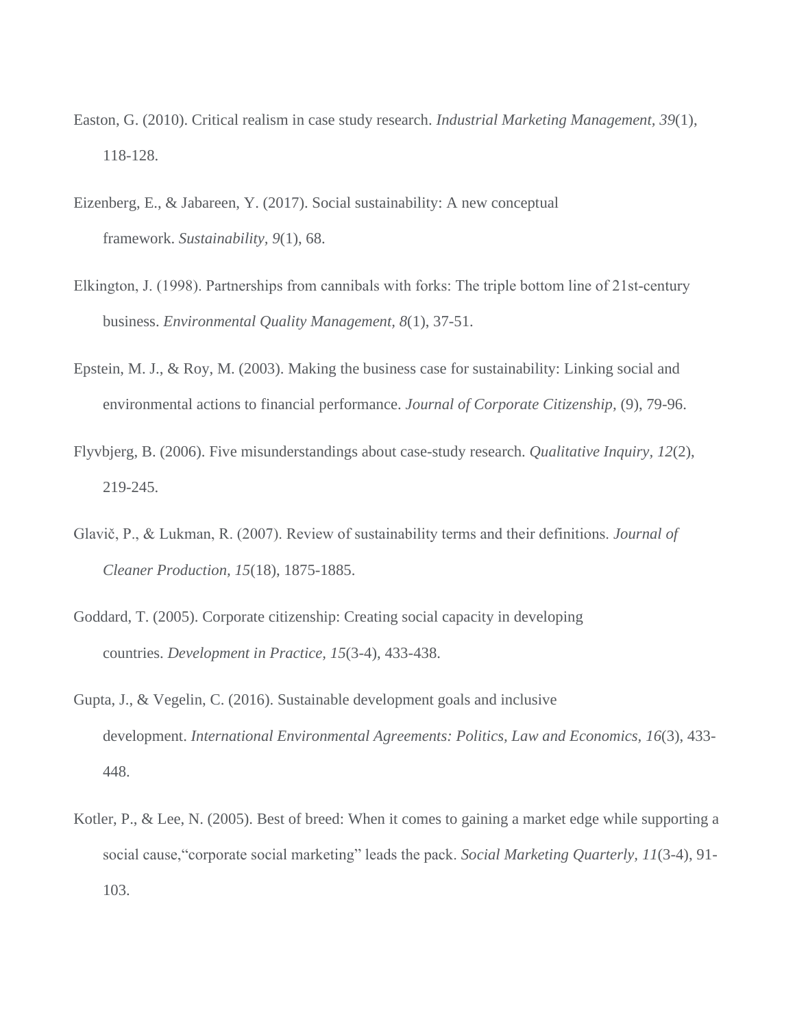Easton, G. (2010). Critical realism in case study research. *Industrial Marketing Management, 39*(1), 118-128.

Eizenberg, E., & Jabareen, Y. (2017). Social sustainability: A new conceptual framework. *Sustainability, 9*(1), 68.

Elkington, J. (1998). Partnerships from cannibals with forks: The triple bottom line of 21st-century business. *Environmental Quality Management, 8*(1), 37-51.

Epstein, M. J., & Roy, M. (2003). Making the business case for sustainability: Linking social and environmental actions to financial performance. *Journal of Corporate Citizenship,* (9), 79-96.

Flyvbjerg, B. (2006). Five misunderstandings about case-study research. *Qualitative Inquiry, 12*(2), 219-245.

Glavič, P., & Lukman, R. (2007). Review of sustainability terms and their definitions. *Journal of Cleaner Production*, *15*(18), 1875-1885.

Goddard, T. (2005). Corporate citizenship: Creating social capacity in developing countries. *Development in Practice, 15*(3-4), 433-438.

Gupta, J., & Vegelin, C. (2016). Sustainable development goals and inclusive development. *International Environmental Agreements: Politics, Law and Economics, 16*(3), 433-448.

Kotler, P., & Lee, N. (2005). Best of breed: When it comes to gaining a market edge while supporting a social cause,"corporate social marketing" leads the pack. *Social Marketing Quarterly, 11*(3-4), 91-103.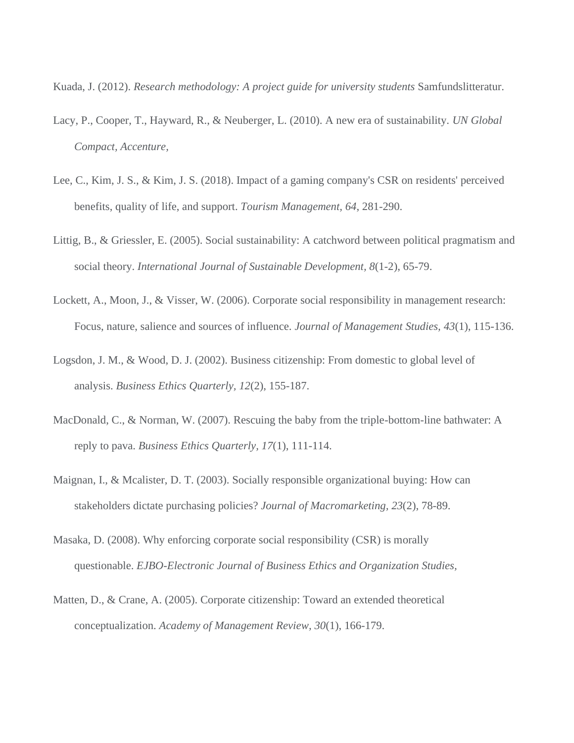Kuada, J. (2012). *Research methodology: A project guide for university students* Samfundslitteratur.

Lacy, P., Cooper, T., Hayward, R., & Neuberger, L. (2010). A new era of sustainability. *UN Global Compact, Accenture*,

Lee, C., Kim, J. S., & Kim, J. S. (2018). Impact of a gaming company's CSR on residents' perceived benefits, quality of life, and support. *Tourism Management, 64*, 281-290.

Littig, B., & Griessler, E. (2005). Social sustainability: A catchword between political pragmatism and social theory. *International Journal of Sustainable Development, 8*(1-2), 65-79.

Lockett, A., Moon, J., & Visser, W. (2006). Corporate social responsibility in management research: Focus, nature, salience and sources of influence. *Journal of Management Studies, 43*(1), 115-136.

Logsdon, J. M., & Wood, D. J. (2002). Business citizenship: From domestic to global level of analysis. *Business Ethics Quarterly, 12*(2), 155-187.

MacDonald, C., & Norman, W. (2007). Rescuing the baby from the triple-bottom-line bathwater: A reply to pava. *Business Ethics Quarterly, 17*(1), 111-114.

Maignan, I., & Mcalister, D. T. (2003). Socially responsible organizational buying: How can stakeholders dictate purchasing policies? *Journal of Macromarketing, 23*(2), 78-89.

Masaka, D. (2008). Why enforcing corporate social responsibility (CSR) is morally questionable. *EJBO-Electronic Journal of Business Ethics and Organization Studies*,

Matten, D., & Crane, A. (2005). Corporate citizenship: Toward an extended theoretical conceptualization. *Academy of Management Review, 30*(1), 166-179.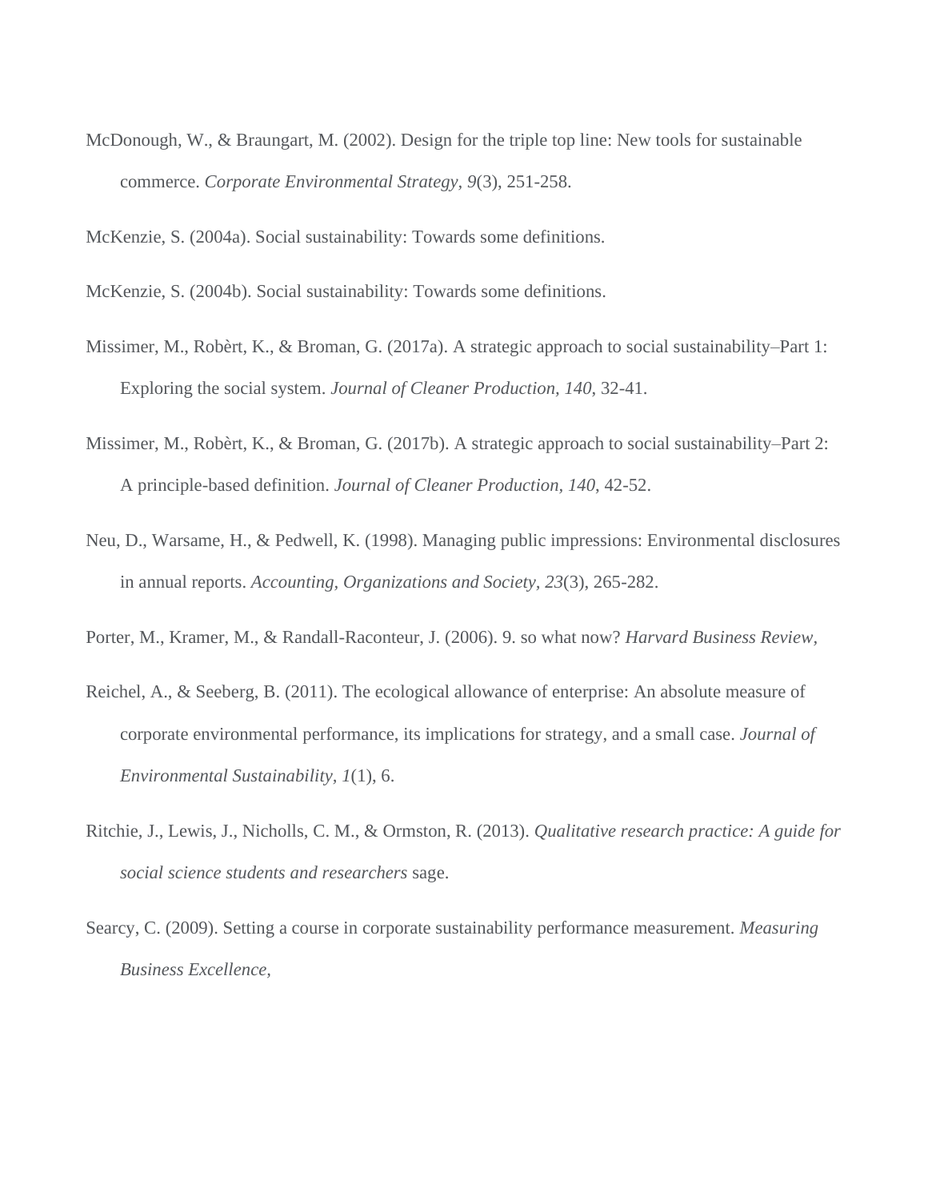McDonough, W., & Braungart, M. (2002). Design for the triple top line: New tools for sustainable commerce. *Corporate Environmental Strategy, 9*(3), 251-258.

McKenzie, S. (2004a). Social sustainability: Towards some definitions.

McKenzie, S. (2004b). Social sustainability: Towards some definitions.

Missimer, M., Robèrt, K., & Broman, G. (2017a). A strategic approach to social sustainability–Part 1: Exploring the social system. *Journal of Cleaner Production, 140*, 32-41.

Missimer, M., Robèrt, K., & Broman, G. (2017b). A strategic approach to social sustainability–Part 2: A principle-based definition. *Journal of Cleaner Production, 140*, 42-52.

Neu, D., Warsame, H., & Pedwell, K. (1998). Managing public impressions: Environmental disclosures in annual reports. *Accounting, Organizations and Society, 23*(3), 265-282.

Porter, M., Kramer, M., & Randall-Raconteur, J. (2006). 9. so what now? *Harvard Business Review,*

Reichel, A., & Seeberg, B. (2011). The ecological allowance of enterprise: An absolute measure of corporate environmental performance, its implications for strategy, and a small case. *Journal of Environmental Sustainability, 1*(1), 6.

Ritchie, J., Lewis, J., Nicholls, C. M., & Ormston, R. (2013). *Qualitative research practice: A guide for social science students and researchers* sage.

Searcy, C. (2009). Setting a course in corporate sustainability performance measurement. *Measuring Business Excellence,*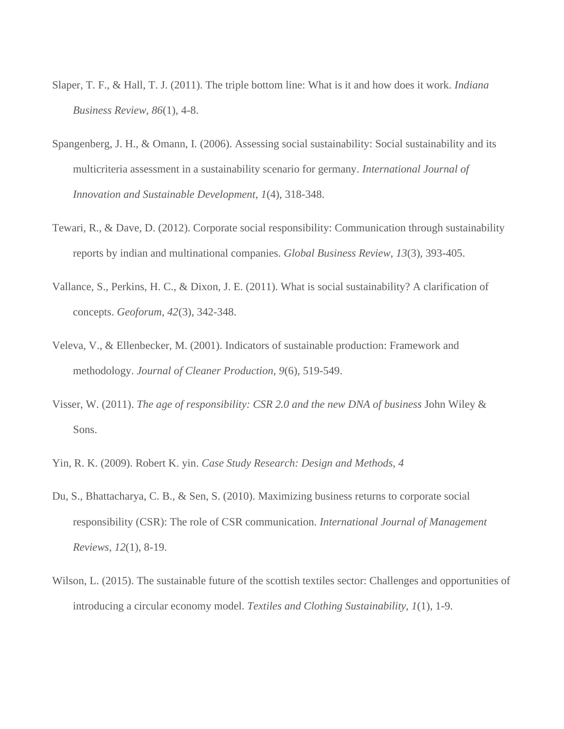Slaper, T. F., & Hall, T. J. (2011). The triple bottom line: What is it and how does it work. *Indiana Business Review, 86*(1), 4-8.

Spangenberg, J. H., & Omann, I. (2006). Assessing social sustainability: Social sustainability and its multicriteria assessment in a sustainability scenario for germany. *International Journal of Innovation and Sustainable Development, 1*(4), 318-348.

Tewari, R., & Dave, D. (2012). Corporate social responsibility: Communication through sustainability reports by indian and multinational companies. *Global Business Review, 13*(3), 393-405.

Vallance, S., Perkins, H. C., & Dixon, J. E. (2011). What is social sustainability? A clarification of concepts. *Geoforum, 42*(3), 342-348.

Veleva, V., & Ellenbecker, M. (2001). Indicators of sustainable production: Framework and methodology. *Journal of Cleaner Production, 9*(6), 519-549.

Visser, W. (2011). *The age of responsibility: CSR 2.0 and the new DNA of business* John Wiley & Sons.

Yin, R. K. (2009). Robert K. yin. *Case Study Research: Design and Methods, 4*

Du, S., Bhattacharya, C. B., & Sen, S. (2010). Maximizing business returns to corporate social responsibility (CSR): The role of CSR communication. *International Journal of Management Reviews, 12*(1), 8-19.

Wilson, L. (2015). The sustainable future of the scottish textiles sector: Challenges and opportunities of introducing a circular economy model. *Textiles and Clothing Sustainability, 1*(1), 1-9.